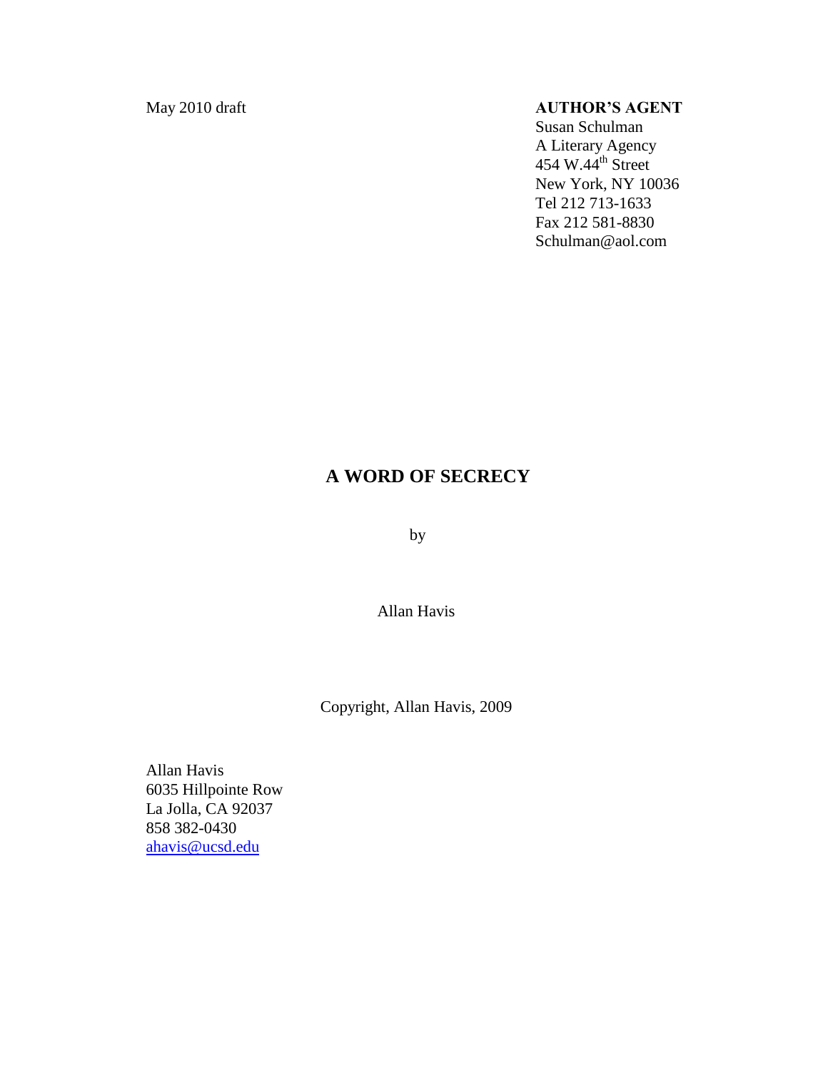May 2010 draft

**AUTHOR'S AGENT**
Susan Schulman
A Literary Agency
454 W.44th Street
New York, NY 10036
Tel 212 713-1633
Fax 212 581-8830
Schulman@aol.com

# A WORD OF SECRECY

by

Allan Havis

Copyright, Allan Havis, 2009

Allan Havis
6035 Hillpointe Row
La Jolla, CA 92037
858 382-0430
ahavis@ucsd.edu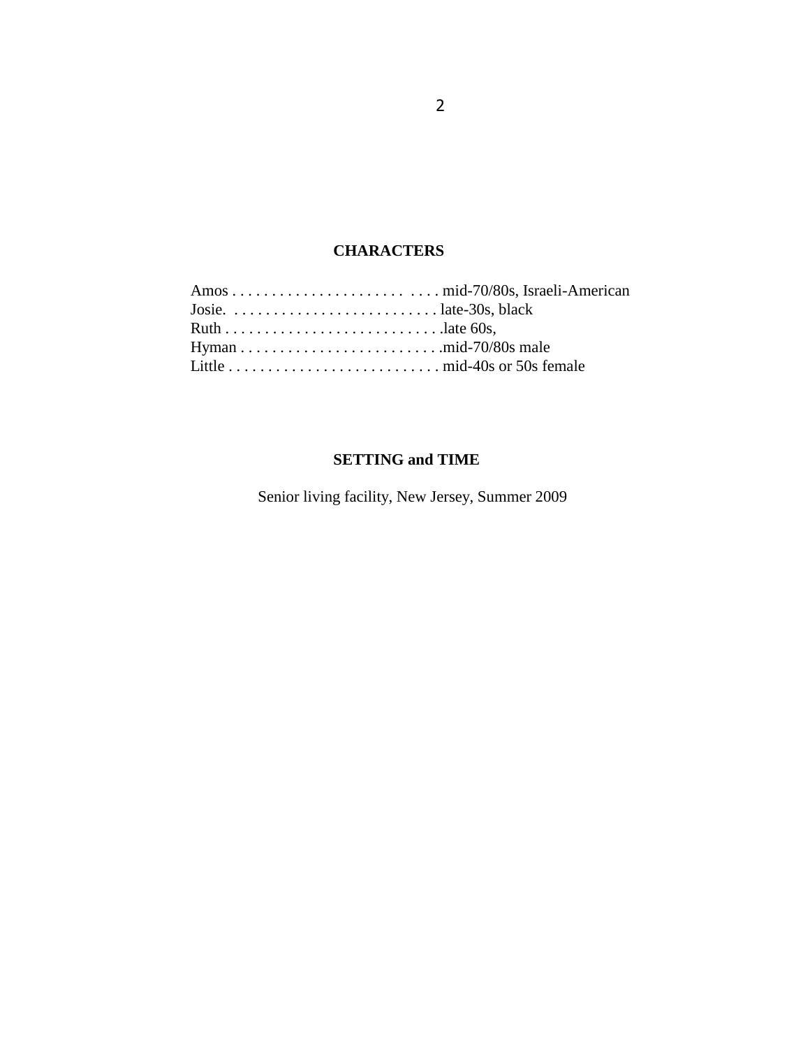## CHARACTERS

Amos . . . . . . . . . . . . . . . . . . . . . . . . . . . mid-70/80s, Israeli-American
Josie. . . . . . . . . . . . . . . . . . . . . . . . . . . late-30s, black
Ruth . . . . . . . . . . . . . . . . . . . . . . . . . . . .late 60s,
Hyman . . . . . . . . . . . . . . . . . . . . . . . . . .mid-70/80s male
Little . . . . . . . . . . . . . . . . . . . . . . . . . . . mid-40s or 50s female

## SETTING and TIME

Senior living facility, New Jersey, Summer 2009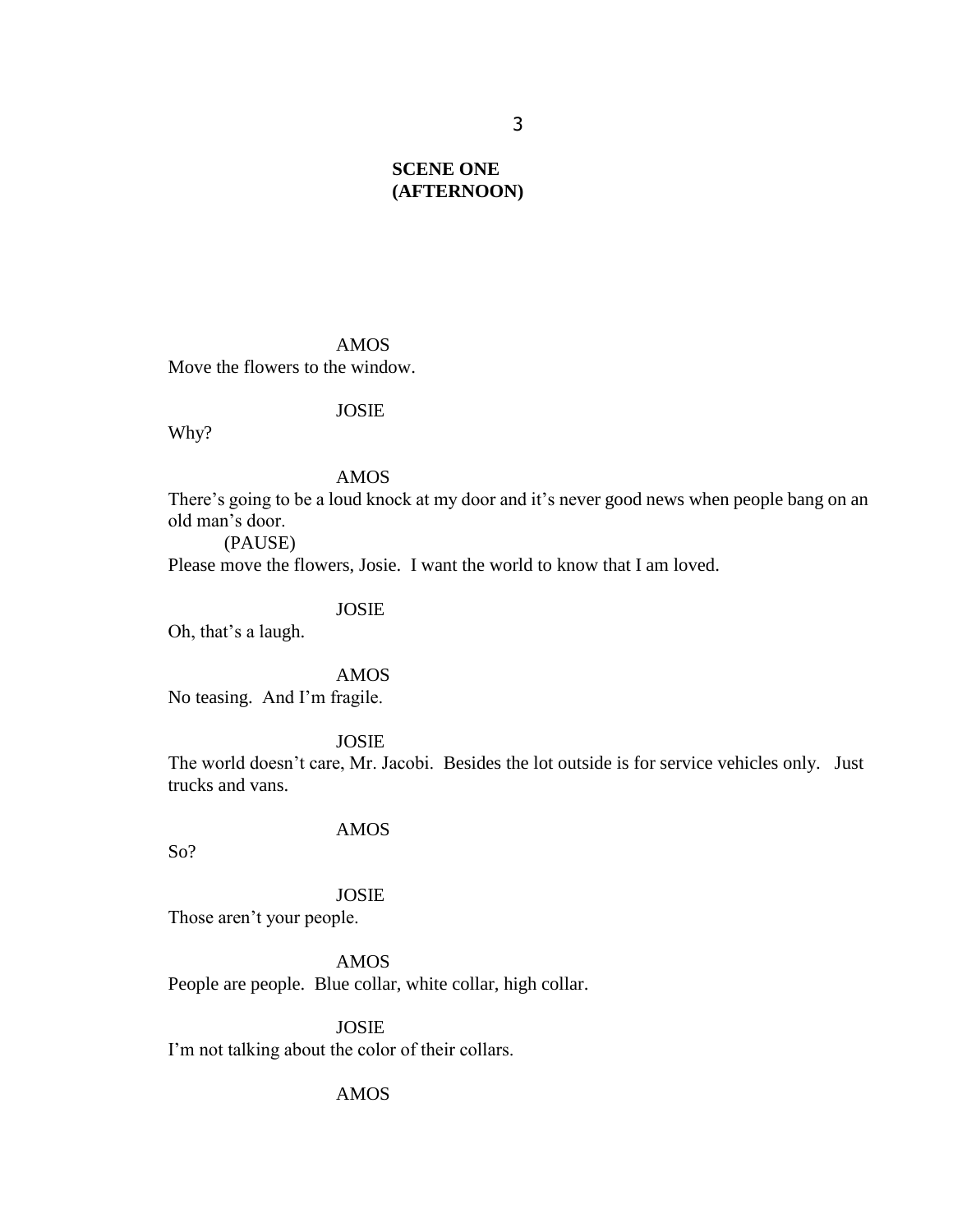**SCENE ONE**
**(AFTERNOON)**

AMOS

Move the flowers to the window.

JOSIE

Why?

AMOS

There's going to be a loud knock at my door and it's never good news when people bang on an old man's door.

(PAUSE)

Please move the flowers, Josie. I want the world to know that I am loved.

JOSIE

Oh, that's a laugh.

AMOS

No teasing. And I'm fragile.

JOSIE

The world doesn't care, Mr. Jacobi. Besides the lot outside is for service vehicles only. Just trucks and vans.

AMOS

So?

JOSIE

Those aren't your people.

AMOS

People are people. Blue collar, white collar, high collar.

JOSIE

I'm not talking about the color of their collars.

AMOS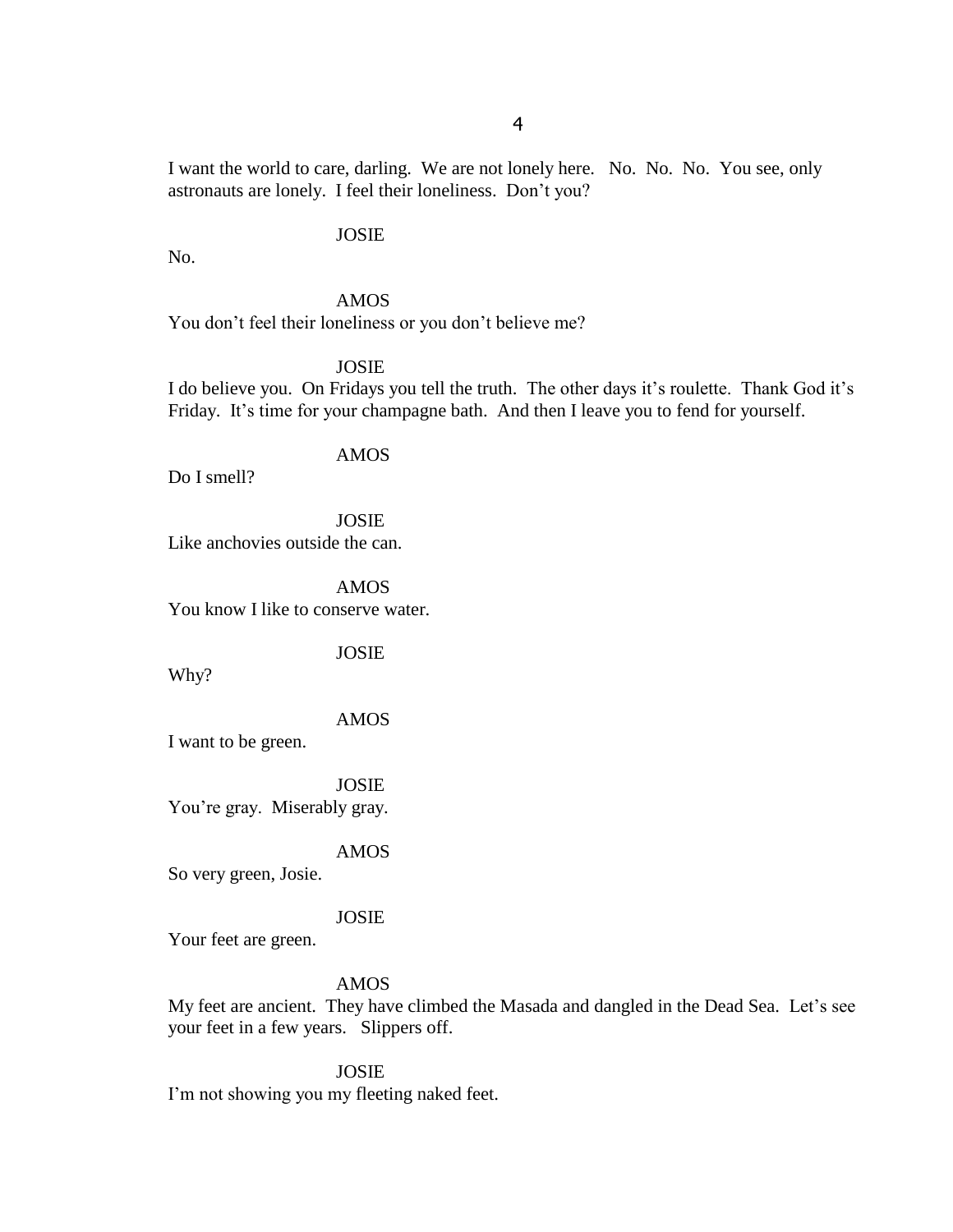I want the world to care, darling. We are not lonely here. No. No. No. You see, only astronauts are lonely. I feel their loneliness. Don't you?

JOSIE

No.

AMOS

You don't feel their loneliness or you don't believe me?

JOSIE

I do believe you. On Fridays you tell the truth. The other days it's roulette. Thank God it's Friday. It's time for your champagne bath. And then I leave you to fend for yourself.

AMOS

Do I smell?

JOSIE

Like anchovies outside the can.

AMOS

You know I like to conserve water.

JOSIE

Why?

AMOS

I want to be green.

JOSIE

You're gray. Miserably gray.

AMOS

So very green, Josie.

JOSIE

Your feet are green.

AMOS

My feet are ancient. They have climbed the Masada and dangled in the Dead Sea. Let's see your feet in a few years. Slippers off.

JOSIE

I'm not showing you my fleeting naked feet.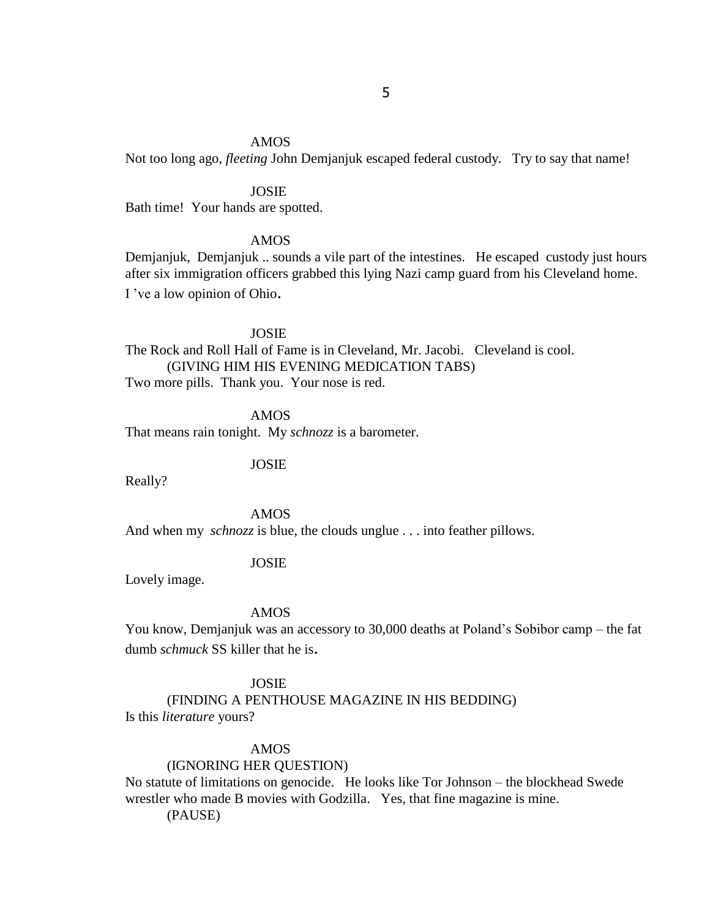AMOS

Not too long ago, *fleeting* John Demjanjuk escaped federal custody. Try to say that name!

JOSIE

Bath time! Your hands are spotted.

AMOS

Demjanjuk, Demjanjuk .. sounds a vile part of the intestines. He escaped custody just hours after six immigration officers grabbed this lying Nazi camp guard from his Cleveland home. I 've a low opinion of Ohio.

JOSIE

The Rock and Roll Hall of Fame is in Cleveland, Mr. Jacobi. Cleveland is cool.

(GIVING HIM HIS EVENING MEDICATION TABS)

Two more pills. Thank you. Your nose is red.

AMOS

That means rain tonight. My *schnozz* is a barometer.

JOSIE

Really?

AMOS

And when my *schnozz* is blue, the clouds unglue . . . into feather pillows.

JOSIE

Lovely image.

AMOS

You know, Demjanjuk was an accessory to 30,000 deaths at Poland's Sobibor camp – the fat dumb *schmuck* SS killer that he is.

JOSIE

(FINDING A PENTHOUSE MAGAZINE IN HIS BEDDING)

Is this *literature* yours?

AMOS

(IGNORING HER QUESTION)

No statute of limitations on genocide. He looks like Tor Johnson – the blockhead Swede wrestler who made B movies with Godzilla. Yes, that fine magazine is mine.

(PAUSE)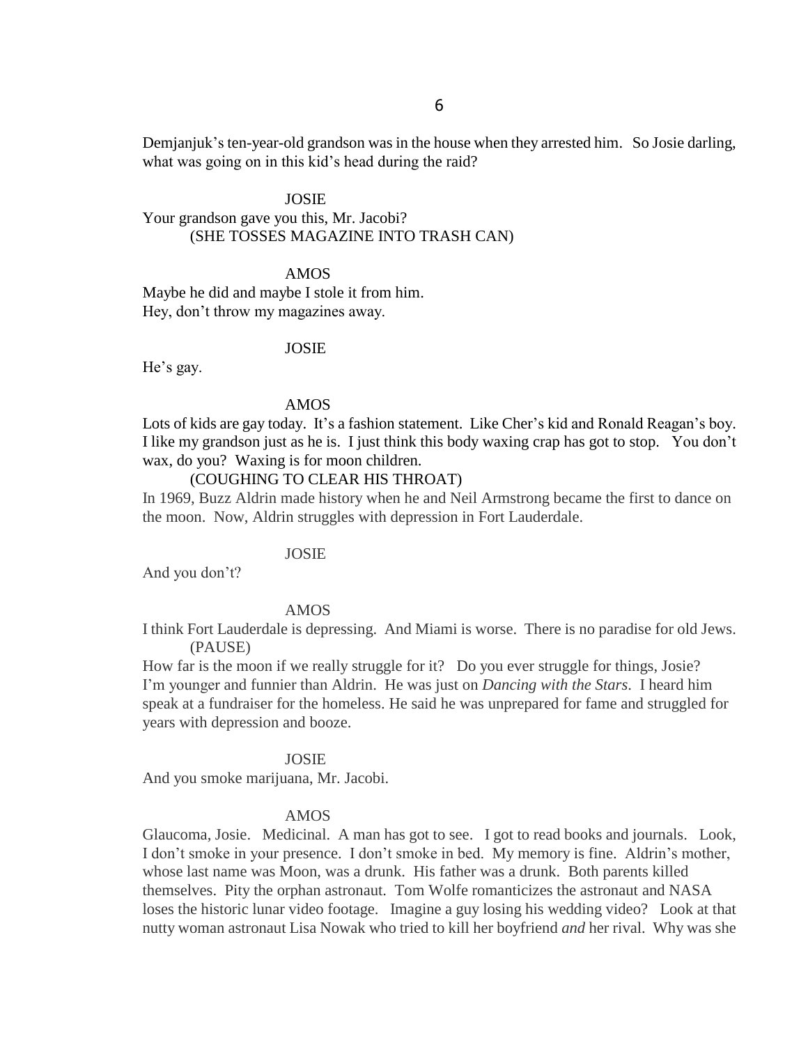Demjanjuk's ten-year-old grandson was in the house when they arrested him. So Josie darling, what was going on in this kid's head during the raid?

JOSIE

Your grandson gave you this, Mr. Jacobi?

(SHE TOSSES MAGAZINE INTO TRASH CAN)

AMOS

Maybe he did and maybe I stole it from him.
Hey, don't throw my magazines away.

JOSIE

He's gay.

AMOS

Lots of kids are gay today. It's a fashion statement. Like Cher's kid and Ronald Reagan's boy. I like my grandson just as he is. I just think this body waxing crap has got to stop. You don't wax, do you? Waxing is for moon children.

(COUGHING TO CLEAR HIS THROAT)

In 1969, Buzz Aldrin made history when he and Neil Armstrong became the first to dance on the moon. Now, Aldrin struggles with depression in Fort Lauderdale.

JOSIE

And you don't?

AMOS

I think Fort Lauderdale is depressing. And Miami is worse. There is no paradise for old Jews.

(PAUSE)

How far is the moon if we really struggle for it? Do you ever struggle for things, Josie? I'm younger and funnier than Aldrin. He was just on *Dancing with the Stars*. I heard him speak at a fundraiser for the homeless. He said he was unprepared for fame and struggled for years with depression and booze.

JOSIE

And you smoke marijuana, Mr. Jacobi.

AMOS

Glaucoma, Josie. Medicinal. A man has got to see. I got to read books and journals. Look, I don't smoke in your presence. I don't smoke in bed. My memory is fine. Aldrin's mother, whose last name was Moon, was a drunk. His father was a drunk. Both parents killed themselves. Pity the orphan astronaut. Tom Wolfe romanticizes the astronaut and NASA loses the historic lunar video footage. Imagine a guy losing his wedding video? Look at that nutty woman astronaut Lisa Nowak who tried to kill her boyfriend *and* her rival. Why was she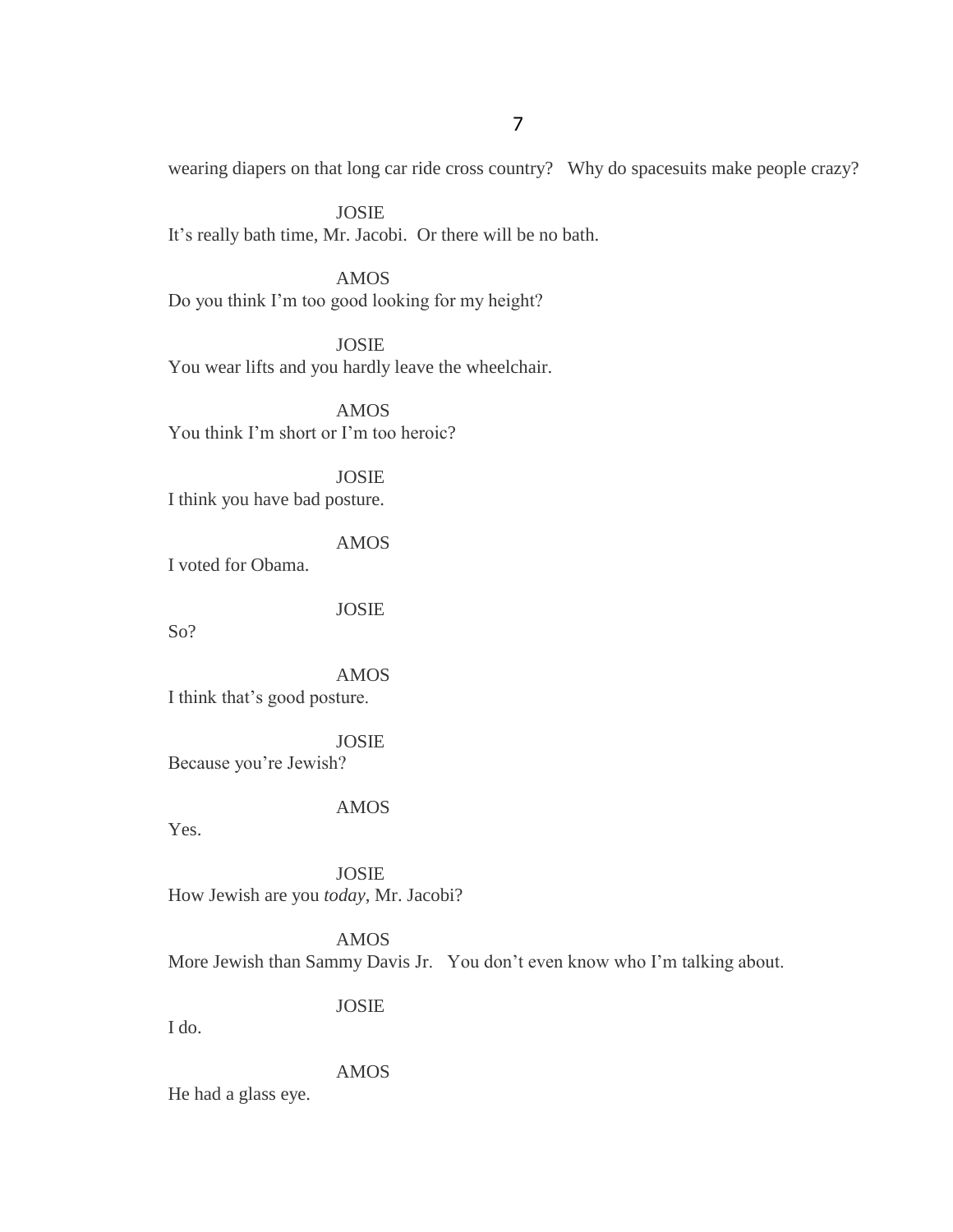wearing diapers on that long car ride cross country? Why do spacesuits make people crazy?

JOSIE
It's really bath time, Mr. Jacobi. Or there will be no bath.

AMOS
Do you think I'm too good looking for my height?

JOSIE
You wear lifts and you hardly leave the wheelchair.

AMOS
You think I'm short or I'm too heroic?

JOSIE
I think you have bad posture.

AMOS
I voted for Obama.

JOSIE
So?

AMOS
I think that's good posture.

JOSIE
Because you're Jewish?

AMOS
Yes.

JOSIE
How Jewish are you *today*, Mr. Jacobi?

AMOS
More Jewish than Sammy Davis Jr. You don't even know who I'm talking about.

JOSIE
I do.

AMOS
He had a glass eye.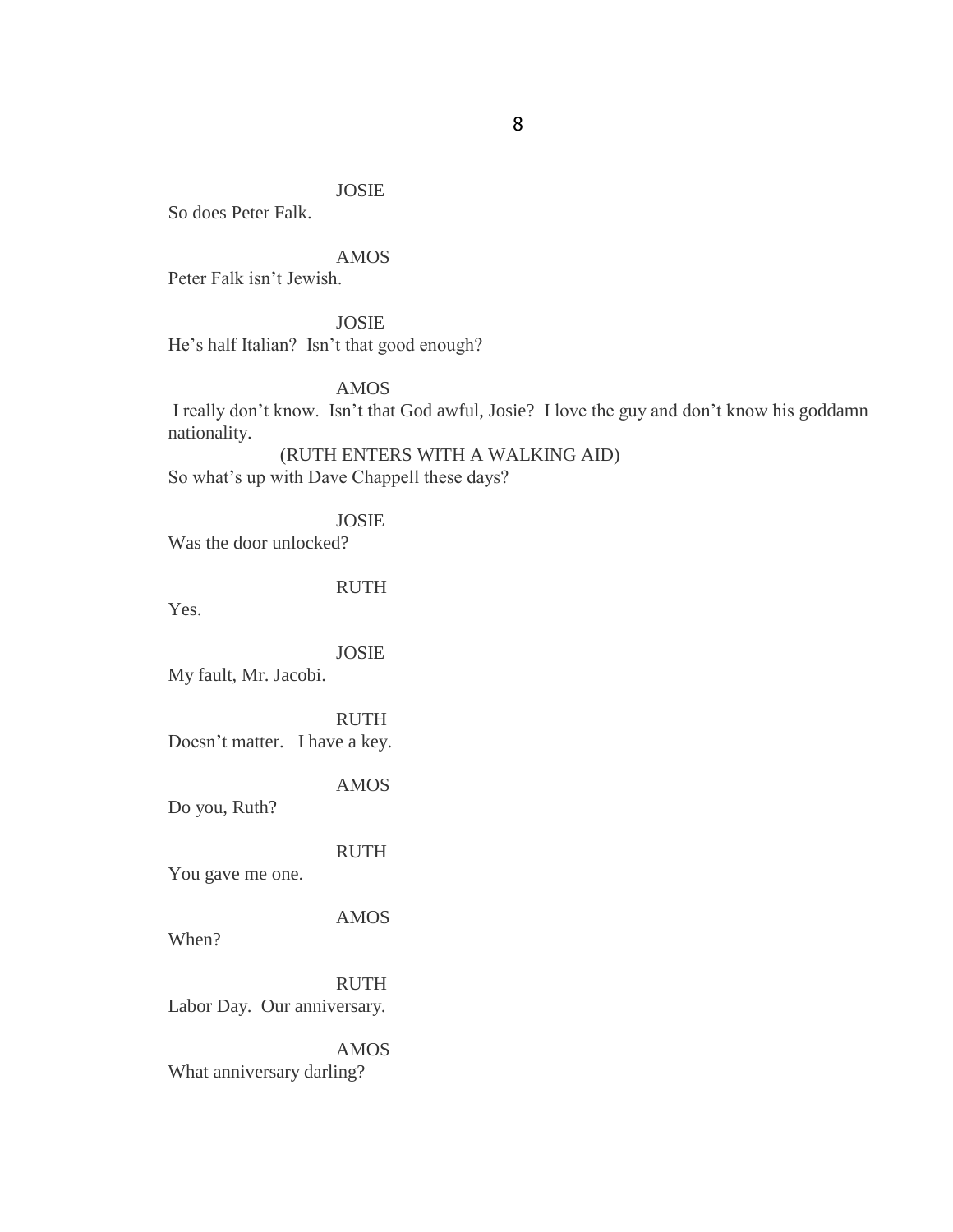JOSIE

So does Peter Falk.

AMOS

Peter Falk isn't Jewish.

JOSIE

He's half Italian? Isn't that good enough?

AMOS

I really don't know. Isn't that God awful, Josie? I love the guy and don't know his goddamn nationality.

(RUTH ENTERS WITH A WALKING AID)

So what's up with Dave Chappell these days?

JOSIE

Was the door unlocked?

RUTH

Yes.

JOSIE

My fault, Mr. Jacobi.

RUTH

Doesn't matter. I have a key.

AMOS

Do you, Ruth?

RUTH

You gave me one.

AMOS

When?

RUTH

Labor Day. Our anniversary.

AMOS

What anniversary darling?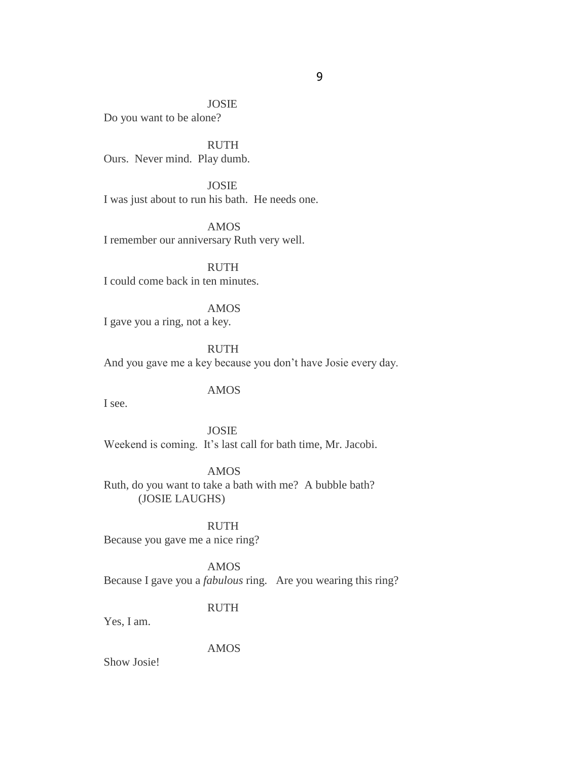JOSIE

Do you want to be alone?

RUTH

Ours. Never mind. Play dumb.

JOSIE

I was just about to run his bath. He needs one.

AMOS

I remember our anniversary Ruth very well.

RUTH

I could come back in ten minutes.

AMOS

I gave you a ring, not a key.

RUTH

And you gave me a key because you don't have Josie every day.

AMOS

I see.

JOSIE

Weekend is coming. It's last call for bath time, Mr. Jacobi.

AMOS

Ruth, do you want to take a bath with me? A bubble bath?
(JOSIE LAUGHS)

RUTH

Because you gave me a nice ring?

AMOS

Because I gave you a *fabulous* ring. Are you wearing this ring?

RUTH

Yes, I am.

AMOS

Show Josie!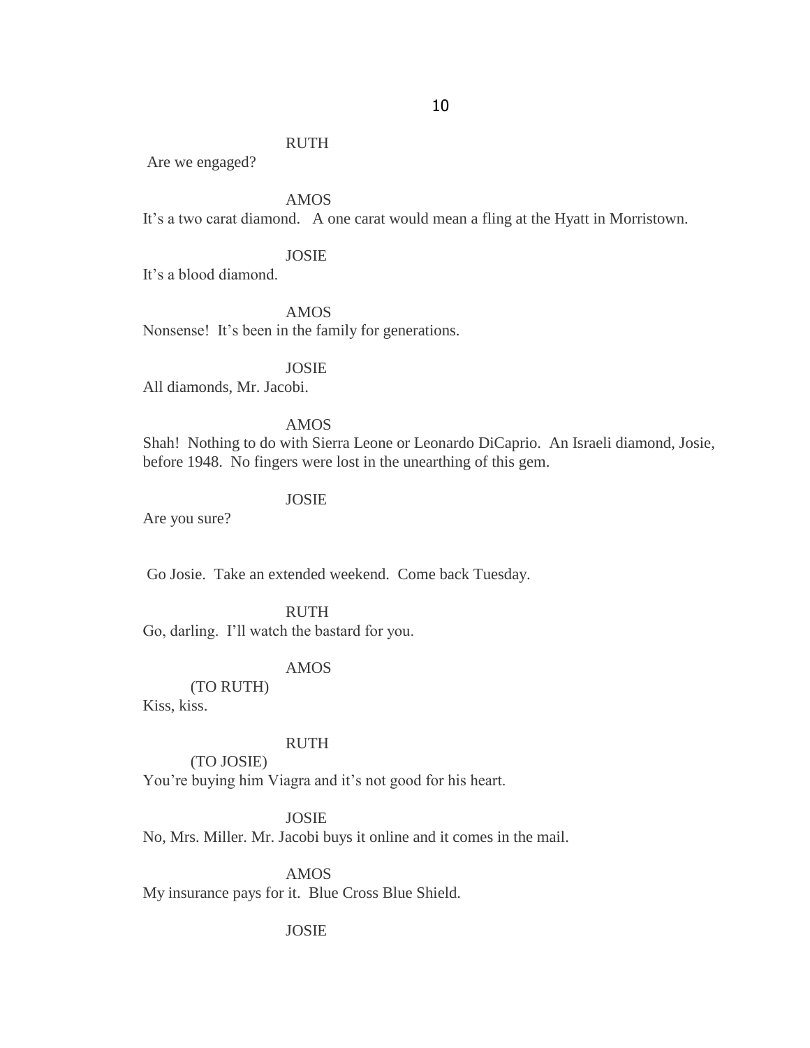RUTH

Are we engaged?

AMOS

It's a two carat diamond. A one carat would mean a fling at the Hyatt in Morristown.

JOSIE

It's a blood diamond.

AMOS

Nonsense! It's been in the family for generations.

JOSIE

All diamonds, Mr. Jacobi.

AMOS

Shah! Nothing to do with Sierra Leone or Leonardo DiCaprio. An Israeli diamond, Josie, before 1948. No fingers were lost in the unearthing of this gem.

JOSIE

Are you sure?

Go Josie. Take an extended weekend. Come back Tuesday.

RUTH

Go, darling. I'll watch the bastard for you.

AMOS

(TO RUTH)

Kiss, kiss.

RUTH

(TO JOSIE)

You're buying him Viagra and it's not good for his heart.

JOSIE

No, Mrs. Miller. Mr. Jacobi buys it online and it comes in the mail.

AMOS

My insurance pays for it. Blue Cross Blue Shield.

JOSIE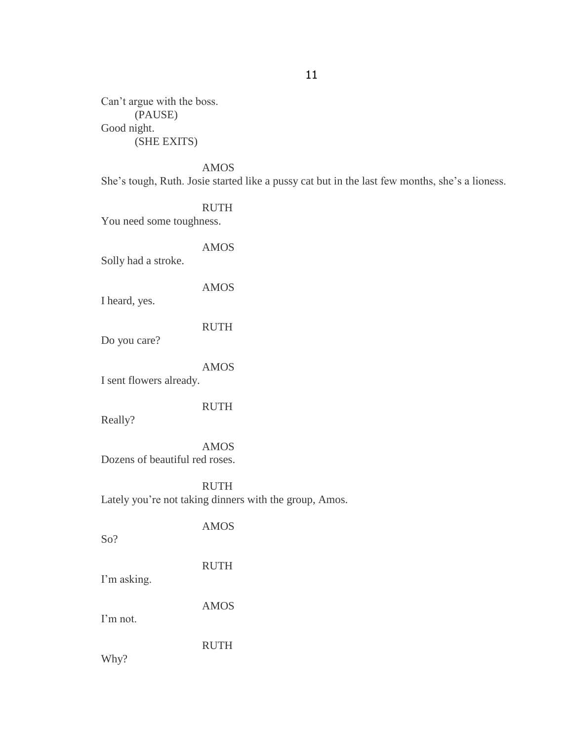Can't argue with the boss.

(PAUSE)

Good night.

(SHE EXITS)

AMOS

She's tough, Ruth. Josie started like a pussy cat but in the last few months, she's a lioness.

RUTH

You need some toughness.

AMOS

Solly had a stroke.

AMOS

I heard, yes.

RUTH

Do you care?

AMOS

I sent flowers already.

RUTH

Really?

AMOS

Dozens of beautiful red roses.

RUTH

Lately you're not taking dinners with the group, Amos.

AMOS

So?

RUTH

I'm asking.

AMOS

I'm not.

RUTH

Why?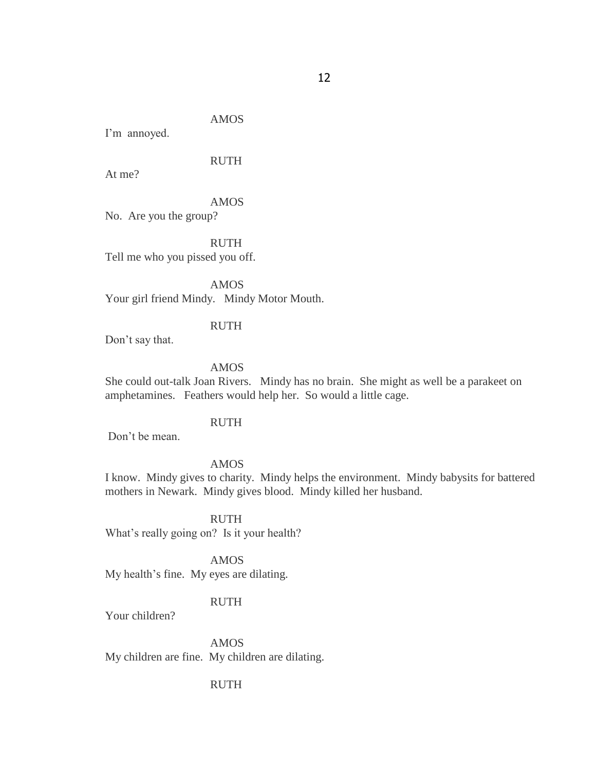AMOS

I'm annoyed.

RUTH

At me?

AMOS

No. Are you the group?

RUTH

Tell me who you pissed you off.

AMOS

Your girl friend Mindy. Mindy Motor Mouth.

RUTH

Don't say that.

AMOS

She could out-talk Joan Rivers. Mindy has no brain. She might as well be a parakeet on amphetamines. Feathers would help her. So would a little cage.

RUTH

Don't be mean.

AMOS

I know. Mindy gives to charity. Mindy helps the environment. Mindy babysits for battered mothers in Newark. Mindy gives blood. Mindy killed her husband.

RUTH

What's really going on? Is it your health?

AMOS

My health's fine. My eyes are dilating.

RUTH

Your children?

AMOS

My children are fine. My children are dilating.

RUTH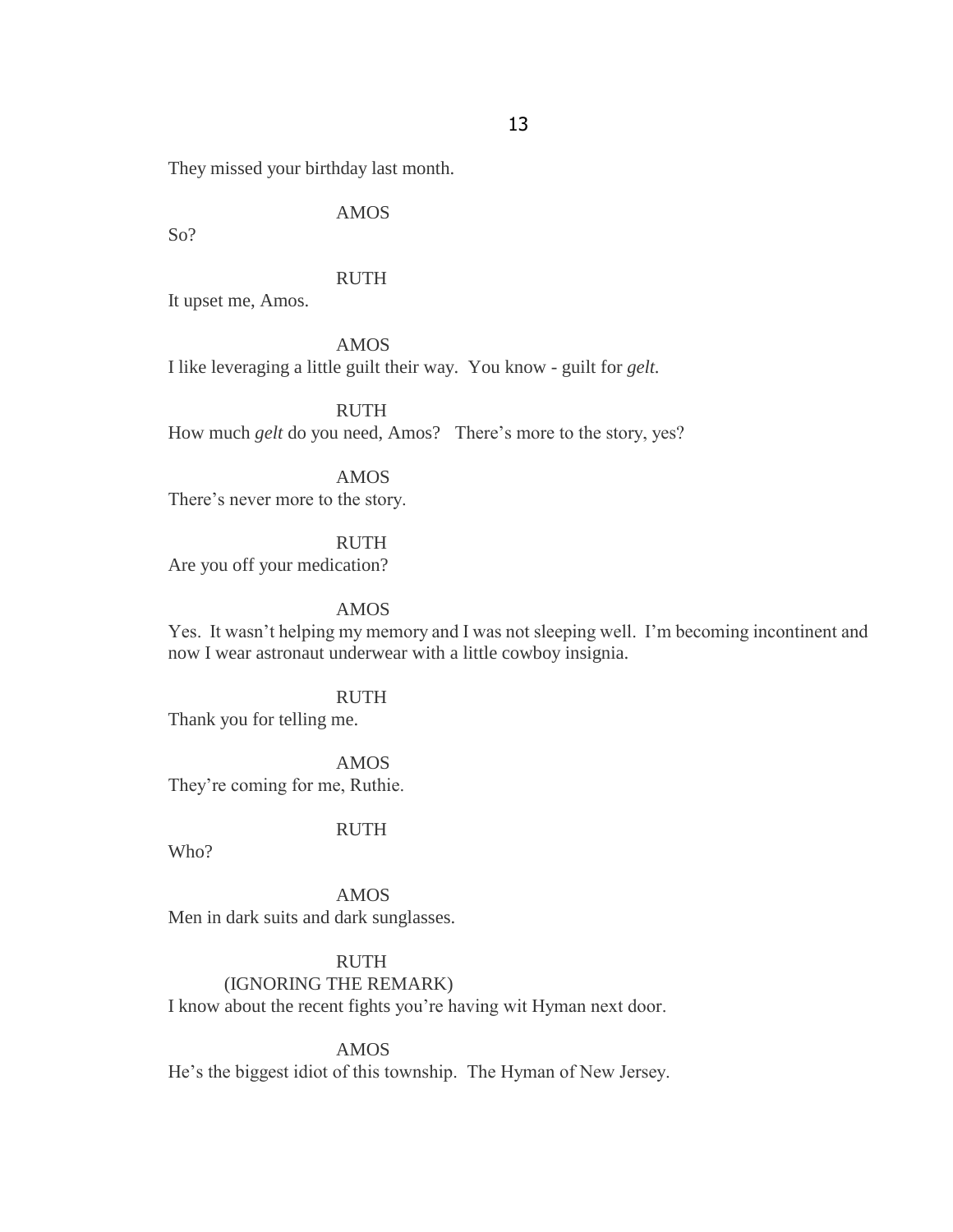They missed your birthday last month.

AMOS

So?

RUTH

It upset me, Amos.

AMOS

I like leveraging a little guilt their way.  You know - guilt for *gelt.*

RUTH

How much *gelt* do you need, Amos?   There's more to the story, yes?

AMOS

There's never more to the story.

RUTH

Are you off your medication?

AMOS

Yes.  It wasn't helping my memory and I was not sleeping well.  I'm becoming incontinent and now I wear astronaut underwear with a little cowboy insignia.

RUTH

Thank you for telling me.

AMOS

They're coming for me, Ruthie.

RUTH

Who?

AMOS

Men in dark suits and dark sunglasses.

RUTH

(IGNORING THE REMARK)

I know about the recent fights you're having wit Hyman next door.

AMOS

He's the biggest idiot of this township.  The Hyman of New Jersey.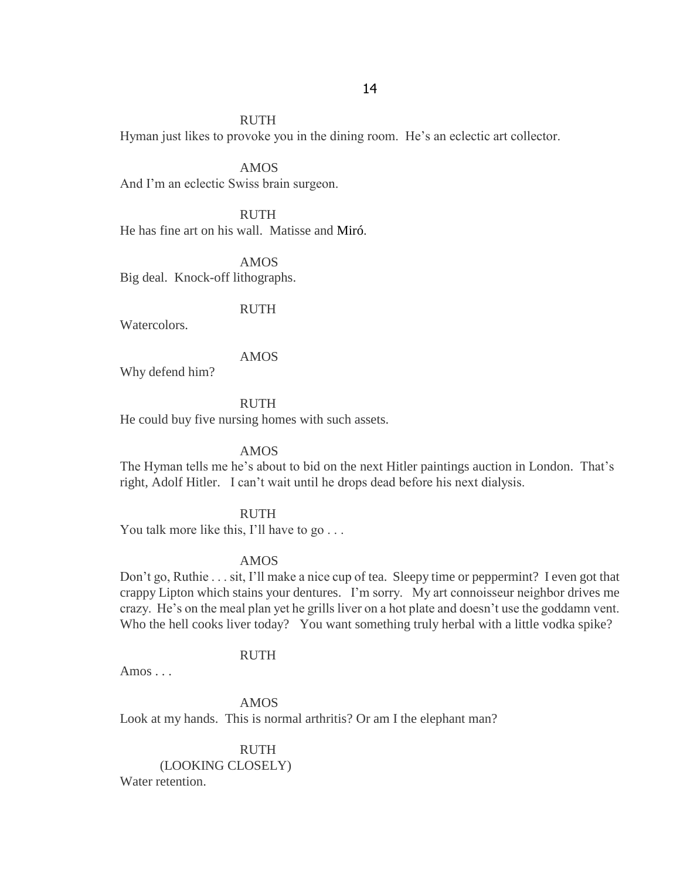RUTH

Hyman just likes to provoke you in the dining room. He's an eclectic art collector.

AMOS

And I'm an eclectic Swiss brain surgeon.

RUTH

He has fine art on his wall. Matisse and Miró.

AMOS

Big deal. Knock-off lithographs.

RUTH

Watercolors.

AMOS

Why defend him?

RUTH

He could buy five nursing homes with such assets.

AMOS

The Hyman tells me he's about to bid on the next Hitler paintings auction in London. That's right, Adolf Hitler. I can't wait until he drops dead before his next dialysis.

RUTH

You talk more like this, I'll have to go . . .

AMOS

Don't go, Ruthie . . . sit, I'll make a nice cup of tea. Sleepy time or peppermint? I even got that crappy Lipton which stains your dentures. I'm sorry. My art connoisseur neighbor drives me crazy. He's on the meal plan yet he grills liver on a hot plate and doesn't use the goddamn vent. Who the hell cooks liver today? You want something truly herbal with a little vodka spike?

RUTH

Amos . . .

AMOS

Look at my hands. This is normal arthritis? Or am I the elephant man?

RUTH

(LOOKING CLOSELY)

Water retention.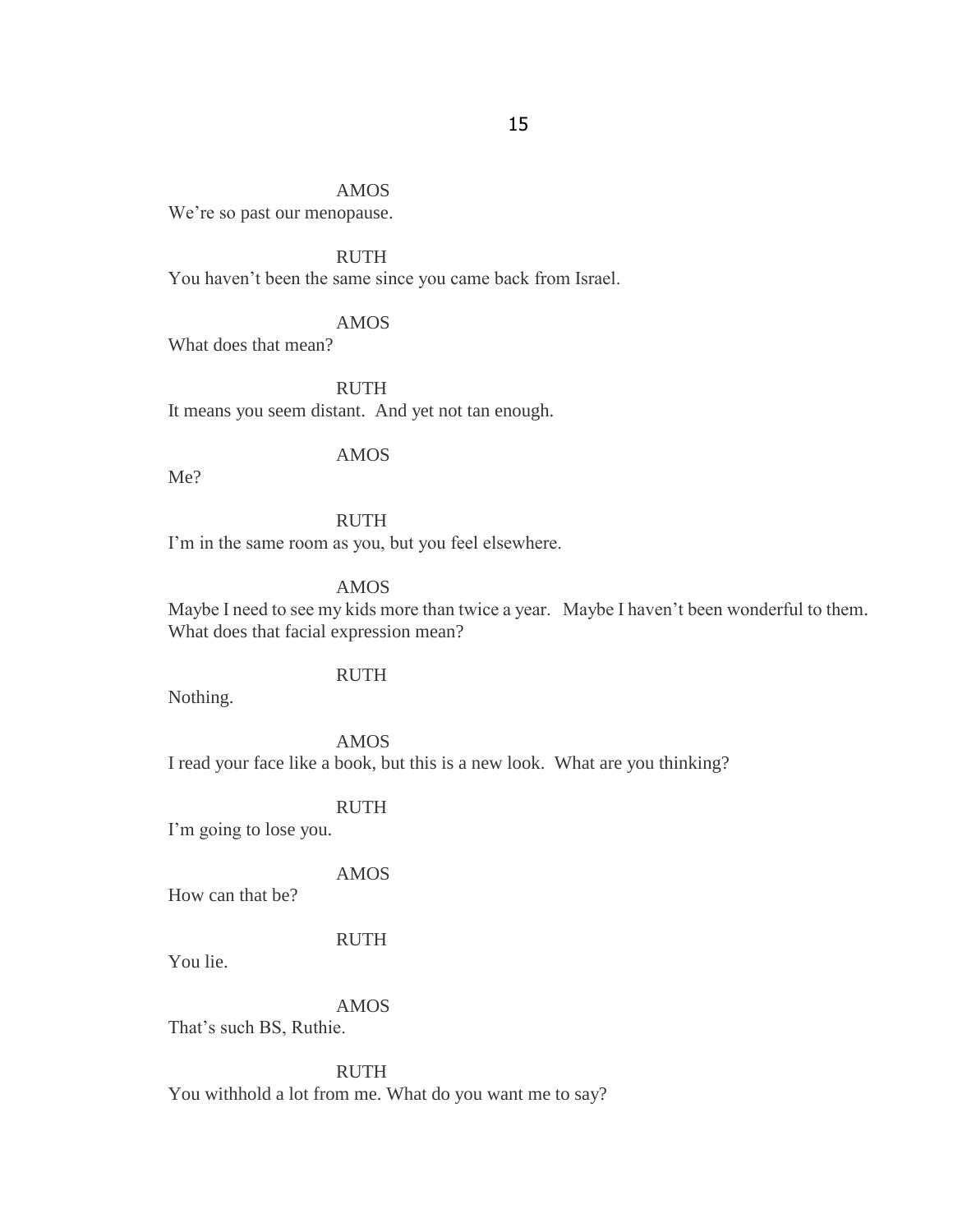AMOS

We're so past our menopause.

RUTH

You haven't been the same since you came back from Israel.

AMOS

What does that mean?

RUTH

It means you seem distant. And yet not tan enough.

AMOS

Me?

RUTH

I'm in the same room as you, but you feel elsewhere.

AMOS

Maybe I need to see my kids more than twice a year. Maybe I haven't been wonderful to them. What does that facial expression mean?

RUTH

Nothing.

AMOS

I read your face like a book, but this is a new look. What are you thinking?

RUTH

I'm going to lose you.

AMOS

How can that be?

RUTH

You lie.

AMOS

That's such BS, Ruthie.

RUTH

You withhold a lot from me. What do you want me to say?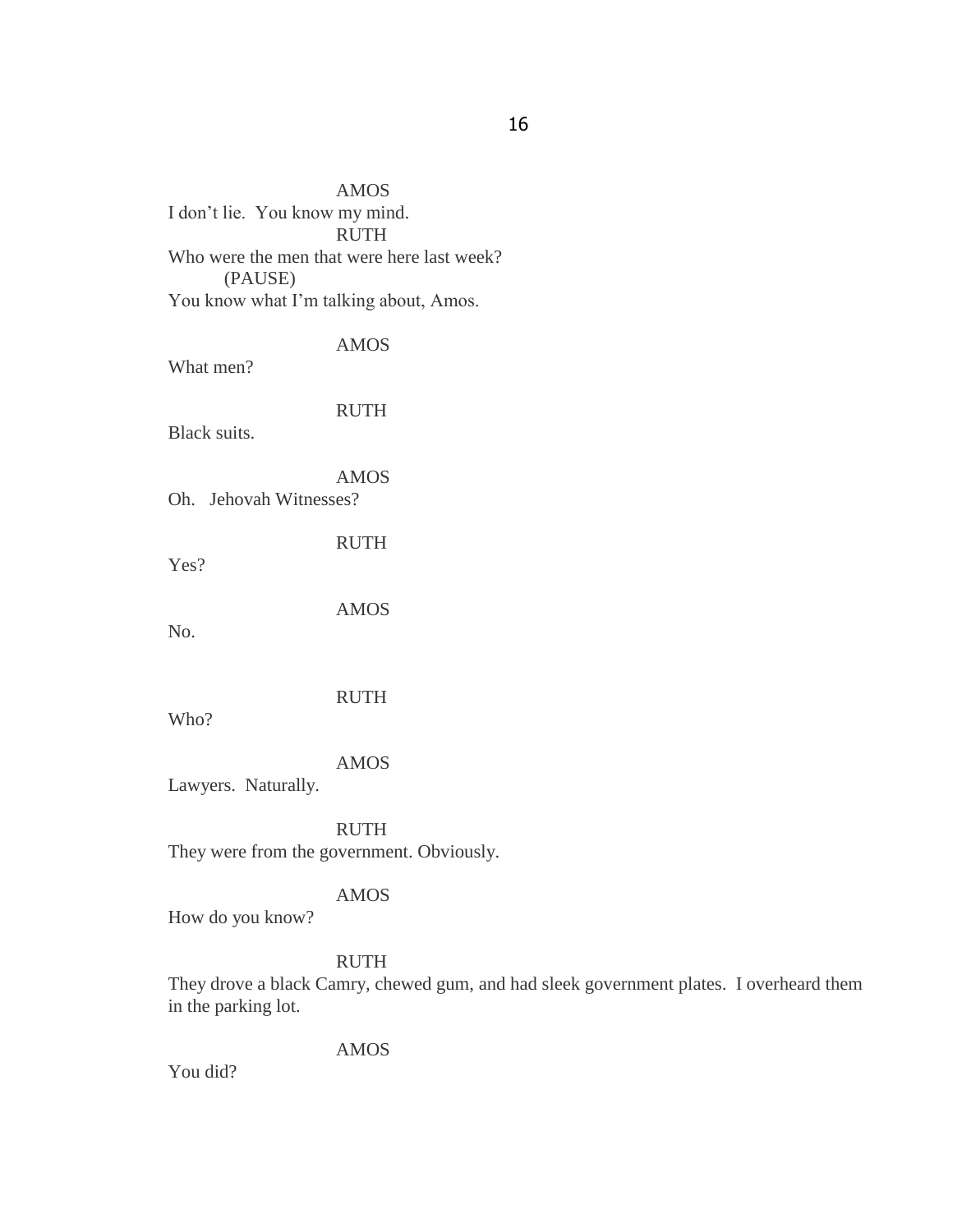AMOS

I don't lie.  You know my mind.

RUTH

Who were the men that were here last week?

(PAUSE)

You know what I'm talking about, Amos.

AMOS

What men?

RUTH

Black suits.

AMOS

Oh.   Jehovah Witnesses?

RUTH

Yes?

AMOS

No.

RUTH

Who?

AMOS

Lawyers.  Naturally.

RUTH

They were from the government. Obviously.

AMOS

How do you know?

RUTH

They drove a black Camry, chewed gum, and had sleek government plates.  I overheard them in the parking lot.

AMOS

You did?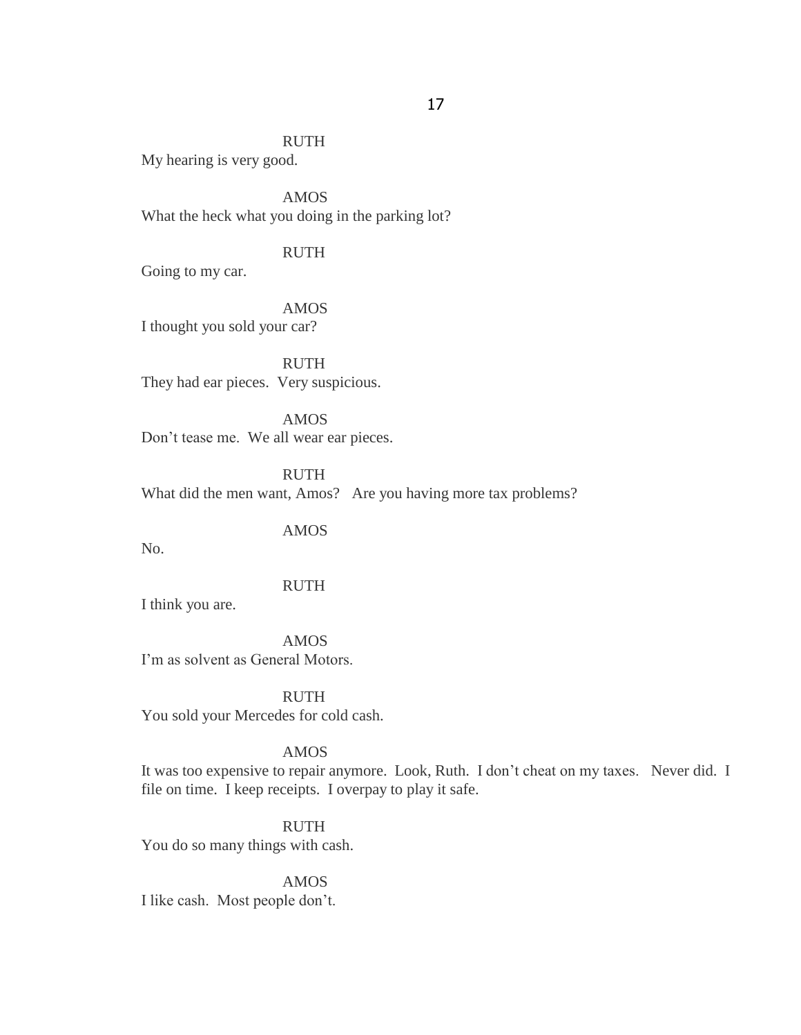RUTH

My hearing is very good.

AMOS

What the heck what you doing in the parking lot?

RUTH

Going to my car.

AMOS

I thought you sold your car?

RUTH

They had ear pieces. Very suspicious.

AMOS

Don't tease me. We all wear ear pieces.

RUTH

What did the men want, Amos? Are you having more tax problems?

AMOS

No.

RUTH

I think you are.

AMOS

I'm as solvent as General Motors.

RUTH

You sold your Mercedes for cold cash.

AMOS

It was too expensive to repair anymore. Look, Ruth. I don't cheat on my taxes. Never did. I file on time. I keep receipts. I overpay to play it safe.

RUTH

You do so many things with cash.

AMOS

I like cash. Most people don't.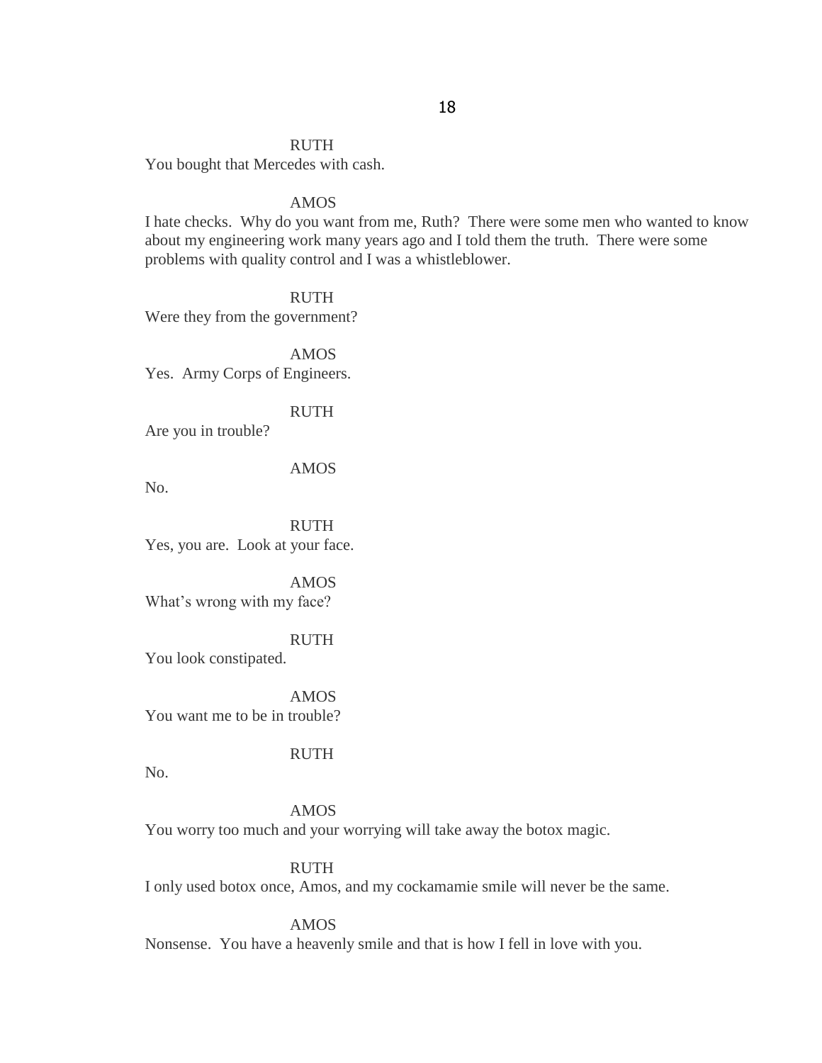RUTH

You bought that Mercedes with cash.

AMOS

I hate checks. Why do you want from me, Ruth? There were some men who wanted to know about my engineering work many years ago and I told them the truth. There were some problems with quality control and I was a whistleblower.

RUTH

Were they from the government?

AMOS

Yes. Army Corps of Engineers.

RUTH

Are you in trouble?

AMOS

No.

RUTH

Yes, you are. Look at your face.

AMOS

What's wrong with my face?

RUTH

You look constipated.

AMOS

You want me to be in trouble?

RUTH

No.

AMOS

You worry too much and your worrying will take away the botox magic.

RUTH

I only used botox once, Amos, and my cockamamie smile will never be the same.

AMOS

Nonsense. You have a heavenly smile and that is how I fell in love with you.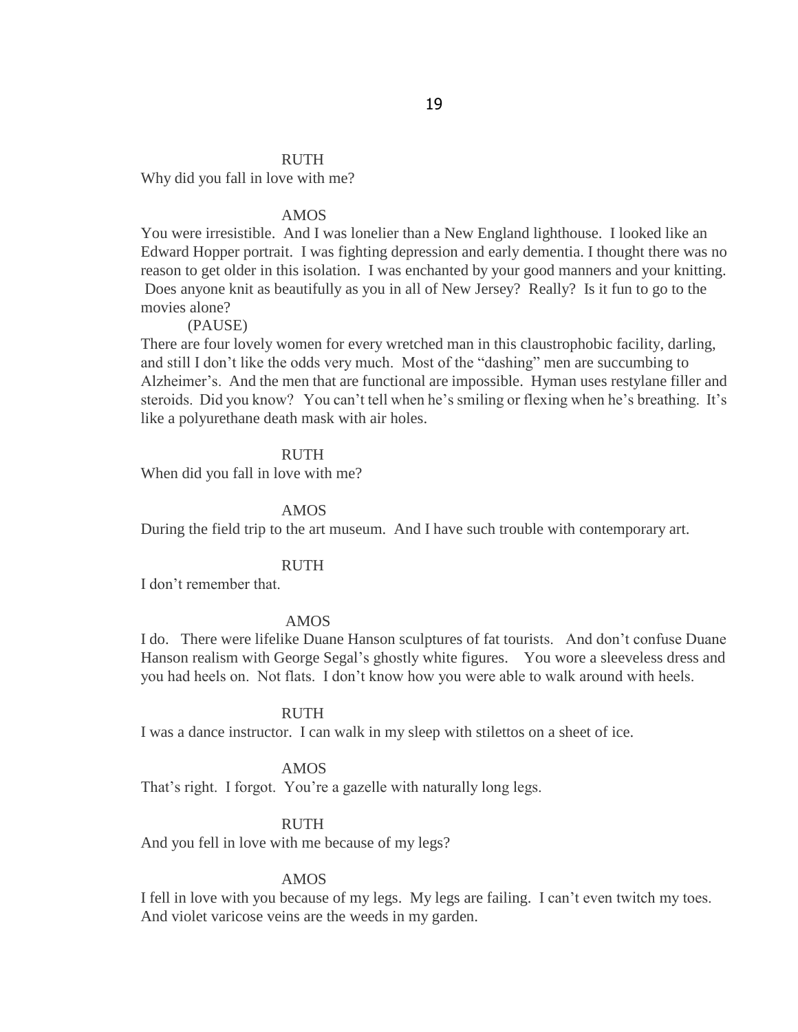RUTH

Why did you fall in love with me?

AMOS

You were irresistible. And I was lonelier than a New England lighthouse. I looked like an Edward Hopper portrait. I was fighting depression and early dementia. I thought there was no reason to get older in this isolation. I was enchanted by your good manners and your knitting. Does anyone knit as beautifully as you in all of New Jersey? Really? Is it fun to go to the movies alone?

(PAUSE)

There are four lovely women for every wretched man in this claustrophobic facility, darling, and still I don't like the odds very much. Most of the "dashing" men are succumbing to Alzheimer's. And the men that are functional are impossible. Hyman uses restylane filler and steroids. Did you know? You can't tell when he's smiling or flexing when he's breathing. It's like a polyurethane death mask with air holes.

RUTH

When did you fall in love with me?

AMOS

During the field trip to the art museum. And I have such trouble with contemporary art.

RUTH

I don't remember that.

AMOS

I do. There were lifelike Duane Hanson sculptures of fat tourists. And don't confuse Duane Hanson realism with George Segal's ghostly white figures. You wore a sleeveless dress and you had heels on. Not flats. I don't know how you were able to walk around with heels.

RUTH

I was a dance instructor. I can walk in my sleep with stilettos on a sheet of ice.

AMOS

That's right. I forgot. You're a gazelle with naturally long legs.

RUTH

And you fell in love with me because of my legs?

AMOS

I fell in love with you because of my legs. My legs are failing. I can't even twitch my toes. And violet varicose veins are the weeds in my garden.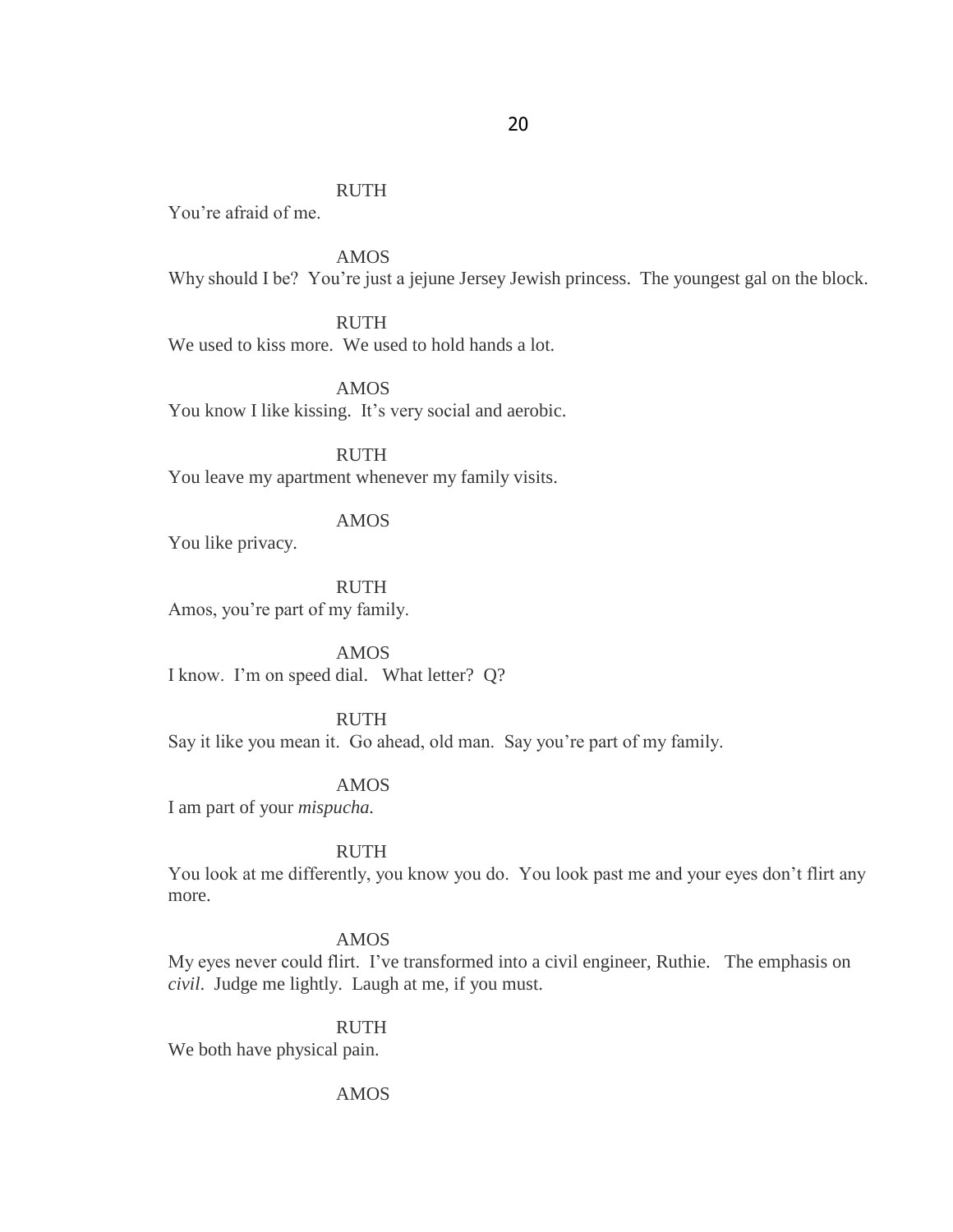RUTH

You're afraid of me.

AMOS

Why should I be? You're just a jejune Jersey Jewish princess. The youngest gal on the block.

RUTH

We used to kiss more. We used to hold hands a lot.

AMOS

You know I like kissing. It's very social and aerobic.

RUTH

You leave my apartment whenever my family visits.

AMOS

You like privacy.

RUTH

Amos, you're part of my family.

AMOS

I know. I'm on speed dial. What letter? Q?

RUTH

Say it like you mean it. Go ahead, old man. Say you're part of my family.

AMOS

I am part of your *mispucha.*

RUTH

You look at me differently, you know you do. You look past me and your eyes don't flirt any more.

AMOS

My eyes never could flirt. I've transformed into a civil engineer, Ruthie. The emphasis on *civil*. Judge me lightly. Laugh at me, if you must.

RUTH

We both have physical pain.

AMOS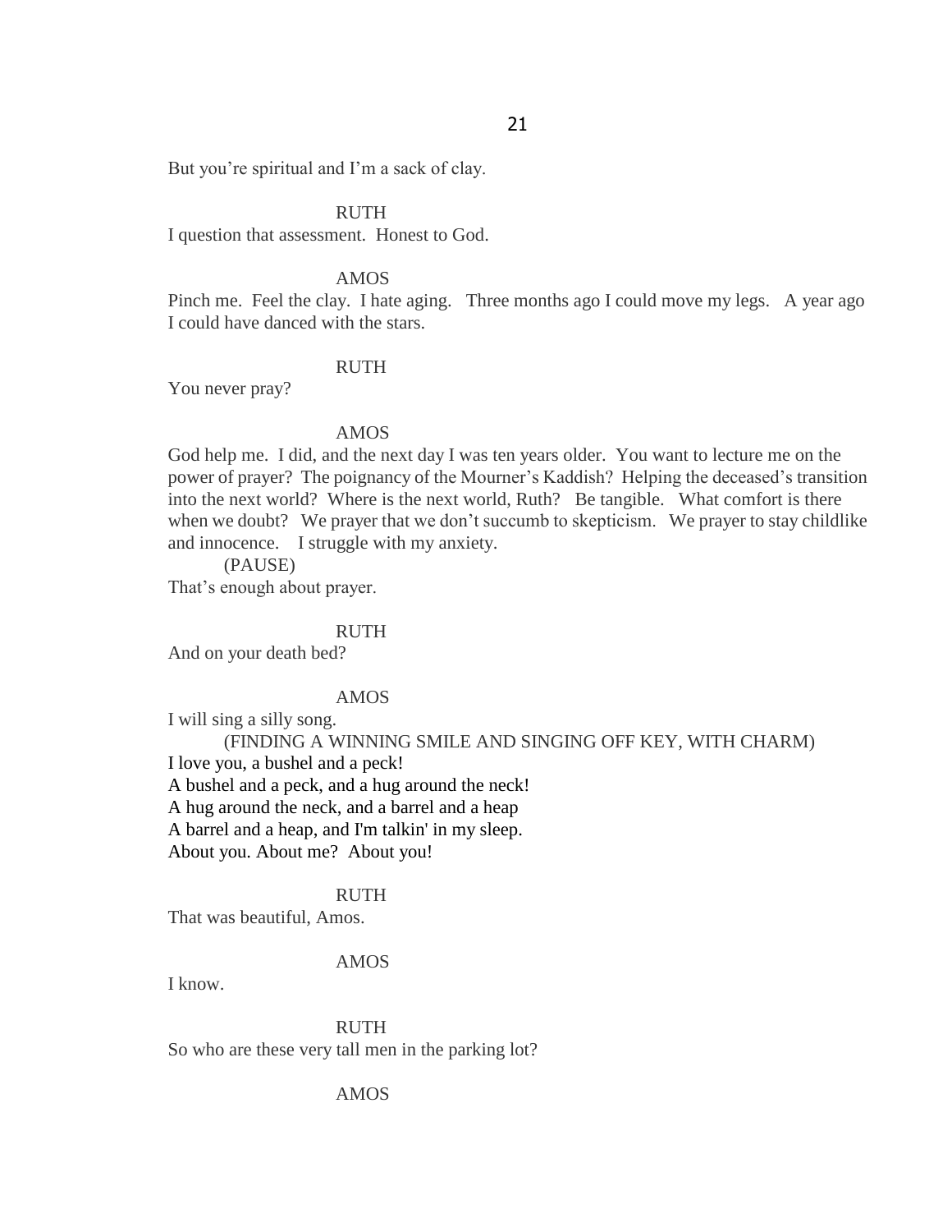But you're spiritual and I'm a sack of clay.

RUTH

I question that assessment. Honest to God.

AMOS

Pinch me. Feel the clay. I hate aging. Three months ago I could move my legs. A year ago I could have danced with the stars.

RUTH

You never pray?

AMOS

God help me. I did, and the next day I was ten years older. You want to lecture me on the power of prayer? The poignancy of the Mourner's Kaddish? Helping the deceased's transition into the next world? Where is the next world, Ruth? Be tangible. What comfort is there when we doubt? We prayer that we don't succumb to skepticism. We prayer to stay childlike and innocence. I struggle with my anxiety.

(PAUSE)

That's enough about prayer.

RUTH

And on your death bed?

AMOS

I will sing a silly song.

(FINDING A WINNING SMILE AND SINGING OFF KEY, WITH CHARM)

I love you, a bushel and a peck!
A bushel and a peck, and a hug around the neck!
A hug around the neck, and a barrel and a heap
A barrel and a heap, and I'm talkin' in my sleep.
About you. About me? About you!

RUTH

That was beautiful, Amos.

AMOS

I know.

RUTH

So who are these very tall men in the parking lot?

AMOS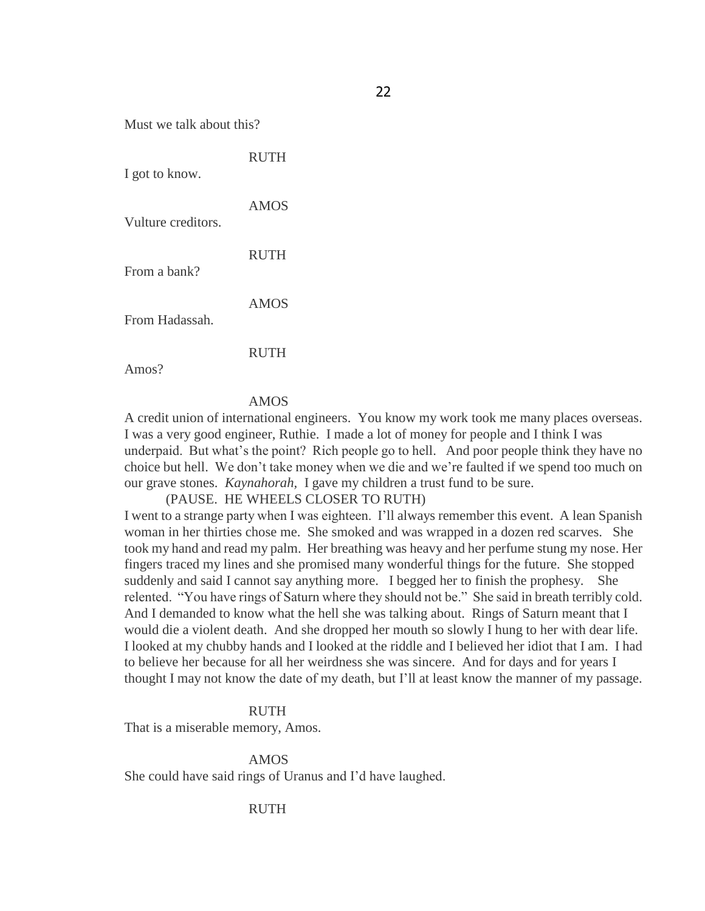Must we talk about this?

RUTH

I got to know.

AMOS

Vulture creditors.

RUTH

From a bank?

AMOS

From Hadassah.

RUTH

Amos?

AMOS

A credit union of international engineers. You know my work took me many places overseas. I was a very good engineer, Ruthie. I made a lot of money for people and I think I was underpaid. But what's the point? Rich people go to hell. And poor people think they have no choice but hell. We don't take money when we die and we're faulted if we spend too much on our grave stones. *Kaynahorah,* I gave my children a trust fund to be sure.

(PAUSE. HE WHEELS CLOSER TO RUTH)

I went to a strange party when I was eighteen. I'll always remember this event. A lean Spanish woman in her thirties chose me. She smoked and was wrapped in a dozen red scarves. She took my hand and read my palm. Her breathing was heavy and her perfume stung my nose. Her fingers traced my lines and she promised many wonderful things for the future. She stopped suddenly and said I cannot say anything more. I begged her to finish the prophesy. She relented. "You have rings of Saturn where they should not be." She said in breath terribly cold. And I demanded to know what the hell she was talking about. Rings of Saturn meant that I would die a violent death. And she dropped her mouth so slowly I hung to her with dear life. I looked at my chubby hands and I looked at the riddle and I believed her idiot that I am. I had to believe her because for all her weirdness she was sincere. And for days and for years I thought I may not know the date of my death, but I'll at least know the manner of my passage.

RUTH

That is a miserable memory, Amos.

AMOS

She could have said rings of Uranus and I'd have laughed.

RUTH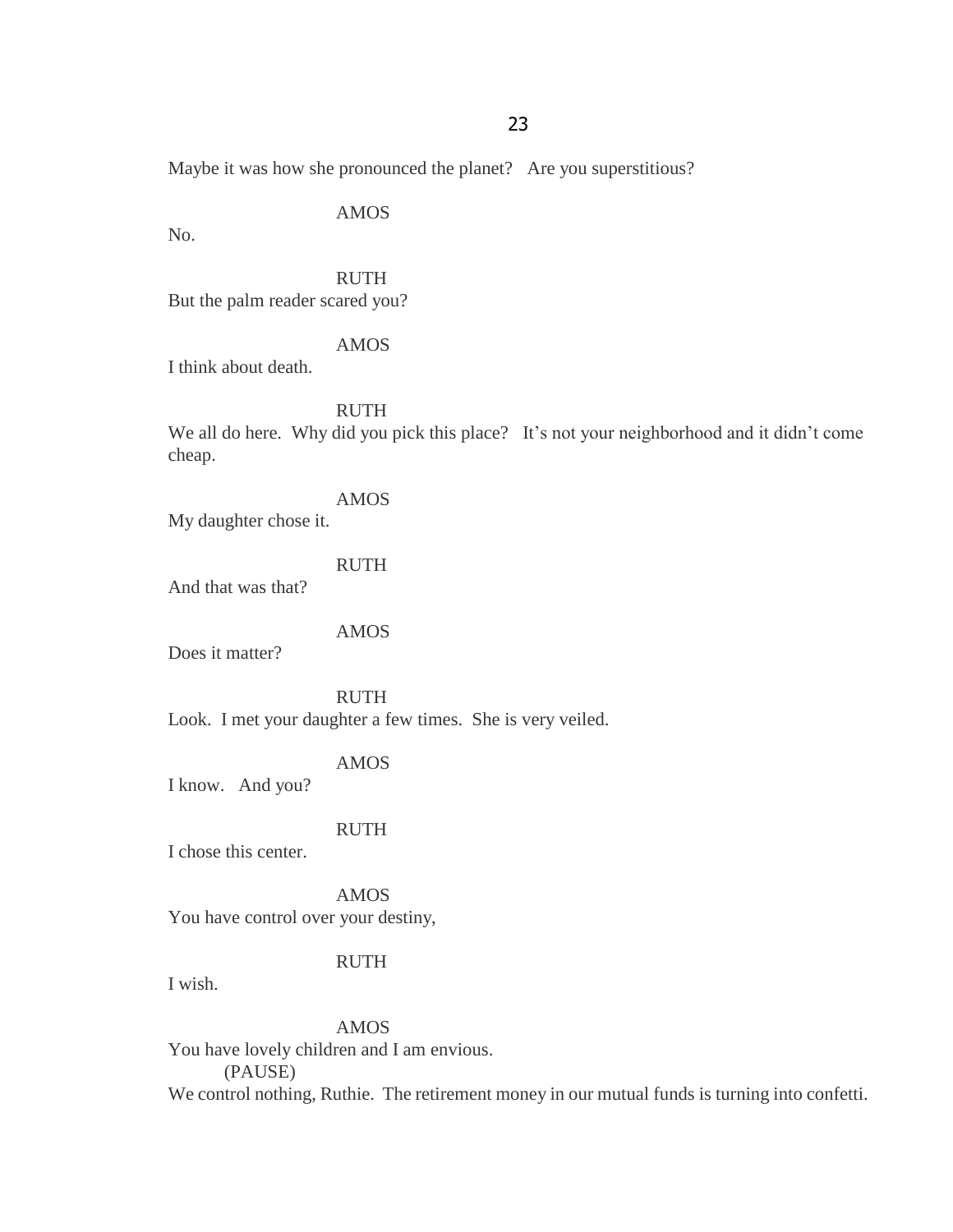Maybe it was how she pronounced the planet? Are you superstitious?

AMOS

No.

RUTH

But the palm reader scared you?

AMOS

I think about death.

RUTH

We all do here. Why did you pick this place? It's not your neighborhood and it didn't come cheap.

AMOS

My daughter chose it.

RUTH

And that was that?

AMOS

Does it matter?

RUTH

Look. I met your daughter a few times. She is very veiled.

AMOS

I know. And you?

RUTH

I chose this center.

AMOS

You have control over your destiny,

RUTH

I wish.

AMOS

You have lovely children and I am envious.

(PAUSE)

We control nothing, Ruthie. The retirement money in our mutual funds is turning into confetti.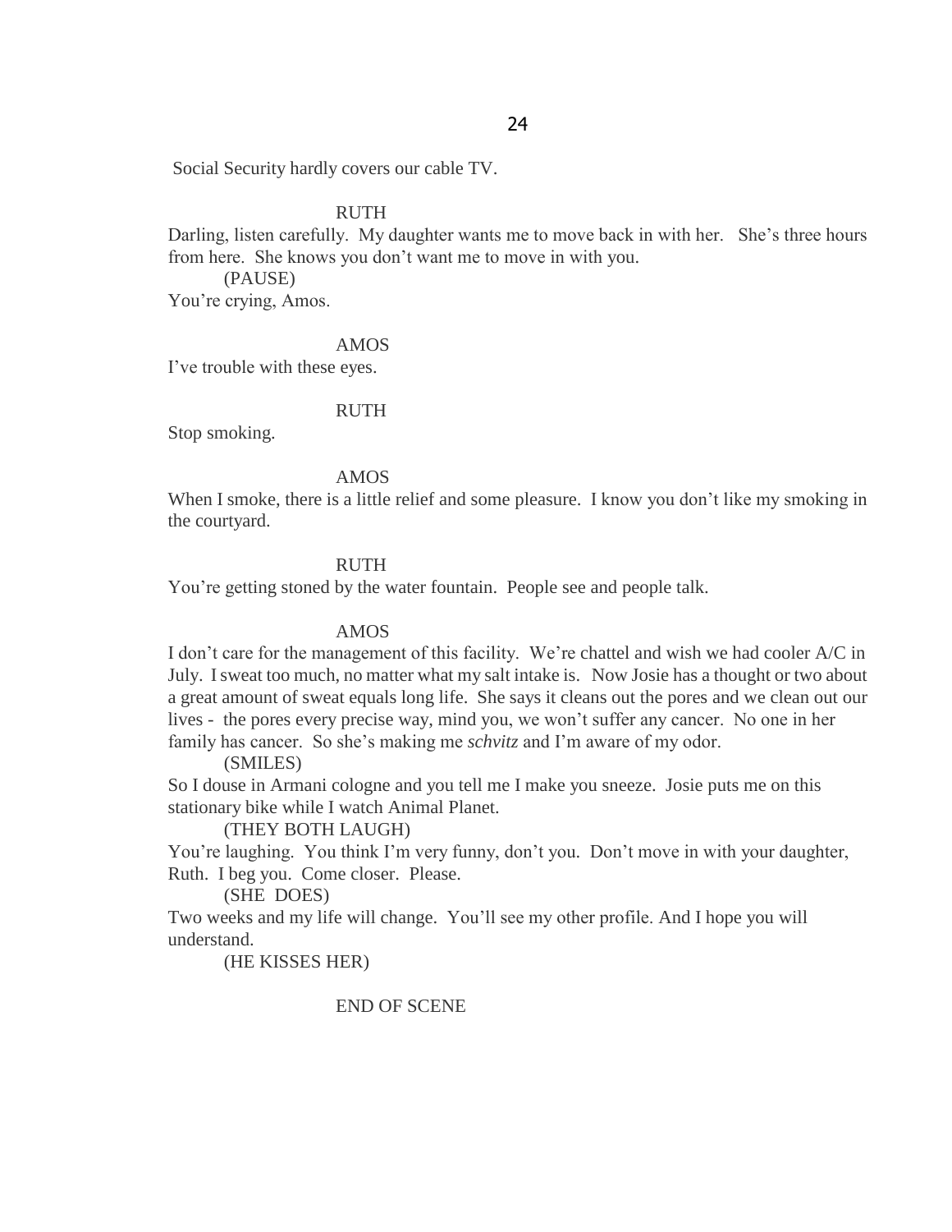Social Security hardly covers our cable TV.

RUTH

Darling, listen carefully. My daughter wants me to move back in with her. She's three hours from here. She knows you don't want me to move in with you.

(PAUSE)

You're crying, Amos.

AMOS

I've trouble with these eyes.

RUTH

Stop smoking.

AMOS

When I smoke, there is a little relief and some pleasure. I know you don't like my smoking in the courtyard.

RUTH

You're getting stoned by the water fountain. People see and people talk.

AMOS

I don't care for the management of this facility. We're chattel and wish we had cooler A/C in July. I sweat too much, no matter what my salt intake is. Now Josie has a thought or two about a great amount of sweat equals long life. She says it cleans out the pores and we clean out our lives - the pores every precise way, mind you, we won't suffer any cancer. No one in her family has cancer. So she's making me *schvitz* and I'm aware of my odor.

(SMILES)

So I douse in Armani cologne and you tell me I make you sneeze. Josie puts me on this stationary bike while I watch Animal Planet.

(THEY BOTH LAUGH)

You're laughing. You think I'm very funny, don't you. Don't move in with your daughter, Ruth. I beg you. Come closer. Please.

(SHE DOES)

Two weeks and my life will change. You'll see my other profile. And I hope you will understand.

(HE KISSES HER)

END OF SCENE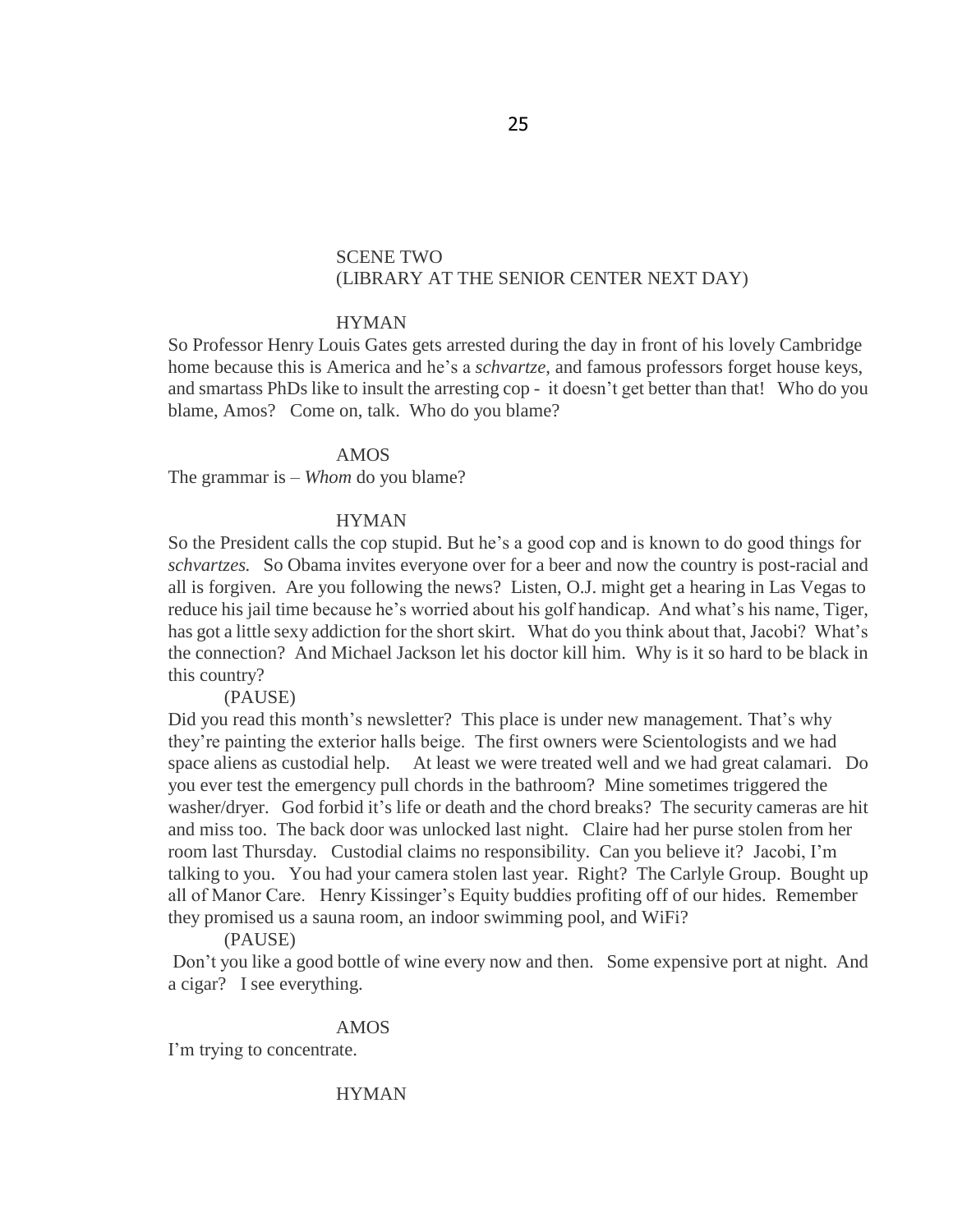SCENE TWO
(LIBRARY AT THE SENIOR CENTER NEXT DAY)

HYMAN

So Professor Henry Louis Gates gets arrested during the day in front of his lovely Cambridge home because this is America and he's a *schvartze*, and famous professors forget house keys, and smartass PhDs like to insult the arresting cop - it doesn't get better than that! Who do you blame, Amos? Come on, talk. Who do you blame?

AMOS

The grammar is – *Whom* do you blame?

HYMAN

So the President calls the cop stupid. But he's a good cop and is known to do good things for *schvartzes.* So Obama invites everyone over for a beer and now the country is post-racial and all is forgiven. Are you following the news? Listen, O.J. might get a hearing in Las Vegas to reduce his jail time because he's worried about his golf handicap. And what's his name, Tiger, has got a little sexy addiction for the short skirt. What do you think about that, Jacobi? What's the connection? And Michael Jackson let his doctor kill him. Why is it so hard to be black in this country?

(PAUSE)

Did you read this month's newsletter? This place is under new management. That's why they're painting the exterior halls beige. The first owners were Scientologists and we had space aliens as custodial help. At least we were treated well and we had great calamari. Do you ever test the emergency pull chords in the bathroom? Mine sometimes triggered the washer/dryer. God forbid it's life or death and the chord breaks? The security cameras are hit and miss too. The back door was unlocked last night. Claire had her purse stolen from her room last Thursday. Custodial claims no responsibility. Can you believe it? Jacobi, I'm talking to you. You had your camera stolen last year. Right? The Carlyle Group. Bought up all of Manor Care. Henry Kissinger's Equity buddies profiting off of our hides. Remember they promised us a sauna room, an indoor swimming pool, and WiFi?

(PAUSE)

Don't you like a good bottle of wine every now and then. Some expensive port at night. And a cigar? I see everything.

AMOS

I'm trying to concentrate.

HYMAN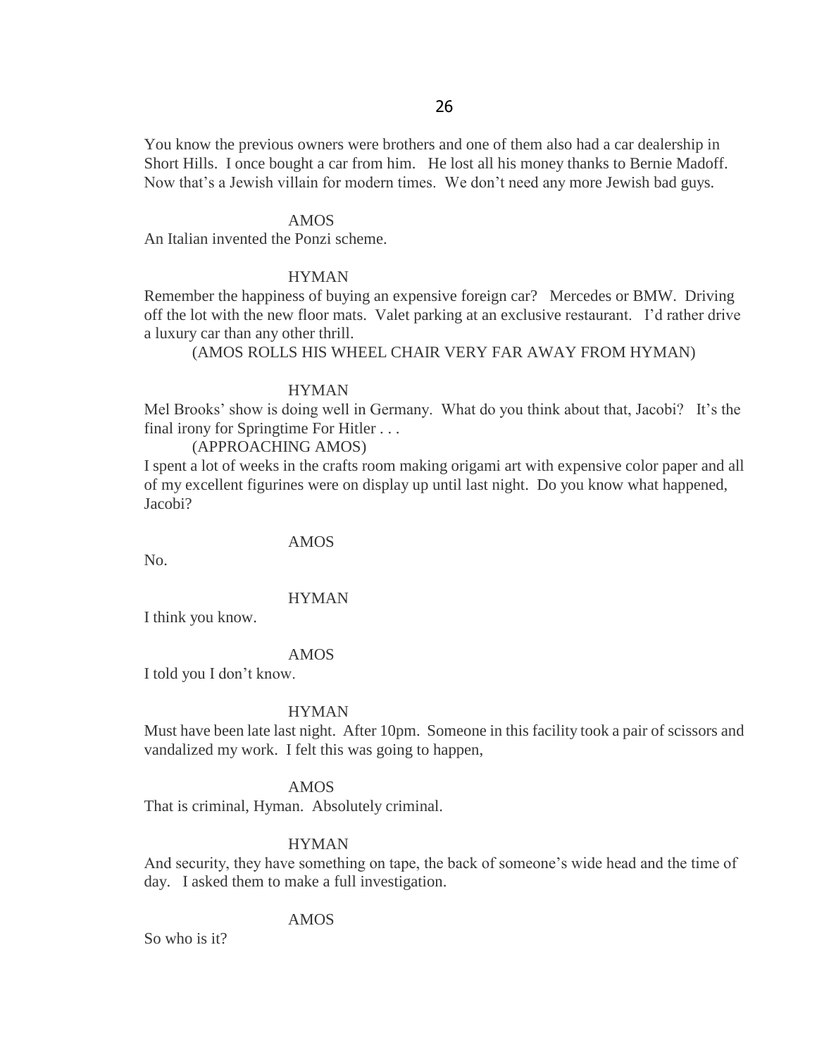You know the previous owners were brothers and one of them also had a car dealership in Short Hills. I once bought a car from him. He lost all his money thanks to Bernie Madoff. Now that's a Jewish villain for modern times. We don't need any more Jewish bad guys.

AMOS

An Italian invented the Ponzi scheme.

HYMAN

Remember the happiness of buying an expensive foreign car? Mercedes or BMW. Driving off the lot with the new floor mats. Valet parking at an exclusive restaurant. I'd rather drive a luxury car than any other thrill.

(AMOS ROLLS HIS WHEEL CHAIR VERY FAR AWAY FROM HYMAN)

HYMAN

Mel Brooks' show is doing well in Germany. What do you think about that, Jacobi? It's the final irony for Springtime For Hitler . . .

(APPROACHING AMOS)

I spent a lot of weeks in the crafts room making origami art with expensive color paper and all of my excellent figurines were on display up until last night. Do you know what happened, Jacobi?

AMOS

No.

HYMAN

I think you know.

AMOS

I told you I don't know.

HYMAN

Must have been late last night. After 10pm. Someone in this facility took a pair of scissors and vandalized my work. I felt this was going to happen,

AMOS

That is criminal, Hyman. Absolutely criminal.

HYMAN

And security, they have something on tape, the back of someone's wide head and the time of day. I asked them to make a full investigation.

AMOS

So who is it?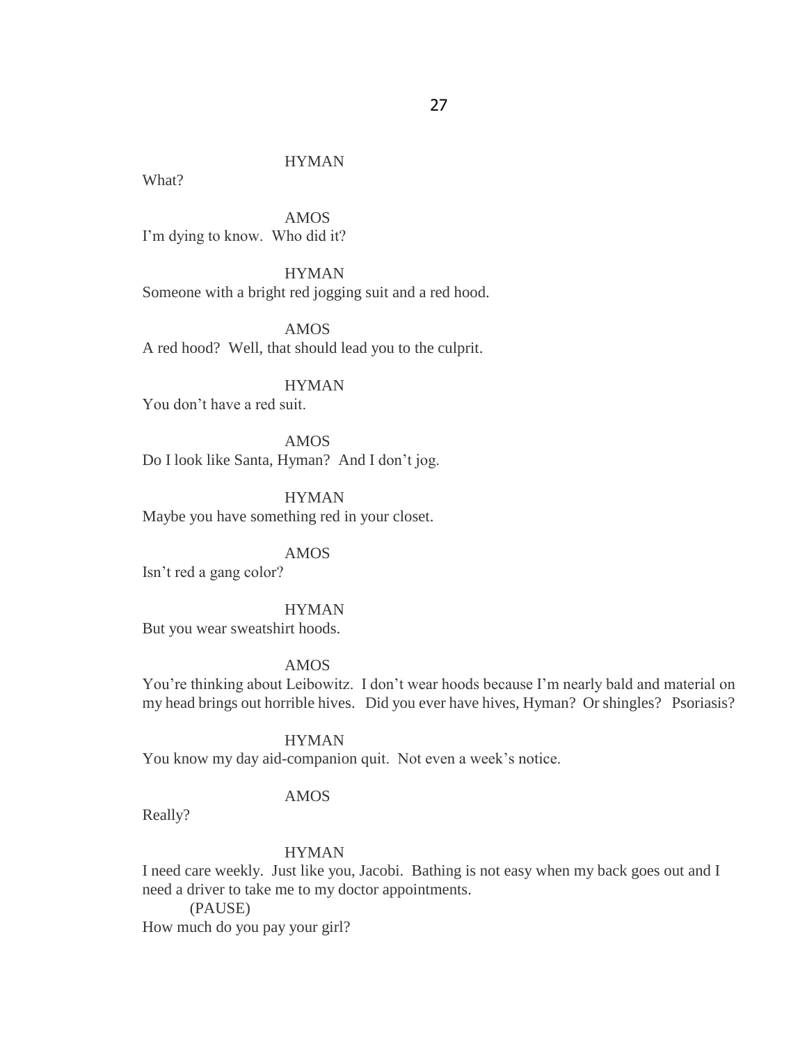HYMAN

What?

AMOS

I'm dying to know. Who did it?

HYMAN

Someone with a bright red jogging suit and a red hood.

AMOS

A red hood? Well, that should lead you to the culprit.

HYMAN

You don't have a red suit.

AMOS

Do I look like Santa, Hyman? And I don't jog.

HYMAN

Maybe you have something red in your closet.

AMOS

Isn't red a gang color?

HYMAN

But you wear sweatshirt hoods.

AMOS

You're thinking about Leibowitz. I don't wear hoods because I'm nearly bald and material on my head brings out horrible hives. Did you ever have hives, Hyman? Or shingles? Psoriasis?

HYMAN

You know my day aid-companion quit. Not even a week's notice.

AMOS

Really?

HYMAN

I need care weekly. Just like you, Jacobi. Bathing is not easy when my back goes out and I need a driver to take me to my doctor appointments.

(PAUSE)

How much do you pay your girl?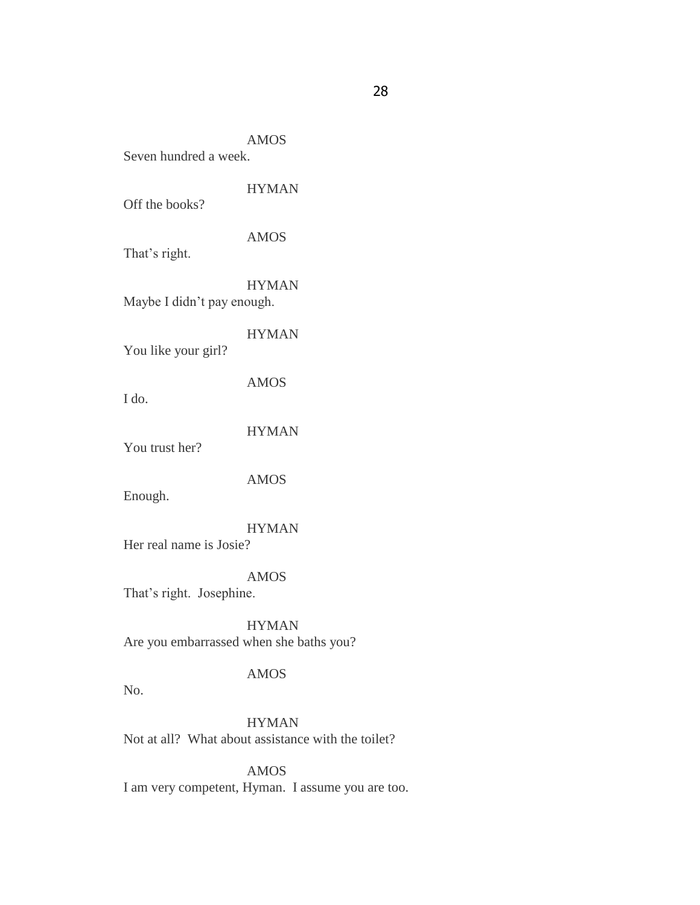AMOS

Seven hundred a week.

HYMAN

Off the books?

AMOS

That's right.

HYMAN

Maybe I didn't pay enough.

HYMAN

You like your girl?

AMOS

I do.

HYMAN

You trust her?

AMOS

Enough.

HYMAN

Her real name is Josie?

AMOS

That's right. Josephine.

HYMAN

Are you embarrassed when she baths you?

AMOS

No.

HYMAN

Not at all? What about assistance with the toilet?

AMOS

I am very competent, Hyman. I assume you are too.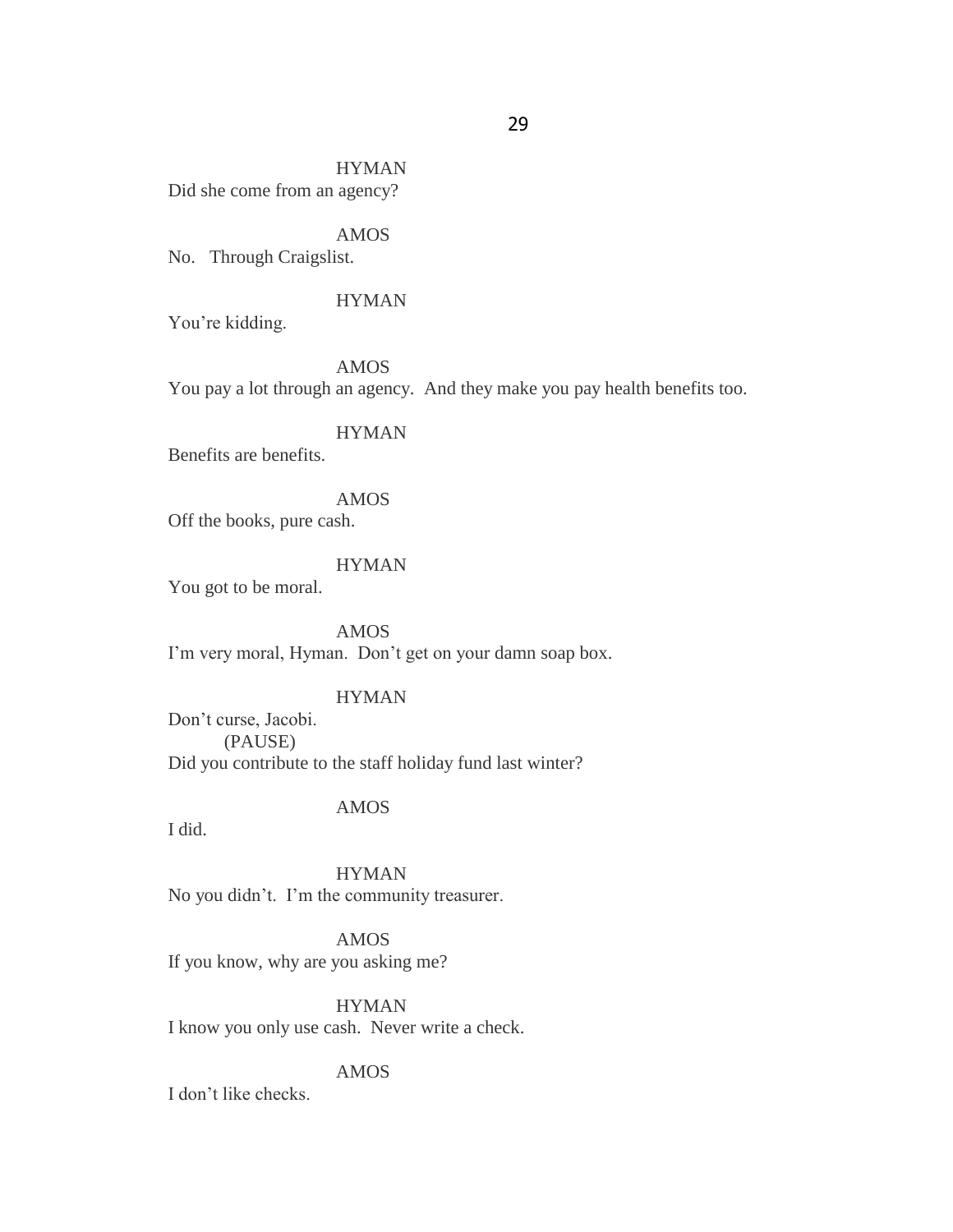HYMAN

Did she come from an agency?

AMOS

No.   Through Craigslist.

HYMAN

You're kidding.

AMOS

You pay a lot through an agency.  And they make you pay health benefits too.

HYMAN

Benefits are benefits.

AMOS

Off the books, pure cash.

HYMAN

You got to be moral.

AMOS

I'm very moral, Hyman.  Don't get on your damn soap box.

HYMAN

Don't curse, Jacobi.

(PAUSE)

Did you contribute to the staff holiday fund last winter?

AMOS

I did.

HYMAN

No you didn't.  I'm the community treasurer.

AMOS

If you know, why are you asking me?

HYMAN

I know you only use cash.  Never write a check.

AMOS

I don't like checks.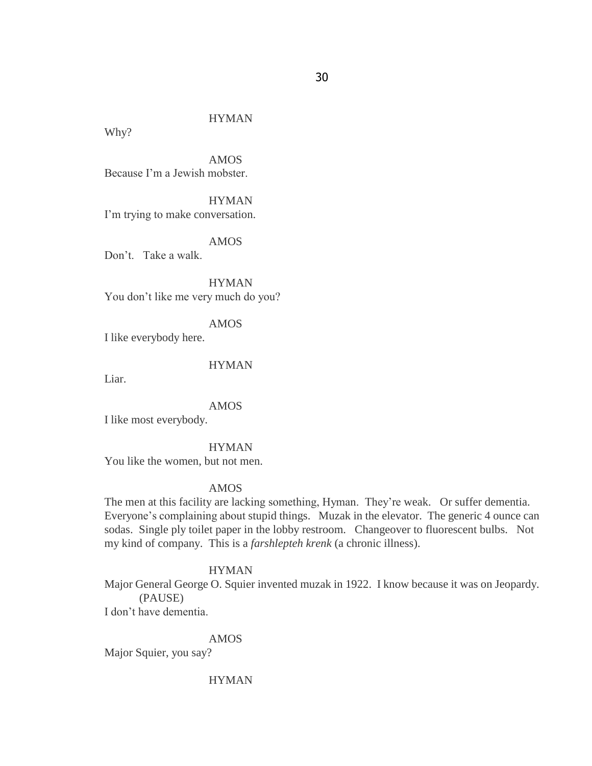HYMAN

Why?

AMOS

Because I'm a Jewish mobster.

HYMAN

I'm trying to make conversation.

AMOS

Don't. Take a walk.

HYMAN

You don't like me very much do you?

AMOS

I like everybody here.

HYMAN

Liar.

AMOS

I like most everybody.

HYMAN

You like the women, but not men.

AMOS

The men at this facility are lacking something, Hyman. They're weak. Or suffer dementia. Everyone's complaining about stupid things. Muzak in the elevator. The generic 4 ounce can sodas. Single ply toilet paper in the lobby restroom. Changeover to fluorescent bulbs. Not my kind of company. This is a *farshlepteh krenk* (a chronic illness).

HYMAN

Major General George O. Squier invented muzak in 1922. I know because it was on Jeopardy.

(PAUSE)

I don't have dementia.

AMOS

Major Squier, you say?

HYMAN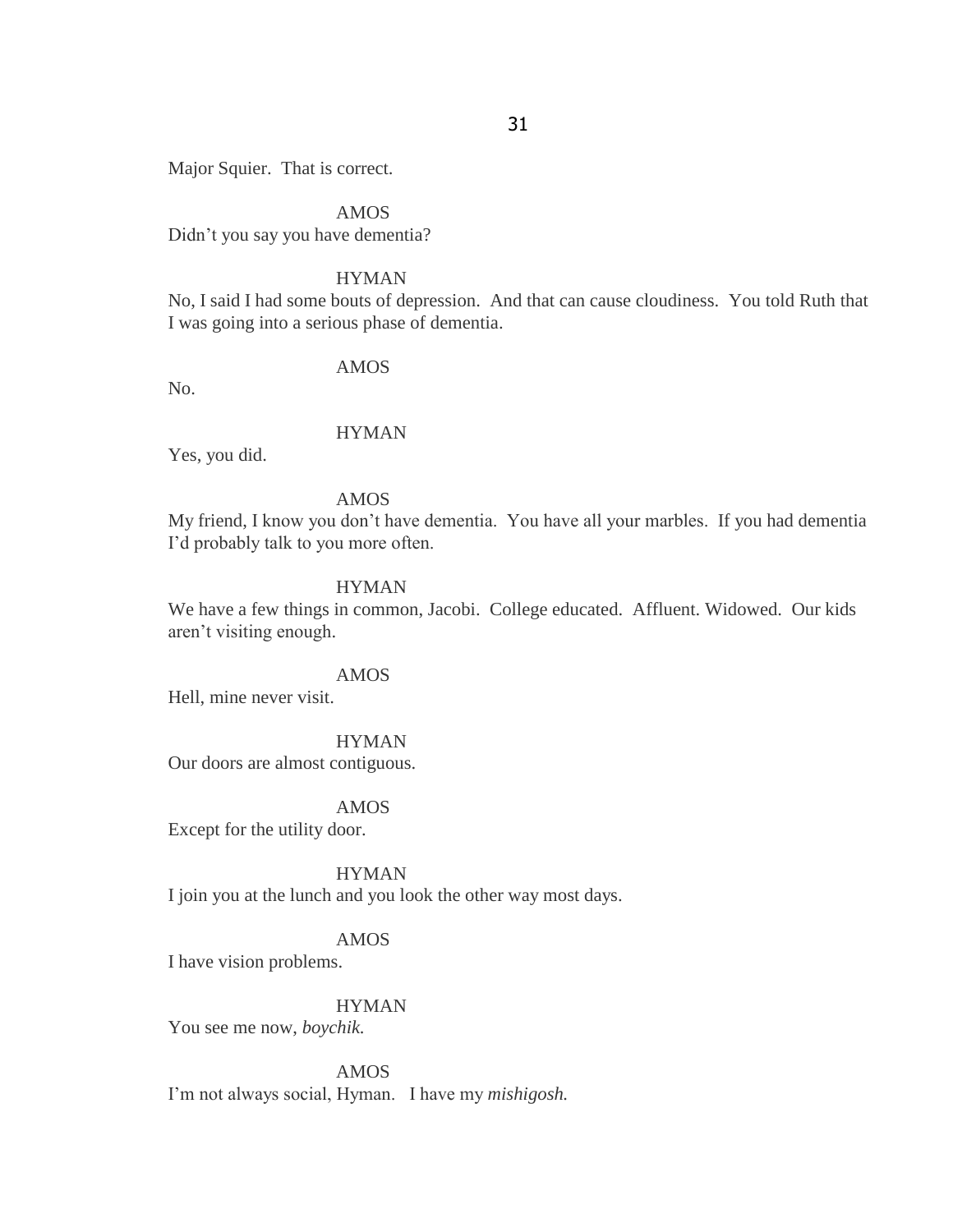Major Squier. That is correct.

AMOS

Didn't you say you have dementia?

HYMAN

No, I said I had some bouts of depression. And that can cause cloudiness. You told Ruth that I was going into a serious phase of dementia.

AMOS

No.

HYMAN

Yes, you did.

AMOS

My friend, I know you don't have dementia. You have all your marbles. If you had dementia I'd probably talk to you more often.

HYMAN

We have a few things in common, Jacobi. College educated. Affluent. Widowed. Our kids aren't visiting enough.

AMOS

Hell, mine never visit.

HYMAN

Our doors are almost contiguous.

AMOS

Except for the utility door.

HYMAN

I join you at the lunch and you look the other way most days.

AMOS

I have vision problems.

HYMAN

You see me now, *boychik.*

AMOS

I'm not always social, Hyman. I have my *mishigosh.*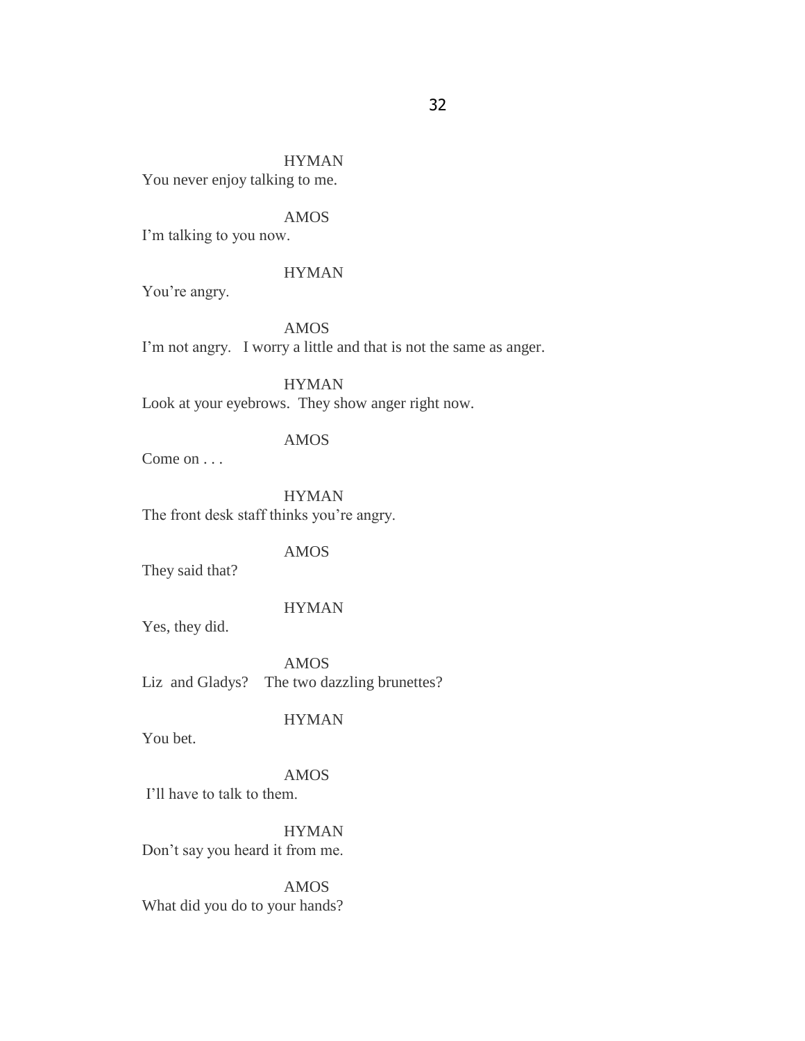HYMAN

You never enjoy talking to me.

AMOS

I'm talking to you now.

HYMAN

You're angry.

AMOS

I'm not angry. I worry a little and that is not the same as anger.

HYMAN

Look at your eyebrows. They show anger right now.

AMOS

Come on . . .

HYMAN

The front desk staff thinks you're angry.

AMOS

They said that?

HYMAN

Yes, they did.

AMOS

Liz and Gladys? The two dazzling brunettes?

HYMAN

You bet.

AMOS

I'll have to talk to them.

HYMAN

Don't say you heard it from me.

AMOS

What did you do to your hands?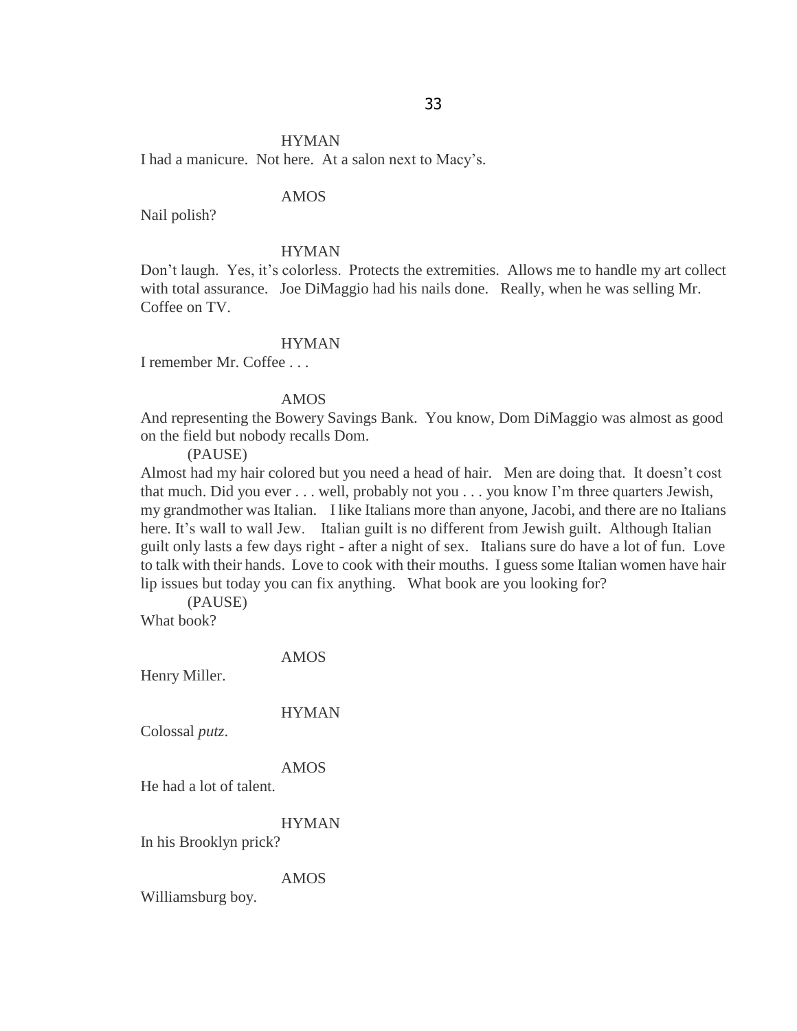HYMAN

I had a manicure. Not here. At a salon next to Macy's.

AMOS

Nail polish?

HYMAN

Don't laugh. Yes, it's colorless. Protects the extremities. Allows me to handle my art collect with total assurance. Joe DiMaggio had his nails done. Really, when he was selling Mr. Coffee on TV.

HYMAN

I remember Mr. Coffee . . .

AMOS

And representing the Bowery Savings Bank. You know, Dom DiMaggio was almost as good on the field but nobody recalls Dom.

(PAUSE)

Almost had my hair colored but you need a head of hair. Men are doing that. It doesn't cost that much. Did you ever . . . well, probably not you . . . you know I'm three quarters Jewish, my grandmother was Italian. I like Italians more than anyone, Jacobi, and there are no Italians here. It's wall to wall Jew. Italian guilt is no different from Jewish guilt. Although Italian guilt only lasts a few days right - after a night of sex. Italians sure do have a lot of fun. Love to talk with their hands. Love to cook with their mouths. I guess some Italian women have hair lip issues but today you can fix anything. What book are you looking for?

(PAUSE)

What book?

AMOS

Henry Miller.

HYMAN

Colossal *putz*.

AMOS

He had a lot of talent.

HYMAN

In his Brooklyn prick?

AMOS

Williamsburg boy.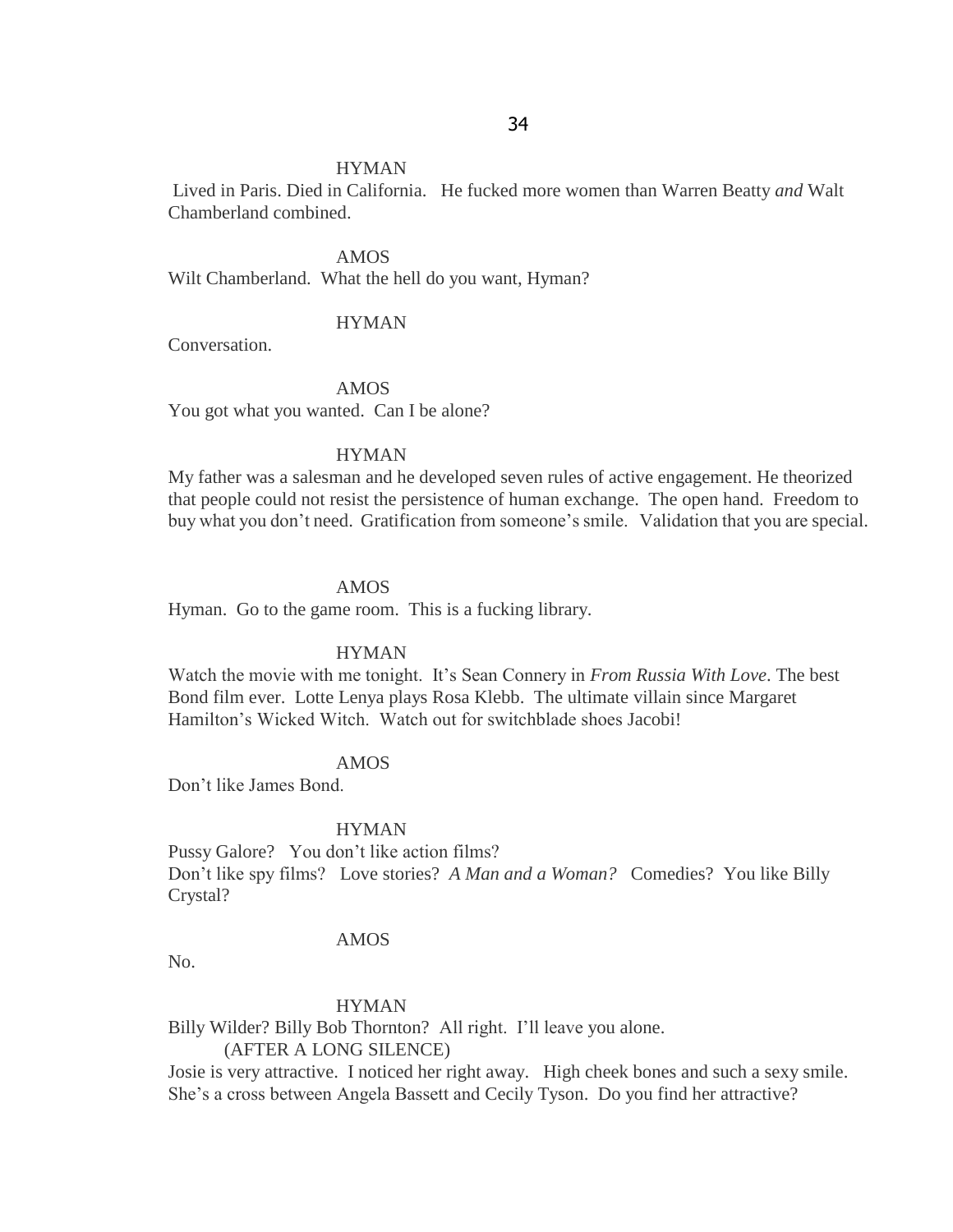HYMAN

Lived in Paris. Died in California. He fucked more women than Warren Beatty *and* Walt Chamberland combined.

AMOS

Wilt Chamberland. What the hell do you want, Hyman?

HYMAN

Conversation.

AMOS

You got what you wanted. Can I be alone?

HYMAN

My father was a salesman and he developed seven rules of active engagement. He theorized that people could not resist the persistence of human exchange. The open hand. Freedom to buy what you don't need. Gratification from someone's smile. Validation that you are special.

AMOS

Hyman. Go to the game room. This is a fucking library.

HYMAN

Watch the movie with me tonight. It's Sean Connery in *From Russia With Love*. The best Bond film ever. Lotte Lenya plays Rosa Klebb. The ultimate villain since Margaret Hamilton's Wicked Witch. Watch out for switchblade shoes Jacobi!

AMOS

Don't like James Bond.

HYMAN

Pussy Galore? You don't like action films?
Don't like spy films? Love stories? *A Man and a Woman?* Comedies? You like Billy Crystal?

AMOS

No.

HYMAN

Billy Wilder? Billy Bob Thornton? All right. I'll leave you alone.
(AFTER A LONG SILENCE)
Josie is very attractive. I noticed her right away. High cheek bones and such a sexy smile. She's a cross between Angela Bassett and Cecily Tyson. Do you find her attractive?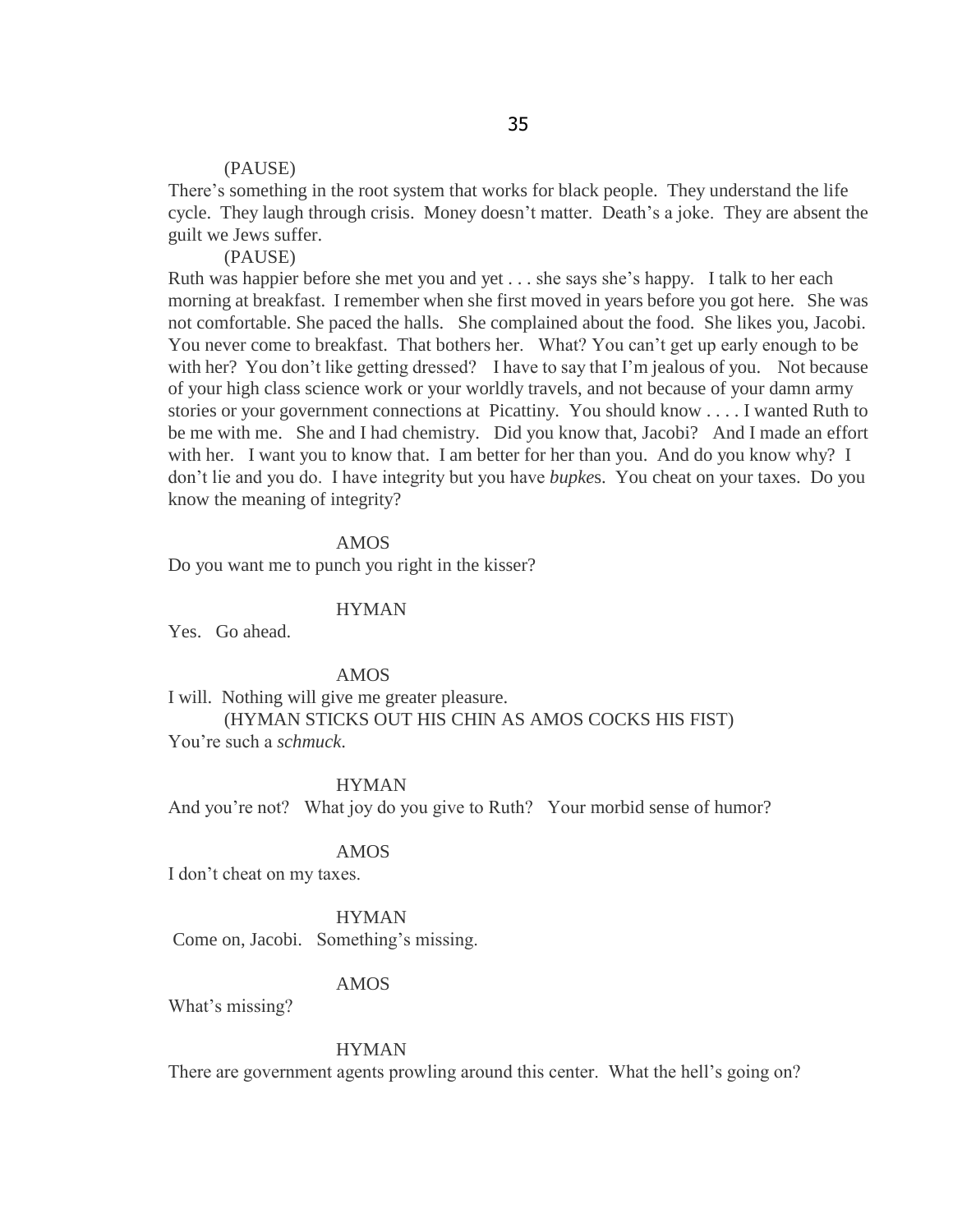(PAUSE)

There's something in the root system that works for black people. They understand the life cycle. They laugh through crisis. Money doesn't matter. Death's a joke. They are absent the guilt we Jews suffer.

(PAUSE)

Ruth was happier before she met you and yet . . . she says she's happy. I talk to her each morning at breakfast. I remember when she first moved in years before you got here. She was not comfortable. She paced the halls. She complained about the food. She likes you, Jacobi. You never come to breakfast. That bothers her. What? You can't get up early enough to be with her? You don't like getting dressed? I have to say that I'm jealous of you. Not because of your high class science work or your worldly travels, and not because of your damn army stories or your government connections at Picattiny. You should know . . . . I wanted Ruth to be me with me. She and I had chemistry. Did you know that, Jacobi? And I made an effort with her. I want you to know that. I am better for her than you. And do you know why? I don't lie and you do. I have integrity but you have *bupke*s. You cheat on your taxes. Do you know the meaning of integrity?

AMOS

Do you want me to punch you right in the kisser?

HYMAN

Yes. Go ahead.

AMOS

I will. Nothing will give me greater pleasure.

(HYMAN STICKS OUT HIS CHIN AS AMOS COCKS HIS FIST)

You're such a *schmuck*.

HYMAN

And you're not? What joy do you give to Ruth? Your morbid sense of humor?

AMOS

I don't cheat on my taxes.

HYMAN

Come on, Jacobi. Something's missing.

AMOS

What's missing?

HYMAN

There are government agents prowling around this center. What the hell's going on?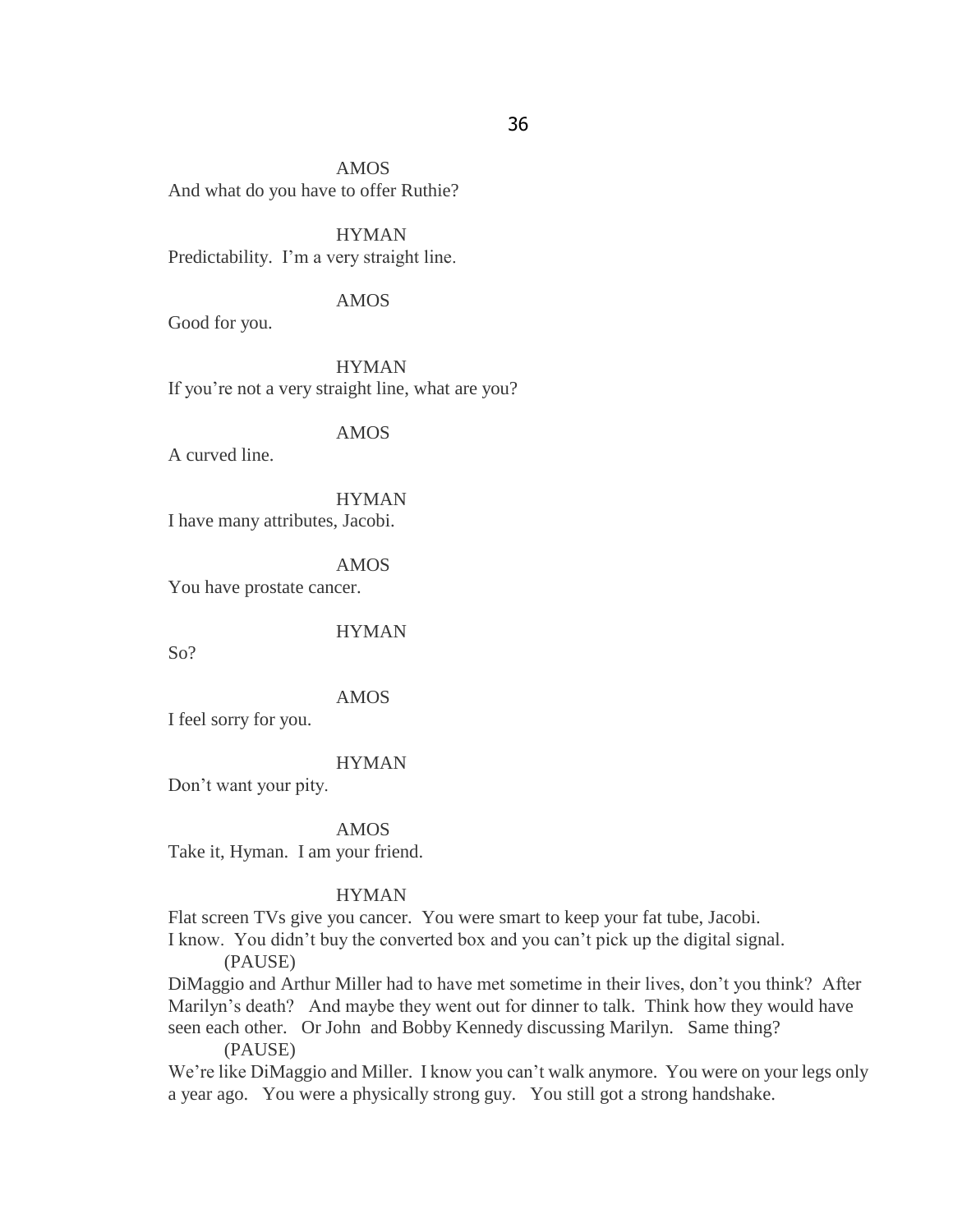AMOS

And what do you have to offer Ruthie?

HYMAN

Predictability. I'm a very straight line.

AMOS

Good for you.

HYMAN

If you're not a very straight line, what are you?

AMOS

A curved line.

HYMAN

I have many attributes, Jacobi.

AMOS

You have prostate cancer.

HYMAN

So?

AMOS

I feel sorry for you.

HYMAN

Don't want your pity.

AMOS

Take it, Hyman. I am your friend.

HYMAN

Flat screen TVs give you cancer. You were smart to keep your fat tube, Jacobi.
I know. You didn't buy the converted box and you can't pick up the digital signal.

(PAUSE)

DiMaggio and Arthur Miller had to have met sometime in their lives, don't you think? After Marilyn's death? And maybe they went out for dinner to talk. Think how they would have seen each other. Or John and Bobby Kennedy discussing Marilyn. Same thing?

(PAUSE)

We're like DiMaggio and Miller. I know you can't walk anymore. You were on your legs only a year ago. You were a physically strong guy. You still got a strong handshake.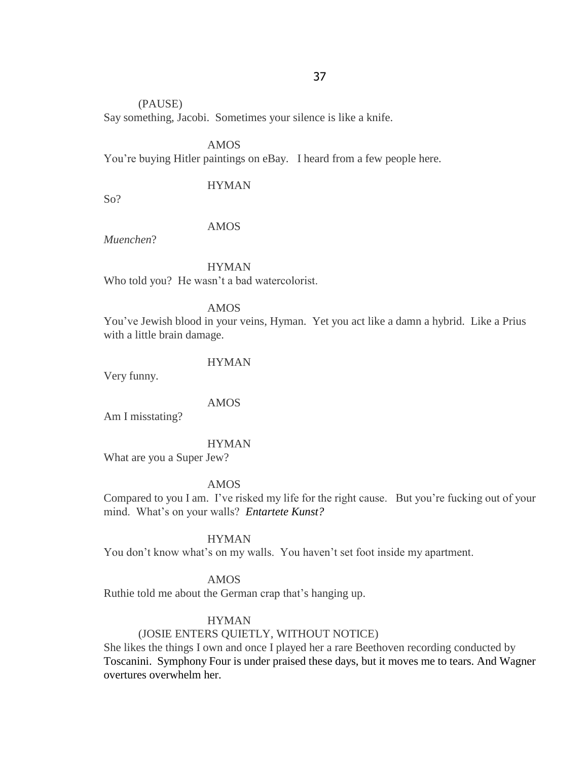(PAUSE)

Say something, Jacobi. Sometimes your silence is like a knife.

AMOS

You're buying Hitler paintings on eBay. I heard from a few people here.

HYMAN

So?

AMOS

*Muenchen*?

HYMAN

Who told you? He wasn't a bad watercolorist.

AMOS

You've Jewish blood in your veins, Hyman. Yet you act like a damn a hybrid. Like a Prius with a little brain damage.

HYMAN

Very funny.

AMOS

Am I misstating?

HYMAN

What are you a Super Jew?

AMOS

Compared to you I am. I've risked my life for the right cause. But you're fucking out of your mind. What's on your walls? ***Entartete Kunst?***

HYMAN

You don't know what's on my walls. You haven't set foot inside my apartment.

AMOS

Ruthie told me about the German crap that's hanging up.

HYMAN

(JOSIE ENTERS QUIETLY, WITHOUT NOTICE)

She likes the things I own and once I played her a rare Beethoven recording conducted by Toscanini. Symphony Four is under praised these days, but it moves me to tears. And Wagner overtures overwhelm her.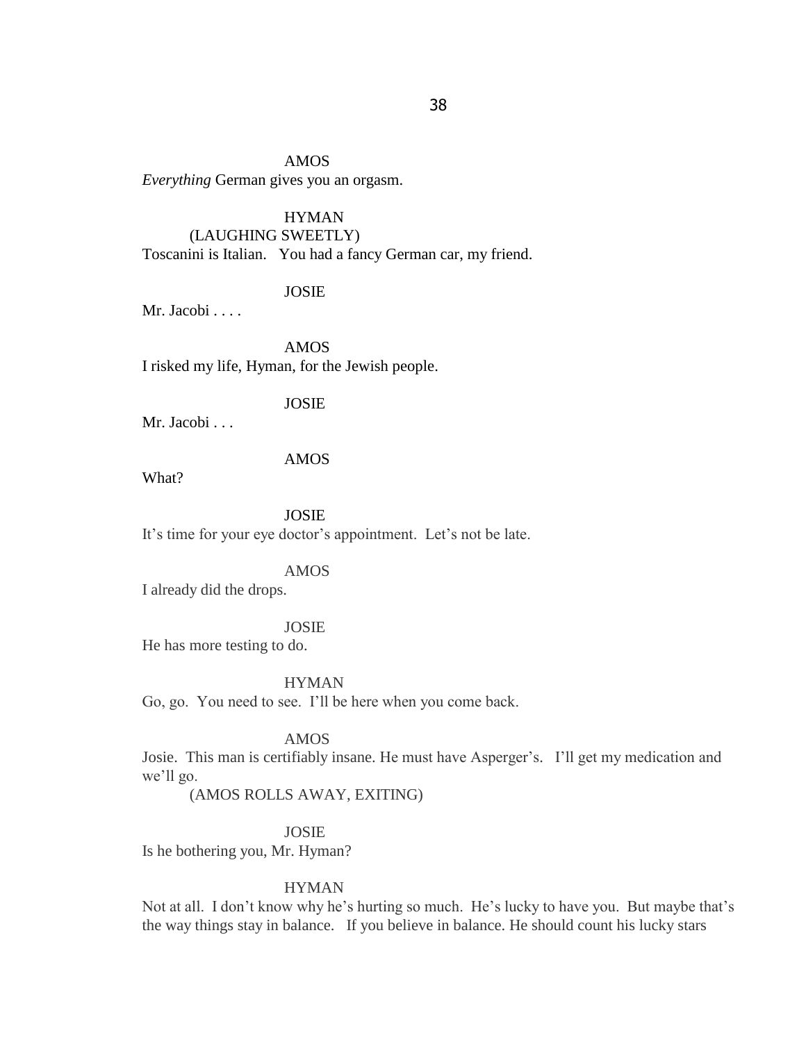AMOS

*Everything* German gives you an orgasm.

HYMAN

(LAUGHING SWEETLY)

Toscanini is Italian. You had a fancy German car, my friend.

JOSIE

Mr. Jacobi . . . .

AMOS

I risked my life, Hyman, for the Jewish people.

JOSIE

Mr. Jacobi . . .

AMOS

What?

JOSIE

It's time for your eye doctor's appointment. Let's not be late.

AMOS

I already did the drops.

JOSIE

He has more testing to do.

HYMAN

Go, go. You need to see. I'll be here when you come back.

AMOS

Josie. This man is certifiably insane. He must have Asperger's. I'll get my medication and we'll go.

(AMOS ROLLS AWAY, EXITING)

JOSIE

Is he bothering you, Mr. Hyman?

HYMAN

Not at all. I don't know why he's hurting so much. He's lucky to have you. But maybe that's the way things stay in balance. If you believe in balance. He should count his lucky stars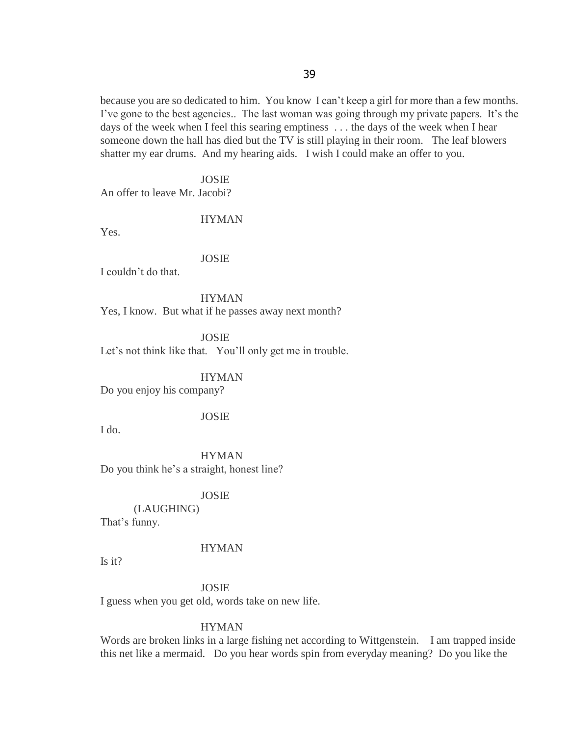because you are so dedicated to him. You know I can't keep a girl for more than a few months. I've gone to the best agencies.. The last woman was going through my private papers. It's the days of the week when I feel this searing emptiness . . . the days of the week when I hear someone down the hall has died but the TV is still playing in their room. The leaf blowers shatter my ear drums. And my hearing aids. I wish I could make an offer to you.

JOSIE

An offer to leave Mr. Jacobi?

HYMAN

Yes.

JOSIE

I couldn't do that.

HYMAN

Yes, I know. But what if he passes away next month?

JOSIE

Let's not think like that. You'll only get me in trouble.

HYMAN

Do you enjoy his company?

JOSIE

I do.

HYMAN

Do you think he's a straight, honest line?

JOSIE

(LAUGHING)

That's funny.

HYMAN

Is it?

JOSIE

I guess when you get old, words take on new life.

HYMAN

Words are broken links in a large fishing net according to Wittgenstein. I am trapped inside this net like a mermaid. Do you hear words spin from everyday meaning? Do you like the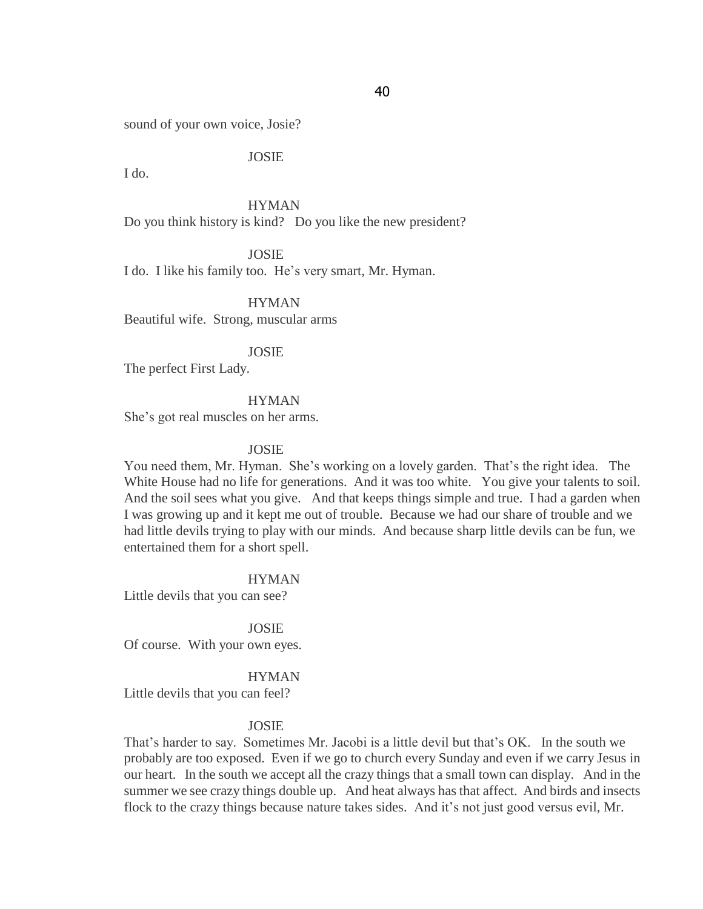sound of your own voice, Josie?

JOSIE

I do.

HYMAN

Do you think history is kind? Do you like the new president?

JOSIE

I do. I like his family too. He's very smart, Mr. Hyman.

HYMAN

Beautiful wife. Strong, muscular arms

JOSIE

The perfect First Lady.

HYMAN

She's got real muscles on her arms.

JOSIE

You need them, Mr. Hyman. She's working on a lovely garden. That's the right idea. The White House had no life for generations. And it was too white. You give your talents to soil. And the soil sees what you give. And that keeps things simple and true. I had a garden when I was growing up and it kept me out of trouble. Because we had our share of trouble and we had little devils trying to play with our minds. And because sharp little devils can be fun, we entertained them for a short spell.

HYMAN

Little devils that you can see?

JOSIE

Of course. With your own eyes.

HYMAN

Little devils that you can feel?

JOSIE

That's harder to say. Sometimes Mr. Jacobi is a little devil but that's OK. In the south we probably are too exposed. Even if we go to church every Sunday and even if we carry Jesus in our heart. In the south we accept all the crazy things that a small town can display. And in the summer we see crazy things double up. And heat always has that affect. And birds and insects flock to the crazy things because nature takes sides. And it's not just good versus evil, Mr.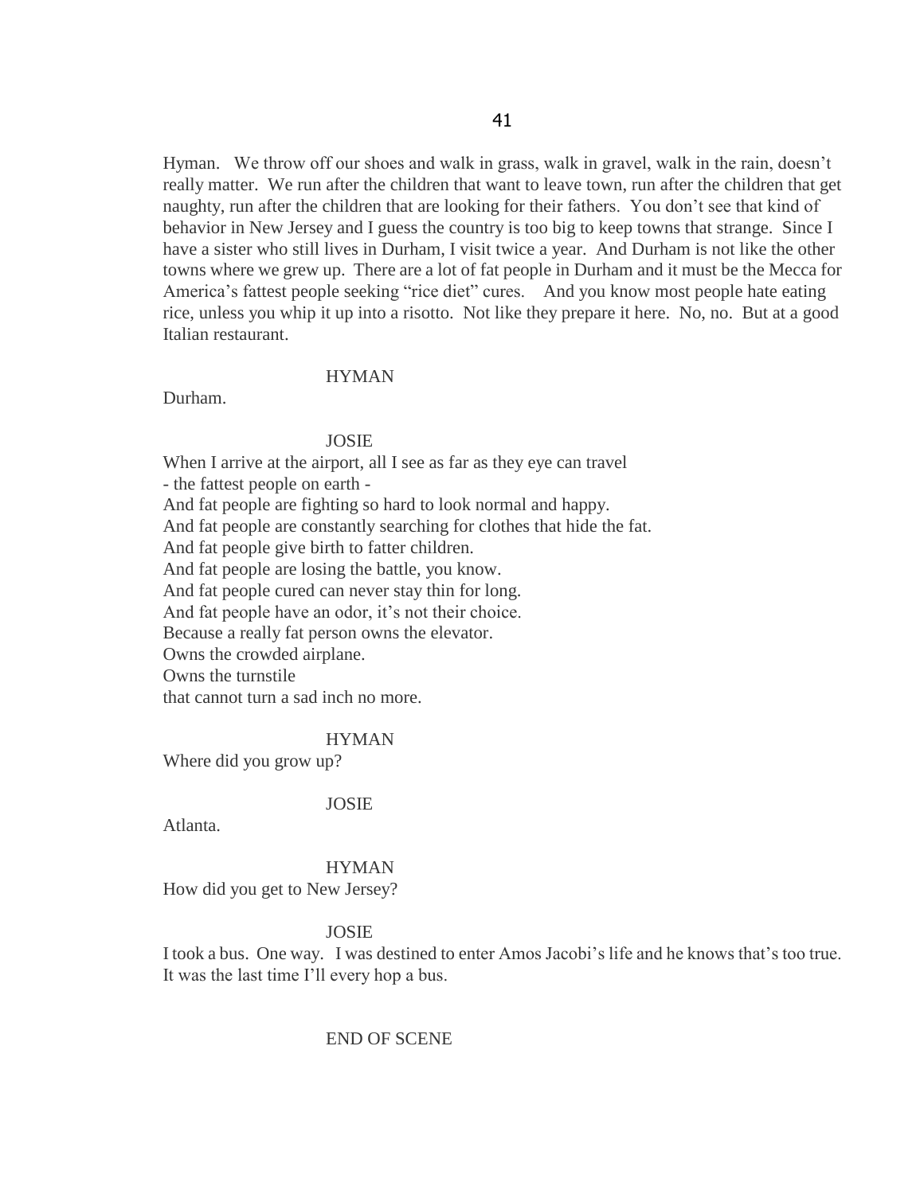Hyman. We throw off our shoes and walk in grass, walk in gravel, walk in the rain, doesn't really matter. We run after the children that want to leave town, run after the children that get naughty, run after the children that are looking for their fathers. You don't see that kind of behavior in New Jersey and I guess the country is too big to keep towns that strange. Since I have a sister who still lives in Durham, I visit twice a year. And Durham is not like the other towns where we grew up. There are a lot of fat people in Durham and it must be the Mecca for America's fattest people seeking "rice diet" cures. And you know most people hate eating rice, unless you whip it up into a risotto. Not like they prepare it here. No, no. But at a good Italian restaurant.

HYMAN

Durham.

JOSIE

When I arrive at the airport, all I see as far as they eye can travel
- the fattest people on earth -
And fat people are fighting so hard to look normal and happy.
And fat people are constantly searching for clothes that hide the fat.
And fat people give birth to fatter children.
And fat people are losing the battle, you know.
And fat people cured can never stay thin for long.
And fat people have an odor, it's not their choice.
Because a really fat person owns the elevator.
Owns the crowded airplane.
Owns the turnstile
that cannot turn a sad inch no more.

HYMAN

Where did you grow up?

JOSIE

Atlanta.

HYMAN

How did you get to New Jersey?

JOSIE

I took a bus. One way. I was destined to enter Amos Jacobi's life and he knows that's too true. It was the last time I'll every hop a bus.

END OF SCENE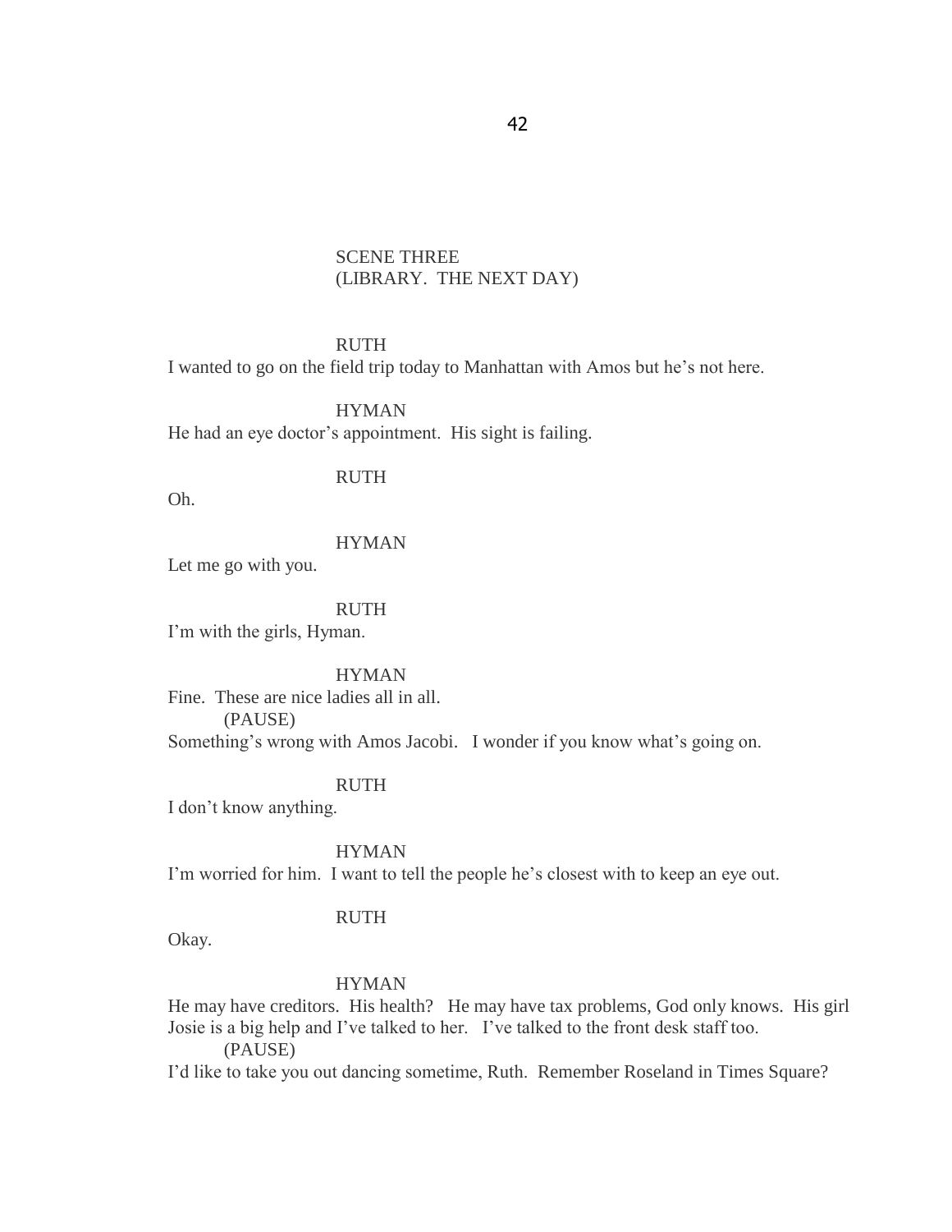SCENE THREE
(LIBRARY. THE NEXT DAY)

RUTH

I wanted to go on the field trip today to Manhattan with Amos but he's not here.

HYMAN

He had an eye doctor's appointment. His sight is failing.

RUTH

Oh.

HYMAN

Let me go with you.

RUTH

I'm with the girls, Hyman.

HYMAN

Fine. These are nice ladies all in all.

(PAUSE)

Something's wrong with Amos Jacobi. I wonder if you know what's going on.

RUTH

I don't know anything.

HYMAN

I'm worried for him. I want to tell the people he's closest with to keep an eye out.

RUTH

Okay.

HYMAN

He may have creditors. His health? He may have tax problems, God only knows. His girl Josie is a big help and I've talked to her. I've talked to the front desk staff too.

(PAUSE)

I'd like to take you out dancing sometime, Ruth. Remember Roseland in Times Square?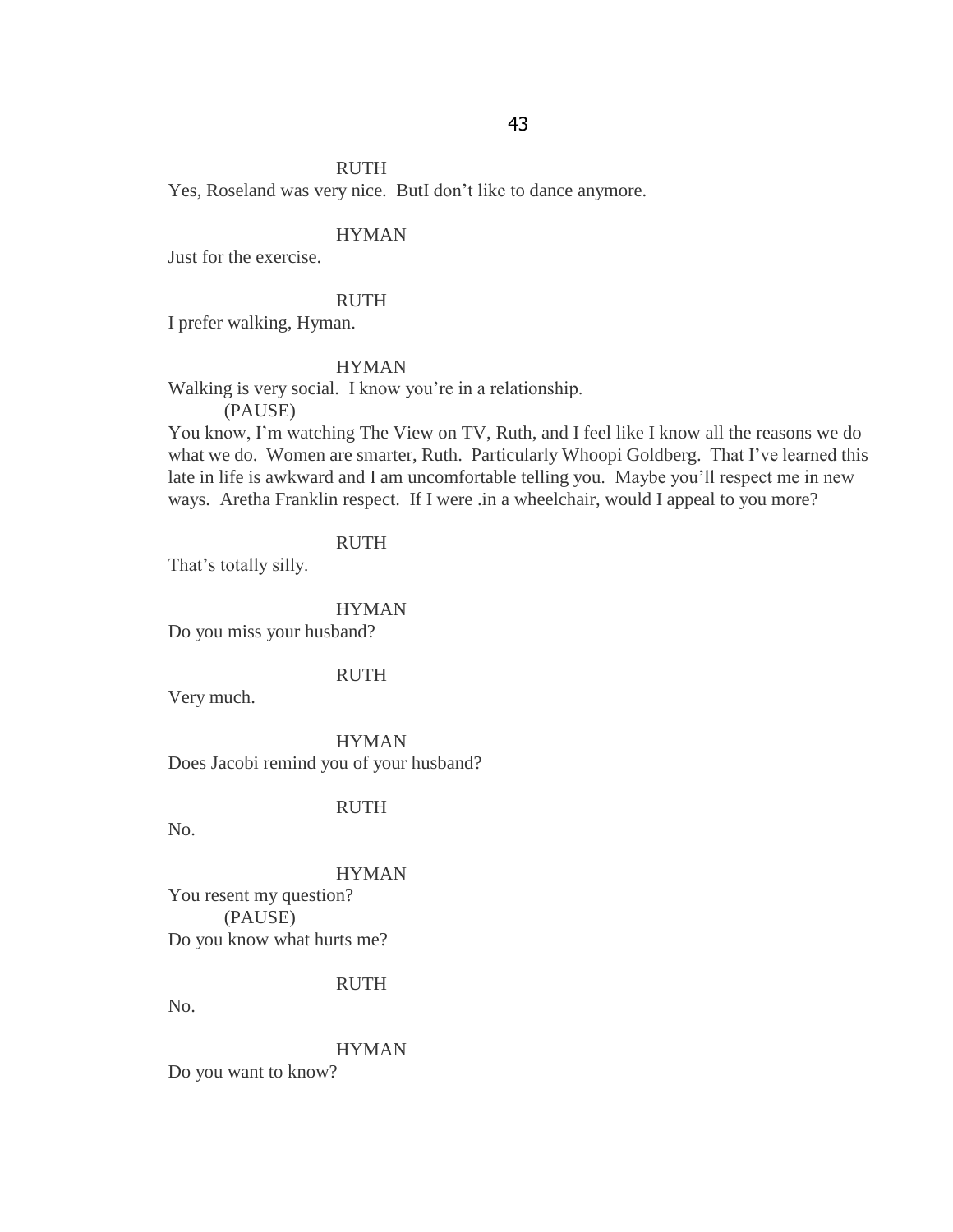RUTH

Yes, Roseland was very nice. ButI don't like to dance anymore.

HYMAN

Just for the exercise.

RUTH

I prefer walking, Hyman.

HYMAN

Walking is very social. I know you're in a relationship.

(PAUSE)

You know, I'm watching The View on TV, Ruth, and I feel like I know all the reasons we do what we do. Women are smarter, Ruth. Particularly Whoopi Goldberg. That I've learned this late in life is awkward and I am uncomfortable telling you. Maybe you'll respect me in new ways. Aretha Franklin respect. If I were .in a wheelchair, would I appeal to you more?

RUTH

That's totally silly.

HYMAN

Do you miss your husband?

RUTH

Very much.

HYMAN

Does Jacobi remind you of your husband?

RUTH

No.

HYMAN

You resent my question?

(PAUSE)

Do you know what hurts me?

RUTH

No.

HYMAN

Do you want to know?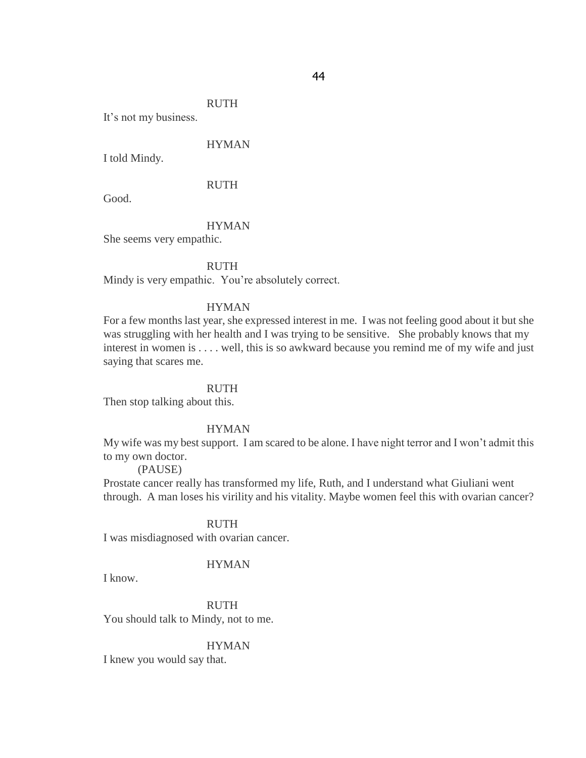RUTH

It's not my business.

HYMAN

I told Mindy.

RUTH

Good.

HYMAN

She seems very empathic.

RUTH

Mindy is very empathic. You're absolutely correct.

HYMAN

For a few months last year, she expressed interest in me. I was not feeling good about it but she was struggling with her health and I was trying to be sensitive. She probably knows that my interest in women is . . . . well, this is so awkward because you remind me of my wife and just saying that scares me.

RUTH

Then stop talking about this.

HYMAN

My wife was my best support. I am scared to be alone. I have night terror and I won't admit this to my own doctor.

(PAUSE)

Prostate cancer really has transformed my life, Ruth, and I understand what Giuliani went through. A man loses his virility and his vitality. Maybe women feel this with ovarian cancer?

RUTH

I was misdiagnosed with ovarian cancer.

HYMAN

I know.

RUTH

You should talk to Mindy, not to me.

HYMAN

I knew you would say that.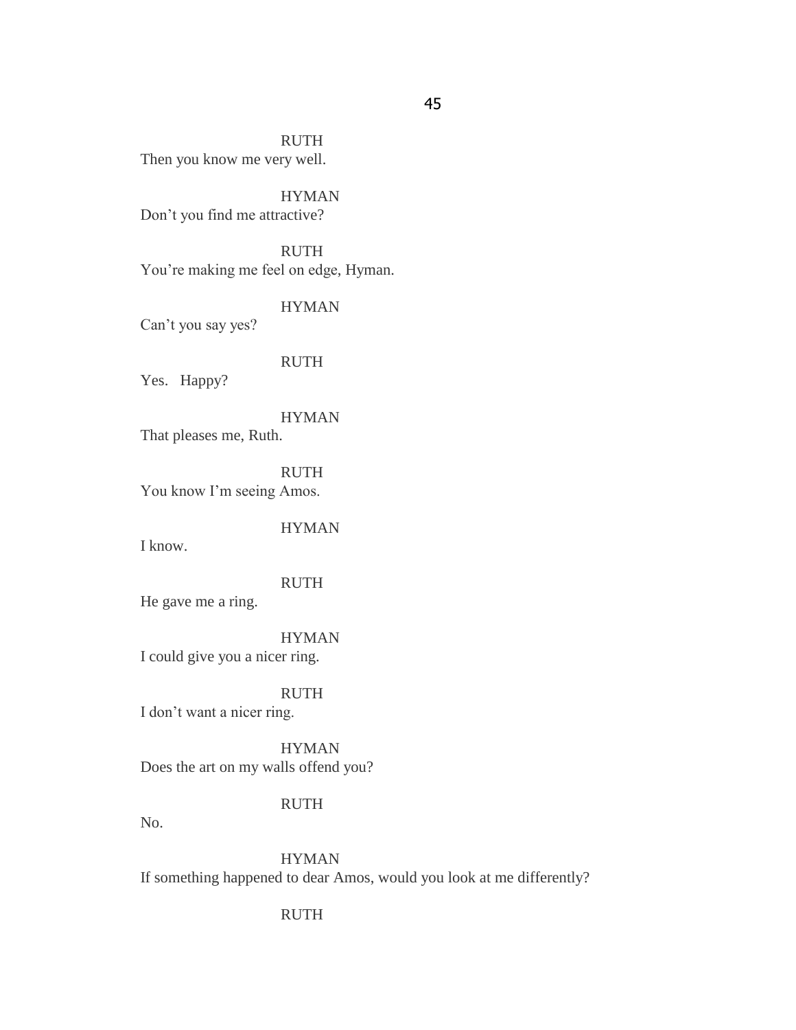RUTH

Then you know me very well.

HYMAN

Don't you find me attractive?

RUTH

You're making me feel on edge, Hyman.

HYMAN

Can't you say yes?

RUTH

Yes. Happy?

HYMAN

That pleases me, Ruth.

RUTH

You know I'm seeing Amos.

HYMAN

I know.

RUTH

He gave me a ring.

HYMAN

I could give you a nicer ring.

RUTH

I don't want a nicer ring.

HYMAN

Does the art on my walls offend you?

RUTH

No.

HYMAN

If something happened to dear Amos, would you look at me differently?

RUTH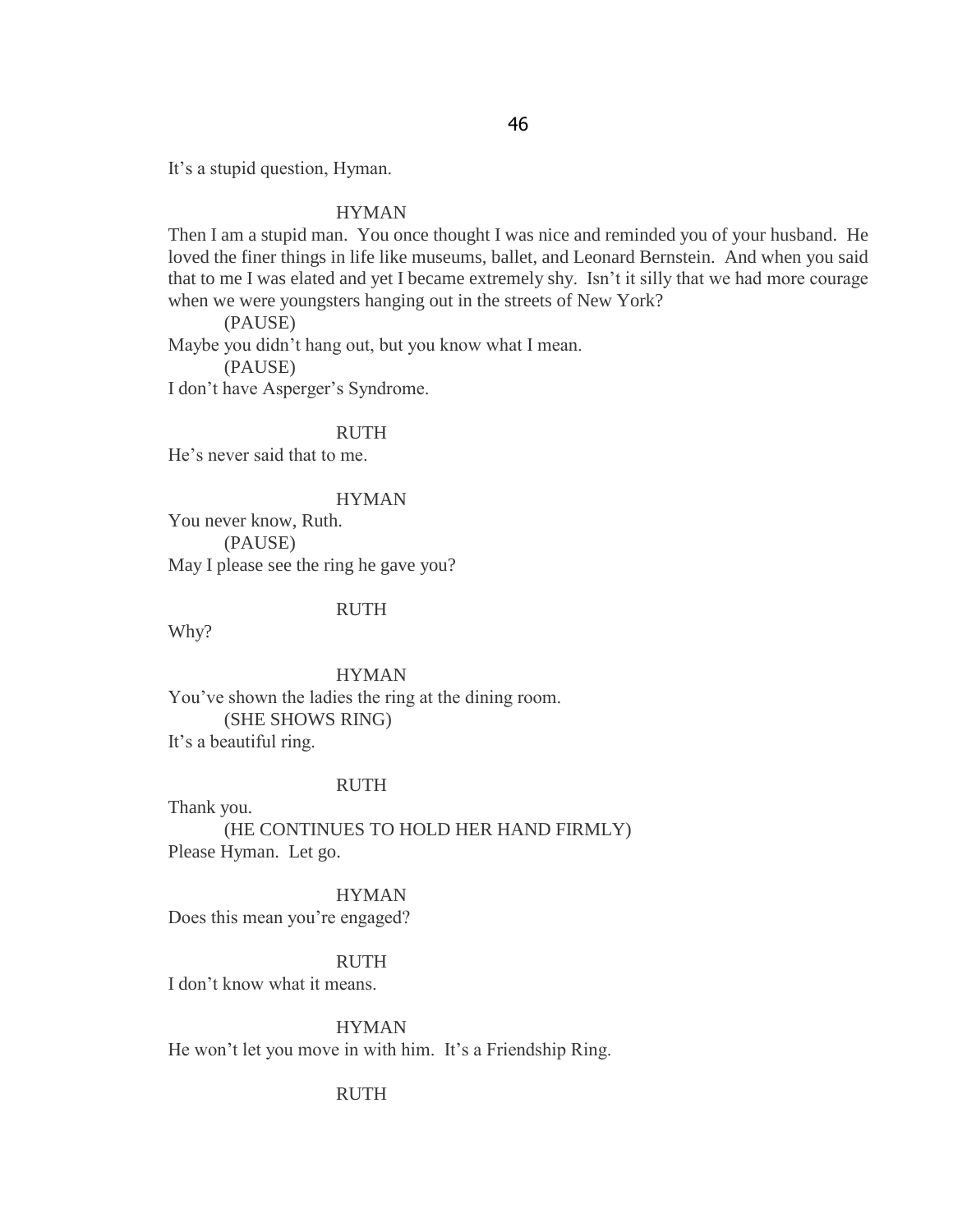It's a stupid question, Hyman.

HYMAN

Then I am a stupid man. You once thought I was nice and reminded you of your husband. He loved the finer things in life like museums, ballet, and Leonard Bernstein. And when you said that to me I was elated and yet I became extremely shy. Isn't it silly that we had more courage when we were youngsters hanging out in the streets of New York?

(PAUSE)

Maybe you didn't hang out, but you know what I mean.

(PAUSE)

I don't have Asperger's Syndrome.

RUTH

He's never said that to me.

HYMAN

You never know, Ruth.

(PAUSE)

May I please see the ring he gave you?

RUTH

Why?

HYMAN

You've shown the ladies the ring at the dining room.

(SHE SHOWS RING)

It's a beautiful ring.

RUTH

Thank you.

(HE CONTINUES TO HOLD HER HAND FIRMLY)

Please Hyman. Let go.

HYMAN

Does this mean you're engaged?

RUTH

I don't know what it means.

HYMAN

He won't let you move in with him. It's a Friendship Ring.

RUTH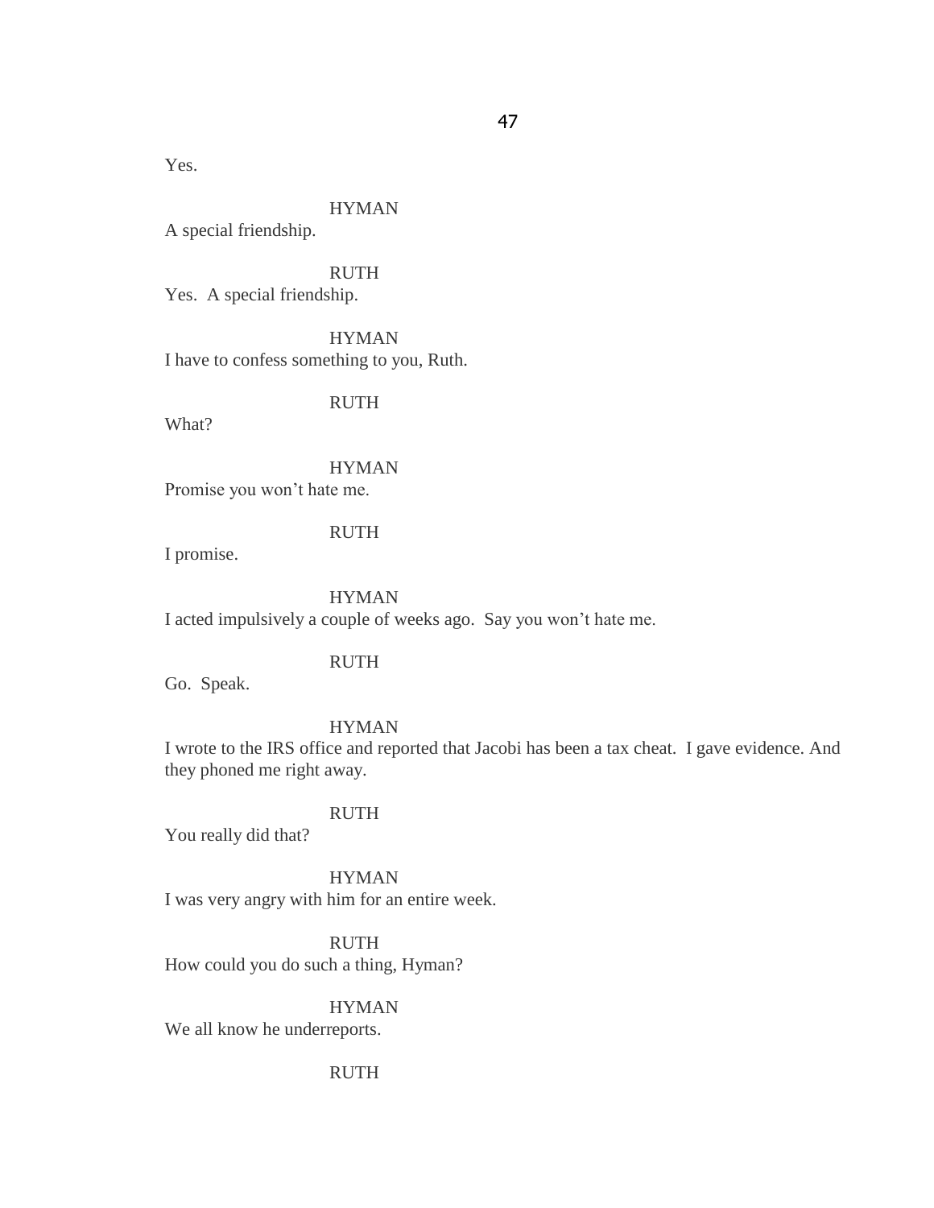Yes.

HYMAN

A special friendship.

RUTH

Yes.  A special friendship.

HYMAN

I have to confess something to you, Ruth.

RUTH

What?

HYMAN

Promise you won't hate me.

RUTH

I promise.

HYMAN

I acted impulsively a couple of weeks ago.  Say you won't hate me.

RUTH

Go.  Speak.

HYMAN

I wrote to the IRS office and reported that Jacobi has been a tax cheat.  I gave evidence. And they phoned me right away.

RUTH

You really did that?

HYMAN

I was very angry with him for an entire week.

RUTH

How could you do such a thing, Hyman?

HYMAN

We all know he underreports.

RUTH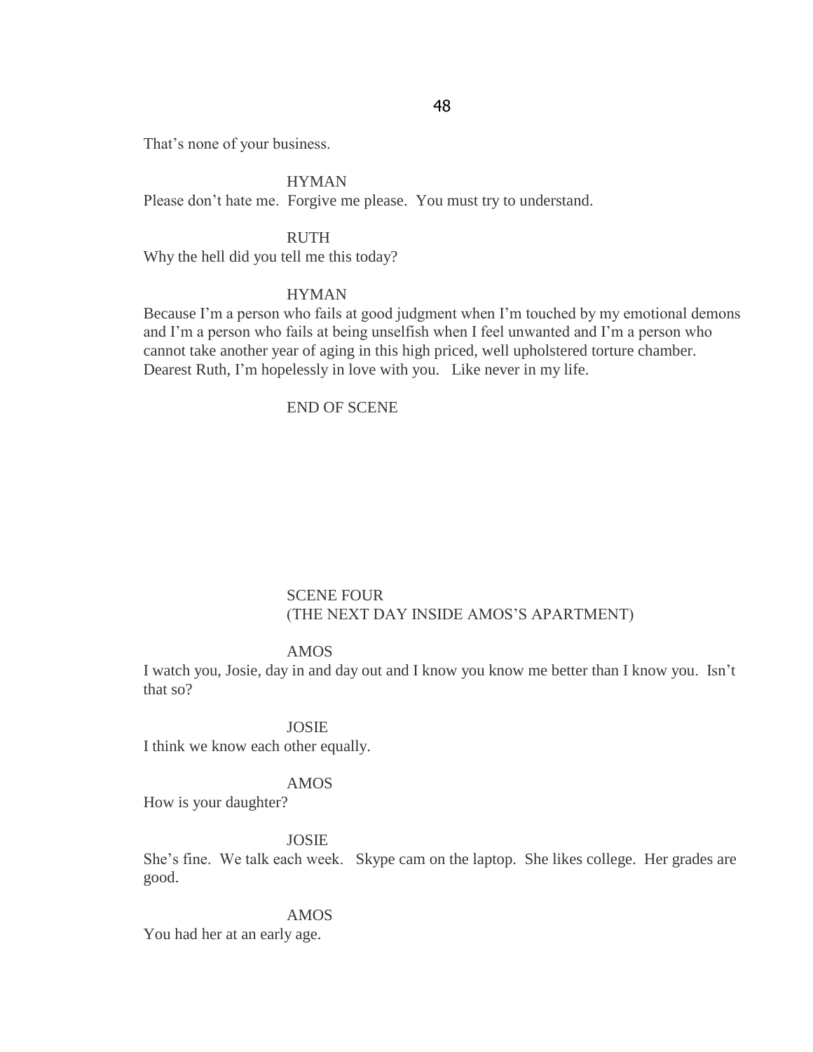That's none of your business.

HYMAN

Please don't hate me. Forgive me please. You must try to understand.

RUTH

Why the hell did you tell me this today?

HYMAN

Because I'm a person who fails at good judgment when I'm touched by my emotional demons and I'm a person who fails at being unselfish when I feel unwanted and I'm a person who cannot take another year of aging in this high priced, well upholstered torture chamber. Dearest Ruth, I'm hopelessly in love with you. Like never in my life.

END OF SCENE

SCENE FOUR
(THE NEXT DAY INSIDE AMOS'S APARTMENT)

AMOS

I watch you, Josie, day in and day out and I know you know me better than I know you. Isn't that so?

JOSIE

I think we know each other equally.

AMOS

How is your daughter?

JOSIE

She's fine. We talk each week. Skype cam on the laptop. She likes college. Her grades are good.

AMOS

You had her at an early age.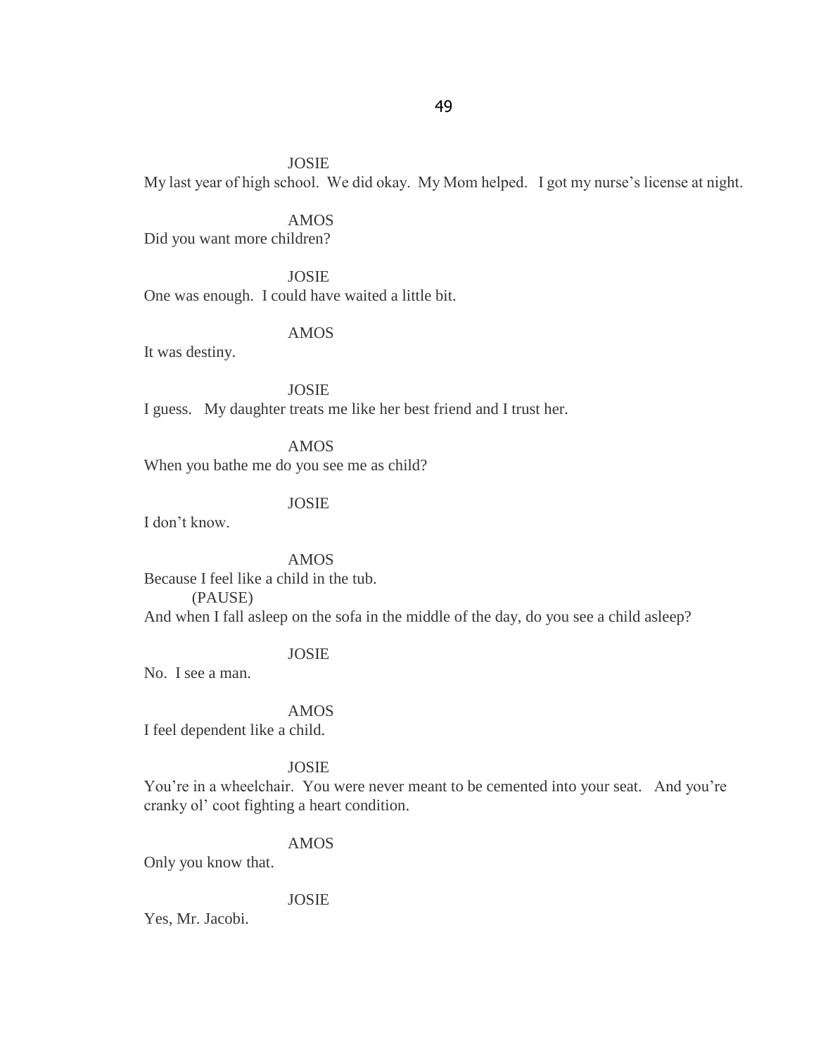JOSIE

My last year of high school. We did okay. My Mom helped. I got my nurse's license at night.

AMOS

Did you want more children?

JOSIE

One was enough. I could have waited a little bit.

AMOS

It was destiny.

JOSIE

I guess. My daughter treats me like her best friend and I trust her.

AMOS

When you bathe me do you see me as child?

JOSIE

I don't know.

AMOS

Because I feel like a child in the tub.

(PAUSE)

And when I fall asleep on the sofa in the middle of the day, do you see a child asleep?

JOSIE

No. I see a man.

AMOS

I feel dependent like a child.

JOSIE

You're in a wheelchair. You were never meant to be cemented into your seat. And you're cranky ol' coot fighting a heart condition.

AMOS

Only you know that.

JOSIE

Yes, Mr. Jacobi.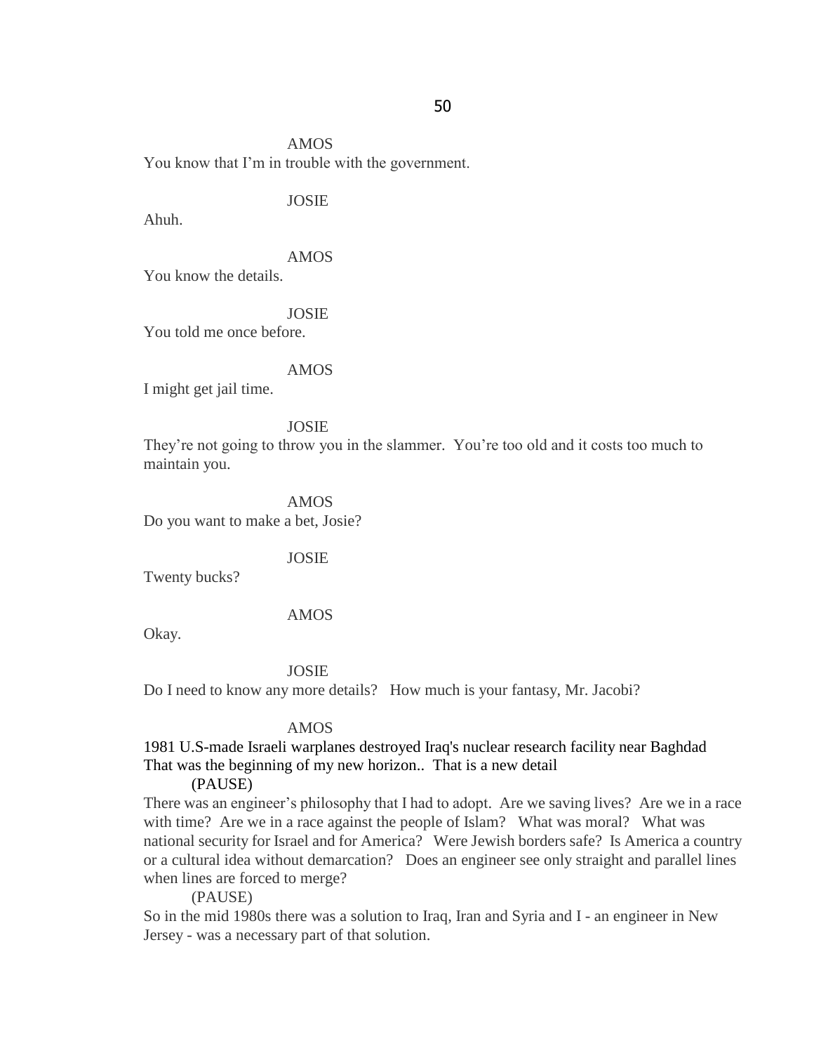AMOS

You know that I'm in trouble with the government.

JOSIE

Ahuh.

AMOS

You know the details.

JOSIE

You told me once before.

AMOS

I might get jail time.

JOSIE

They're not going to throw you in the slammer. You're too old and it costs too much to maintain you.

AMOS

Do you want to make a bet, Josie?

JOSIE

Twenty bucks?

AMOS

Okay.

JOSIE

Do I need to know any more details? How much is your fantasy, Mr. Jacobi?

AMOS

1981 U.S-made Israeli warplanes destroyed Iraq's nuclear research facility near Baghdad That was the beginning of my new horizon.. That is a new detail

(PAUSE)

There was an engineer's philosophy that I had to adopt. Are we saving lives? Are we in a race with time? Are we in a race against the people of Islam? What was moral? What was national security for Israel and for America? Were Jewish borders safe? Is America a country or a cultural idea without demarcation? Does an engineer see only straight and parallel lines when lines are forced to merge?

(PAUSE)

So in the mid 1980s there was a solution to Iraq, Iran and Syria and I - an engineer in New Jersey - was a necessary part of that solution.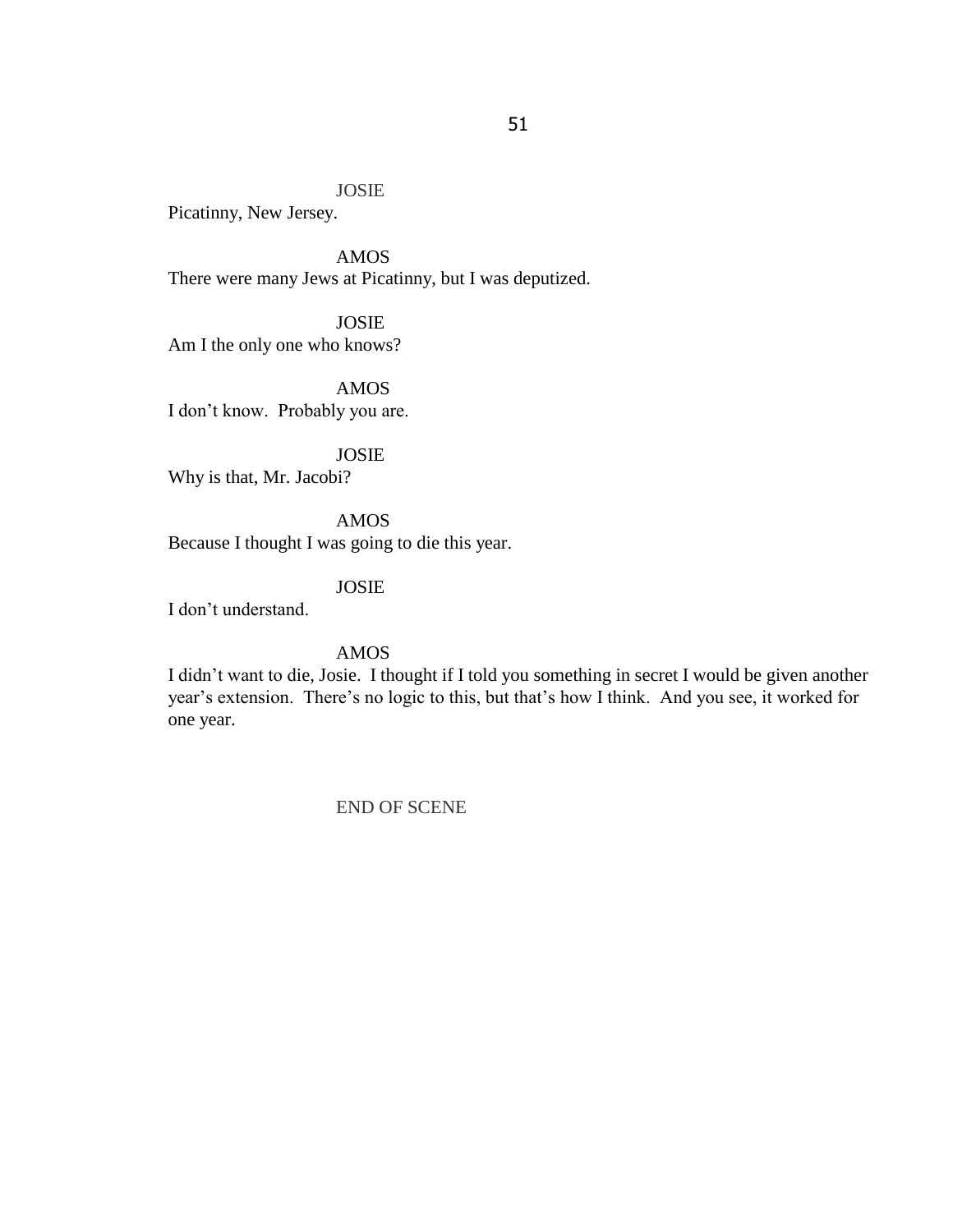JOSIE

Picatinny, New Jersey.

AMOS

There were many Jews at Picatinny, but I was deputized.

JOSIE

Am I the only one who knows?

AMOS

I don't know. Probably you are.

JOSIE

Why is that, Mr. Jacobi?

AMOS

Because I thought I was going to die this year.

JOSIE

I don't understand.

AMOS

I didn't want to die, Josie. I thought if I told you something in secret I would be given another year's extension. There's no logic to this, but that's how I think. And you see, it worked for one year.

END OF SCENE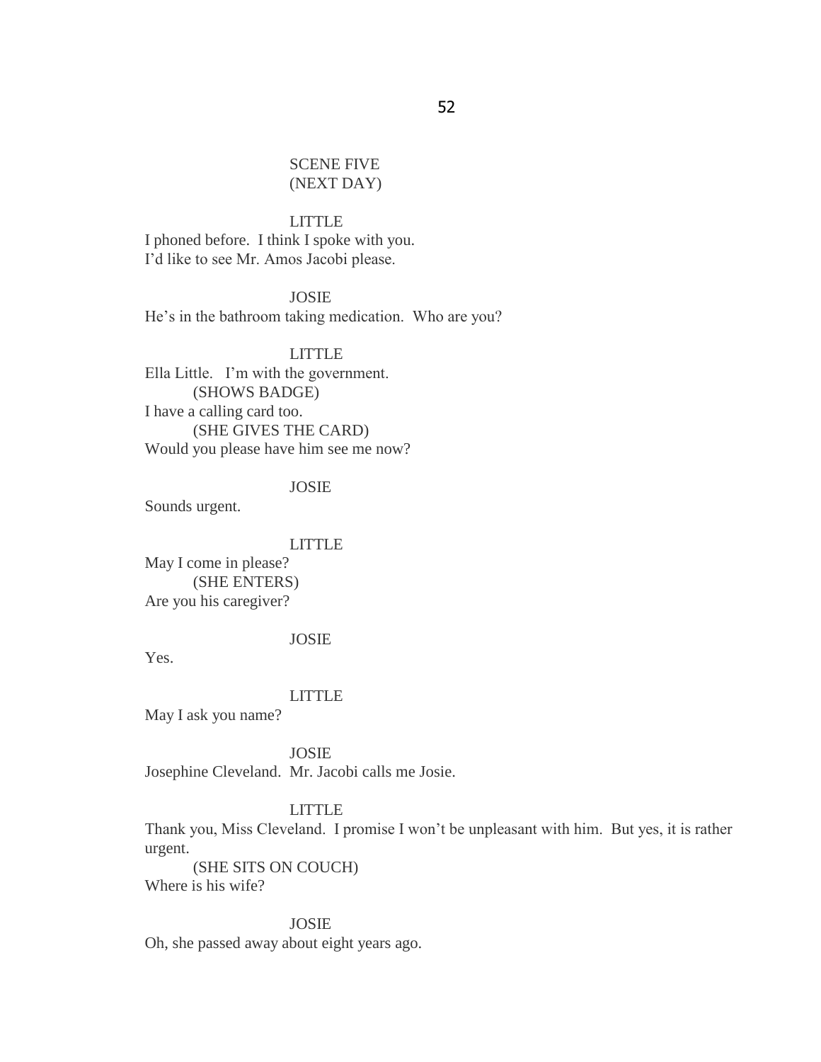SCENE FIVE
(NEXT DAY)

LITTLE
I phoned before. I think I spoke with you.
I'd like to see Mr. Amos Jacobi please.

JOSIE
He's in the bathroom taking medication. Who are you?

LITTLE
Ella Little. I'm with the government.
(SHOWS BADGE)
I have a calling card too.
(SHE GIVES THE CARD)
Would you please have him see me now?

JOSIE
Sounds urgent.

LITTLE
May I come in please?
(SHE ENTERS)
Are you his caregiver?

JOSIE
Yes.

LITTLE
May I ask you name?

JOSIE
Josephine Cleveland. Mr. Jacobi calls me Josie.

LITTLE
Thank you, Miss Cleveland. I promise I won't be unpleasant with him. But yes, it is rather urgent.
(SHE SITS ON COUCH)
Where is his wife?

JOSIE
Oh, she passed away about eight years ago.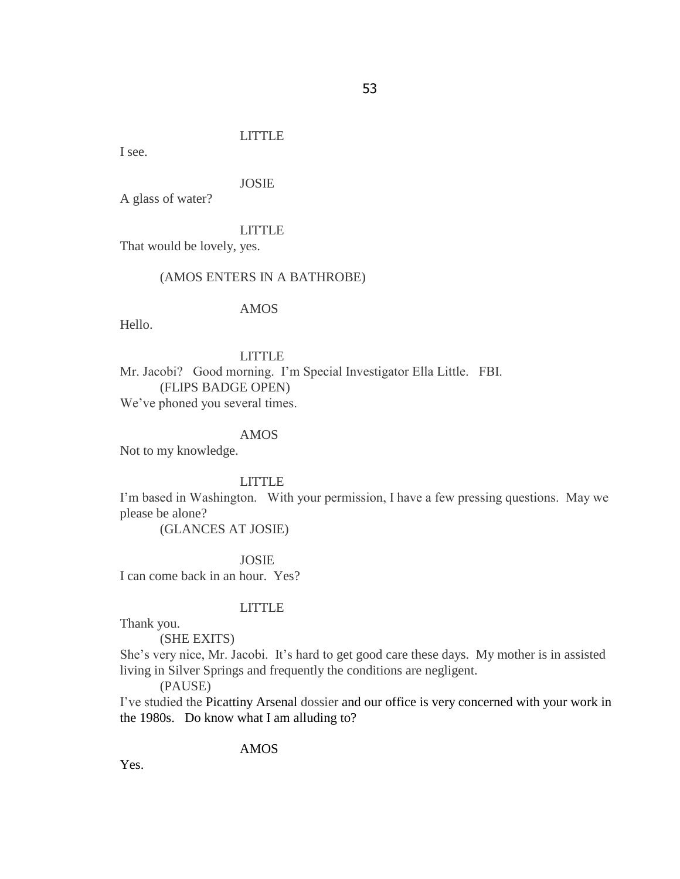LITTLE

I see.

JOSIE

A glass of water?

LITTLE

That would be lovely, yes.

(AMOS ENTERS IN A BATHROBE)

AMOS

Hello.

LITTLE

Mr. Jacobi? Good morning. I'm Special Investigator Ella Little. FBI.

(FLIPS BADGE OPEN)

We've phoned you several times.

AMOS

Not to my knowledge.

LITTLE

I'm based in Washington. With your permission, I have a few pressing questions. May we please be alone?

(GLANCES AT JOSIE)

JOSIE

I can come back in an hour. Yes?

LITTLE

Thank you.

(SHE EXITS)

She's very nice, Mr. Jacobi. It's hard to get good care these days. My mother is in assisted living in Silver Springs and frequently the conditions are negligent.

(PAUSE)

I've studied the Picattiny Arsenal dossier and our office is very concerned with your work in the 1980s. Do know what I am alluding to?

AMOS

Yes.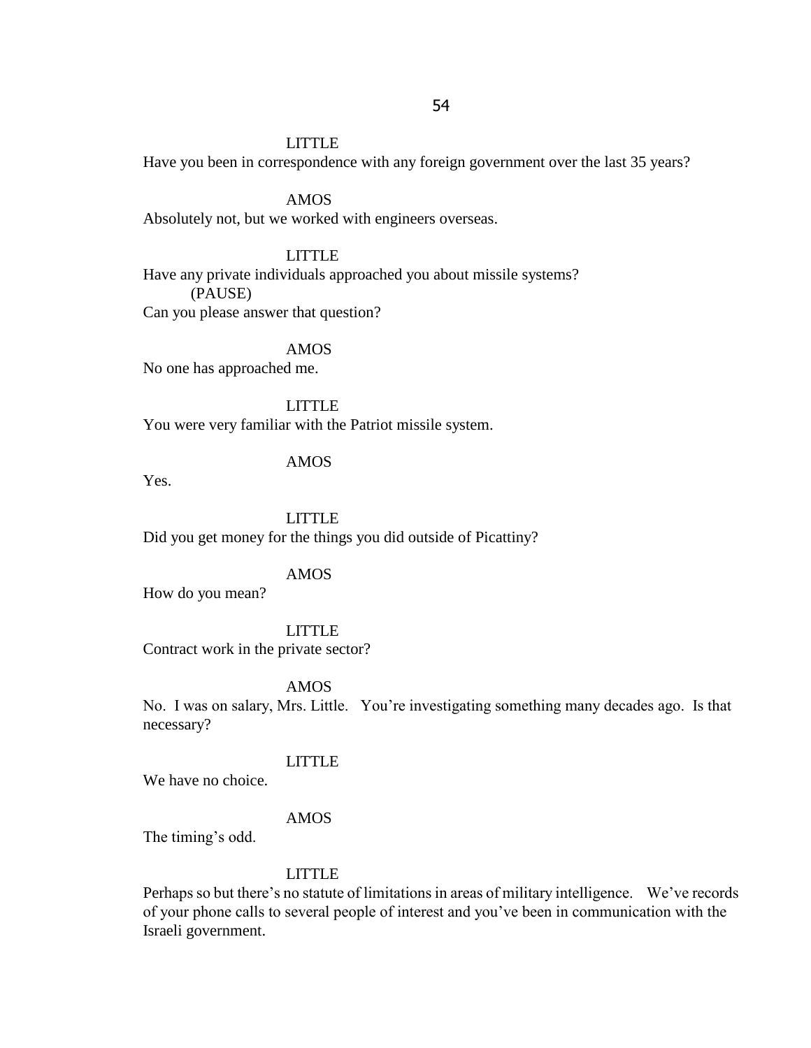LITTLE

Have you been in correspondence with any foreign government over the last 35 years?

AMOS

Absolutely not, but we worked with engineers overseas.

LITTLE

Have any private individuals approached you about missile systems?

(PAUSE)

Can you please answer that question?

AMOS

No one has approached me.

LITTLE

You were very familiar with the Patriot missile system.

AMOS

Yes.

LITTLE

Did you get money for the things you did outside of Picattiny?

AMOS

How do you mean?

LITTLE

Contract work in the private sector?

AMOS

No. I was on salary, Mrs. Little. You're investigating something many decades ago. Is that necessary?

LITTLE

We have no choice.

AMOS

The timing's odd.

LITTLE

Perhaps so but there's no statute of limitations in areas of military intelligence. We've records of your phone calls to several people of interest and you've been in communication with the Israeli government.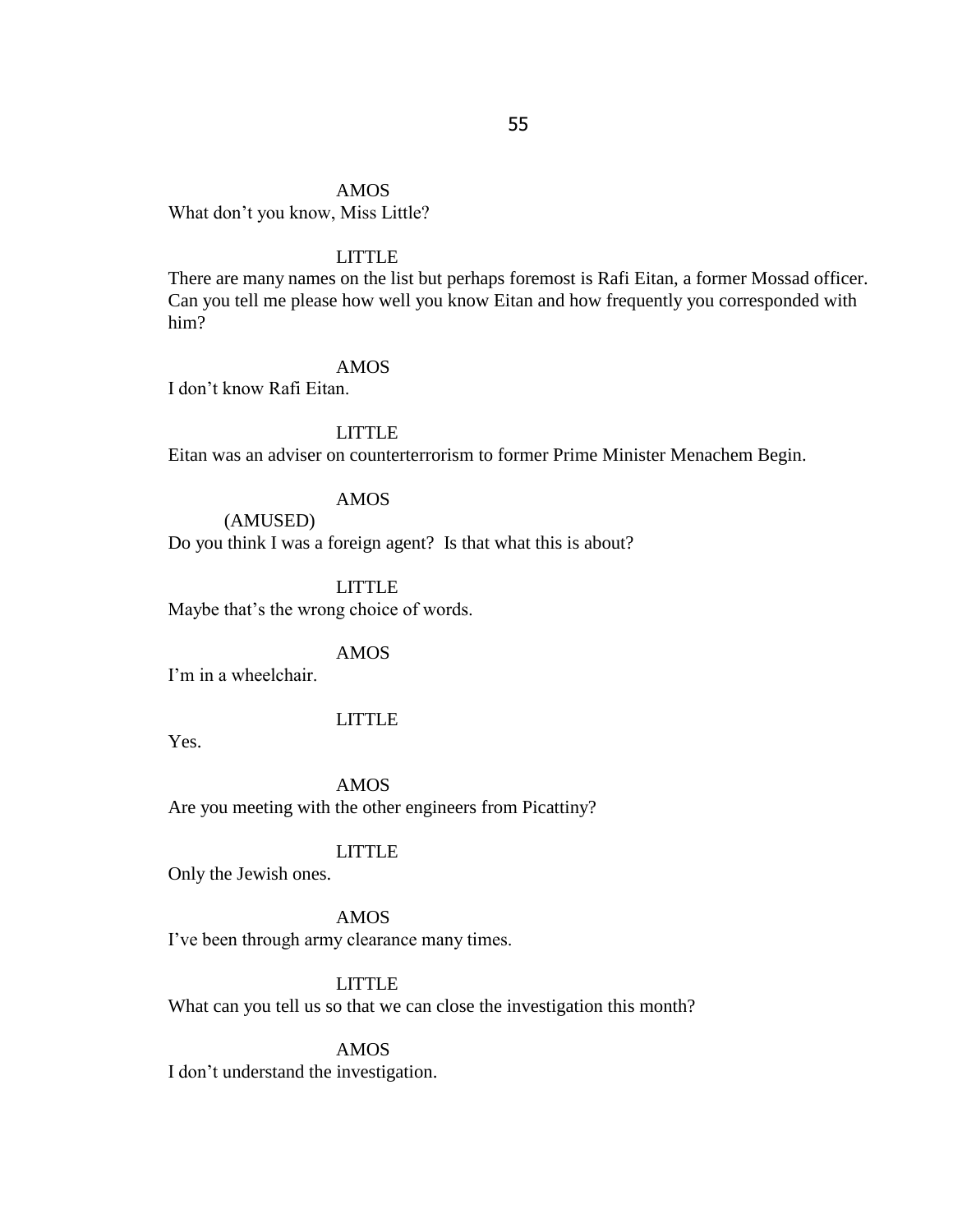AMOS

What don't you know, Miss Little?

LITTLE

There are many names on the list but perhaps foremost is Rafi Eitan, a former Mossad officer. Can you tell me please how well you know Eitan and how frequently you corresponded with him?

AMOS

I don't know Rafi Eitan.

LITTLE

Eitan was an adviser on counterterrorism to former Prime Minister Menachem Begin.

AMOS

(AMUSED)

Do you think I was a foreign agent? Is that what this is about?

LITTLE

Maybe that's the wrong choice of words.

AMOS

I'm in a wheelchair.

LITTLE

Yes.

AMOS

Are you meeting with the other engineers from Picattiny?

LITTLE

Only the Jewish ones.

AMOS

I've been through army clearance many times.

LITTLE

What can you tell us so that we can close the investigation this month?

AMOS

I don't understand the investigation.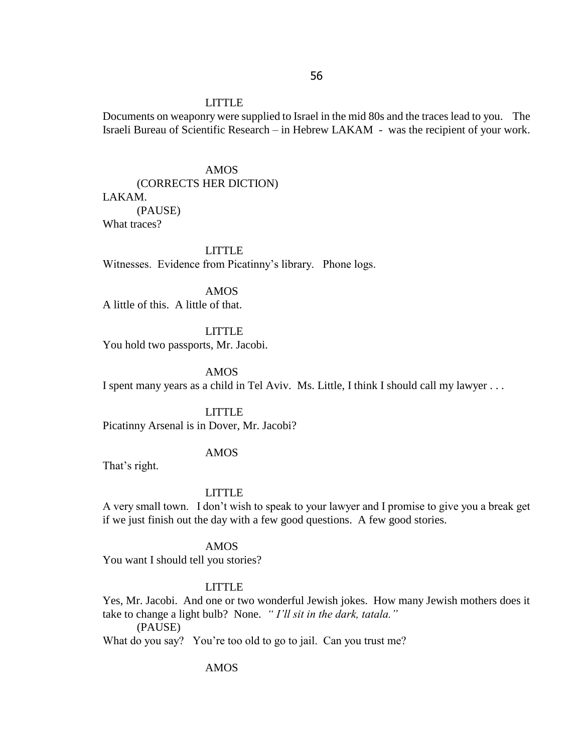LITTLE

Documents on weaponry were supplied to Israel in the mid 80s and the traces lead to you. The Israeli Bureau of Scientific Research – in Hebrew LAKAM - was the recipient of your work.

AMOS

(CORRECTS HER DICTION)

LAKAM.

(PAUSE)

What traces?

LITTLE

Witnesses. Evidence from Picatinny's library. Phone logs.

AMOS

A little of this. A little of that.

LITTLE

You hold two passports, Mr. Jacobi.

AMOS

I spent many years as a child in Tel Aviv. Ms. Little, I think I should call my lawyer . . .

LITTLE

Picatinny Arsenal is in Dover, Mr. Jacobi?

AMOS

That's right.

LITTLE

A very small town. I don't wish to speak to your lawyer and I promise to give you a break get if we just finish out the day with a few good questions. A few good stories.

AMOS

You want I should tell you stories?

LITTLE

Yes, Mr. Jacobi. And one or two wonderful Jewish jokes. How many Jewish mothers does it take to change a light bulb? None. *" I'll sit in the dark, tatala."*

(PAUSE)

What do you say? You're too old to go to jail. Can you trust me?

AMOS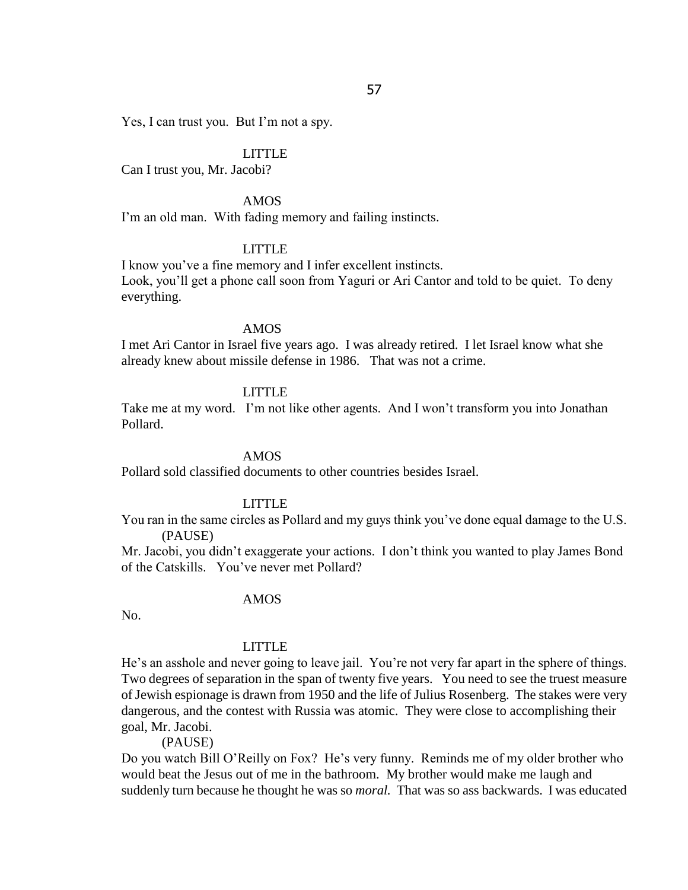Yes, I can trust you. But I'm not a spy.

LITTLE

Can I trust you, Mr. Jacobi?

AMOS

I'm an old man. With fading memory and failing instincts.

LITTLE

I know you've a fine memory and I infer excellent instincts.
Look, you'll get a phone call soon from Yaguri or Ari Cantor and told to be quiet. To deny everything.

AMOS

I met Ari Cantor in Israel five years ago. I was already retired. I let Israel know what she already knew about missile defense in 1986. That was not a crime.

LITTLE

Take me at my word. I'm not like other agents. And I won't transform you into Jonathan Pollard.

AMOS

Pollard sold classified documents to other countries besides Israel.

LITTLE

You ran in the same circles as Pollard and my guys think you've done equal damage to the U.S.
(PAUSE)
Mr. Jacobi, you didn't exaggerate your actions. I don't think you wanted to play James Bond of the Catskills. You've never met Pollard?

AMOS

No.

LITTLE

He's an asshole and never going to leave jail. You're not very far apart in the sphere of things. Two degrees of separation in the span of twenty five years. You need to see the truest measure of Jewish espionage is drawn from 1950 and the life of Julius Rosenberg. The stakes were very dangerous, and the contest with Russia was atomic. They were close to accomplishing their goal, Mr. Jacobi.
(PAUSE)
Do you watch Bill O'Reilly on Fox? He's very funny. Reminds me of my older brother who would beat the Jesus out of me in the bathroom. My brother would make me laugh and suddenly turn because he thought he was so *moral.* That was so ass backwards. I was educated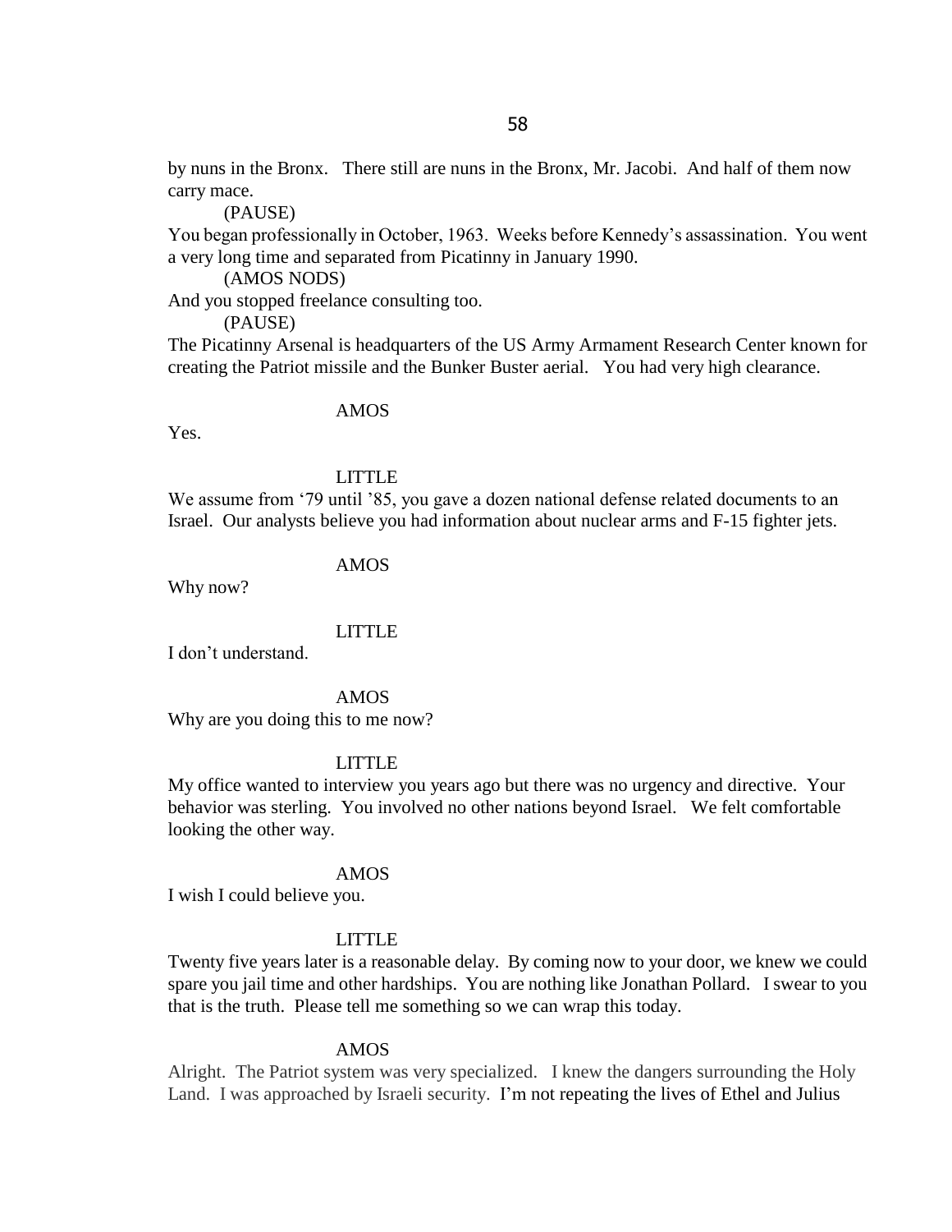by nuns in the Bronx. There still are nuns in the Bronx, Mr. Jacobi. And half of them now carry mace.

(PAUSE)

You began professionally in October, 1963. Weeks before Kennedy's assassination. You went a very long time and separated from Picatinny in January 1990.

(AMOS NODS)

And you stopped freelance consulting too.

(PAUSE)

The Picatinny Arsenal is headquarters of the US Army Armament Research Center known for creating the Patriot missile and the Bunker Buster aerial. You had very high clearance.

AMOS

Yes.

LITTLE

We assume from '79 until '85, you gave a dozen national defense related documents to an Israel. Our analysts believe you had information about nuclear arms and F-15 fighter jets.

AMOS

Why now?

LITTLE

I don't understand.

AMOS

Why are you doing this to me now?

LITTLE

My office wanted to interview you years ago but there was no urgency and directive. Your behavior was sterling. You involved no other nations beyond Israel. We felt comfortable looking the other way.

AMOS

I wish I could believe you.

LITTLE

Twenty five years later is a reasonable delay. By coming now to your door, we knew we could spare you jail time and other hardships. You are nothing like Jonathan Pollard. I swear to you that is the truth. Please tell me something so we can wrap this today.

AMOS

Alright. The Patriot system was very specialized. I knew the dangers surrounding the Holy Land. I was approached by Israeli security. I'm not repeating the lives of Ethel and Julius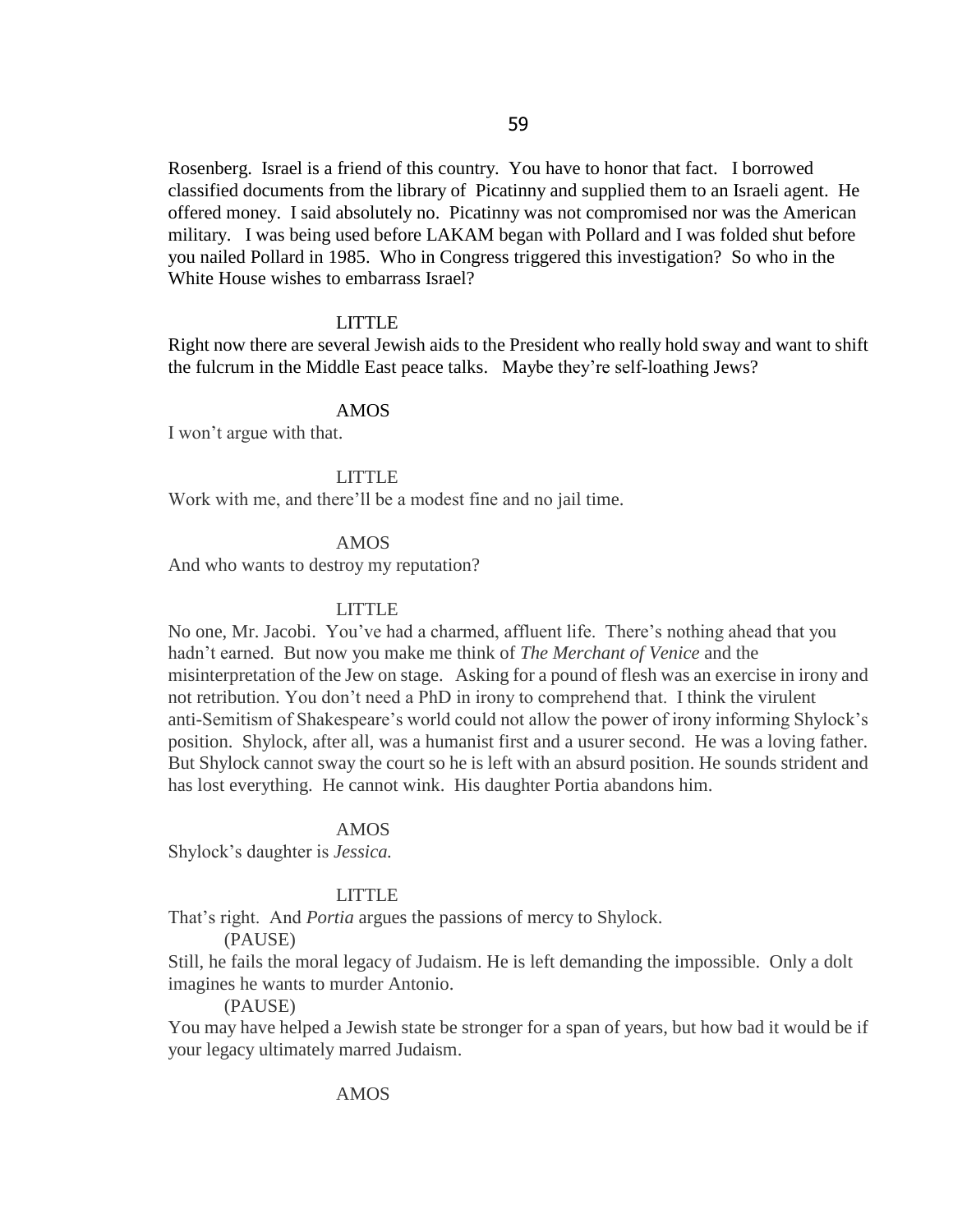Rosenberg. Israel is a friend of this country. You have to honor that fact. I borrowed classified documents from the library of Picatinny and supplied them to an Israeli agent. He offered money. I said absolutely no. Picatinny was not compromised nor was the American military. I was being used before LAKAM began with Pollard and I was folded shut before you nailed Pollard in 1985. Who in Congress triggered this investigation? So who in the White House wishes to embarrass Israel?

LITTLE

Right now there are several Jewish aids to the President who really hold sway and want to shift the fulcrum in the Middle East peace talks. Maybe they're self-loathing Jews?

AMOS

I won't argue with that.

LITTLE

Work with me, and there'll be a modest fine and no jail time.

AMOS

And who wants to destroy my reputation?

LITTLE

No one, Mr. Jacobi. You've had a charmed, affluent life. There's nothing ahead that you hadn't earned. But now you make me think of *The Merchant of Venice* and the misinterpretation of the Jew on stage. Asking for a pound of flesh was an exercise in irony and not retribution. You don't need a PhD in irony to comprehend that. I think the virulent anti-Semitism of Shakespeare's world could not allow the power of irony informing Shylock's position. Shylock, after all, was a humanist first and a usurer second. He was a loving father. But Shylock cannot sway the court so he is left with an absurd position. He sounds strident and has lost everything. He cannot wink. His daughter Portia abandons him.

AMOS

Shylock's daughter is *Jessica.*

LITTLE

That's right. And *Portia* argues the passions of mercy to Shylock.

(PAUSE)

Still, he fails the moral legacy of Judaism. He is left demanding the impossible. Only a dolt imagines he wants to murder Antonio.

(PAUSE)

You may have helped a Jewish state be stronger for a span of years, but how bad it would be if your legacy ultimately marred Judaism.

AMOS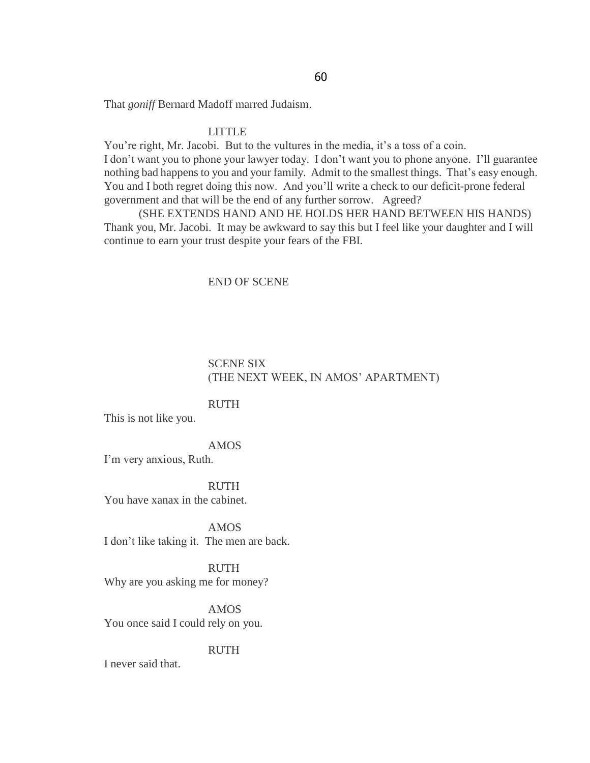That *goniff* Bernard Madoff marred Judaism.

LITTLE

You're right, Mr. Jacobi. But to the vultures in the media, it's a toss of a coin. I don't want you to phone your lawyer today. I don't want you to phone anyone. I'll guarantee nothing bad happens to you and your family. Admit to the smallest things. That's easy enough. You and I both regret doing this now. And you'll write a check to our deficit-prone federal government and that will be the end of any further sorrow. Agreed?

(SHE EXTENDS HAND AND HE HOLDS HER HAND BETWEEN HIS HANDS)

Thank you, Mr. Jacobi. It may be awkward to say this but I feel like your daughter and I will continue to earn your trust despite your fears of the FBI.

END OF SCENE

SCENE SIX
(THE NEXT WEEK, IN AMOS' APARTMENT)

RUTH

This is not like you.

AMOS

I'm very anxious, Ruth.

RUTH

You have xanax in the cabinet.

AMOS

I don't like taking it. The men are back.

RUTH

Why are you asking me for money?

AMOS

You once said I could rely on you.

RUTH

I never said that.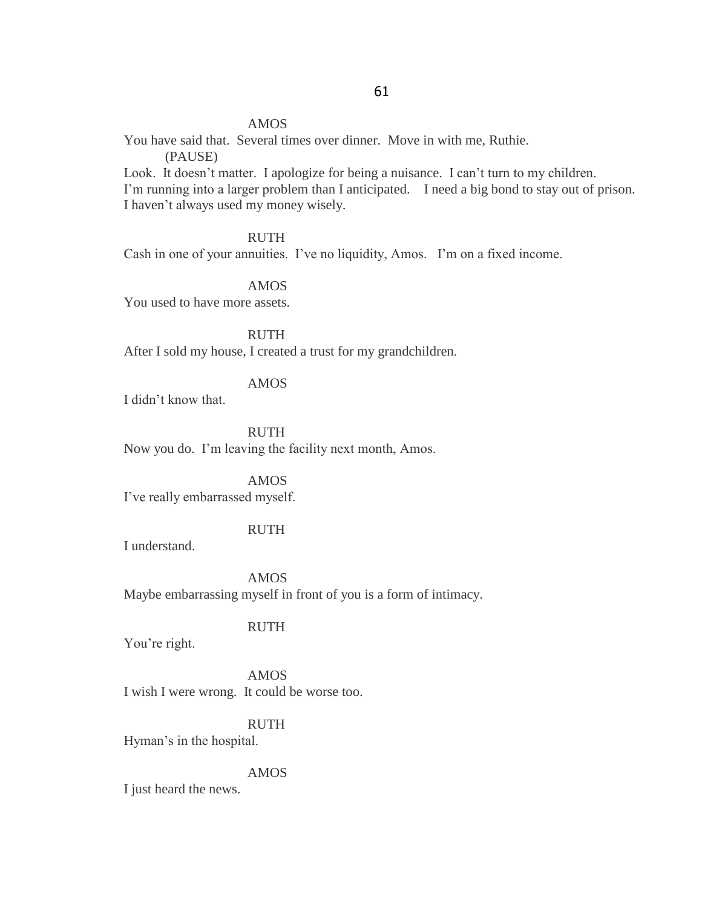AMOS

You have said that.  Several times over dinner.  Move in with me, Ruthie.

(PAUSE)

Look.  It doesn't matter.  I apologize for being a nuisance.  I can't turn to my children.  I'm running into a larger problem than I anticipated.    I need a big bond to stay out of prison.  I haven't always used my money wisely.

RUTH

Cash in one of your annuities.  I've no liquidity, Amos.   I'm on a fixed income.

AMOS

You used to have more assets.

RUTH

After I sold my house, I created a trust for my grandchildren.

AMOS

I didn't know that.

RUTH

Now you do.  I'm leaving the facility next month, Amos.

AMOS

I've really embarrassed myself.

RUTH

I understand.

AMOS

Maybe embarrassing myself in front of you is a form of intimacy.

RUTH

You're right.

AMOS

I wish I were wrong.  It could be worse too.

RUTH

Hyman's in the hospital.

AMOS

I just heard the news.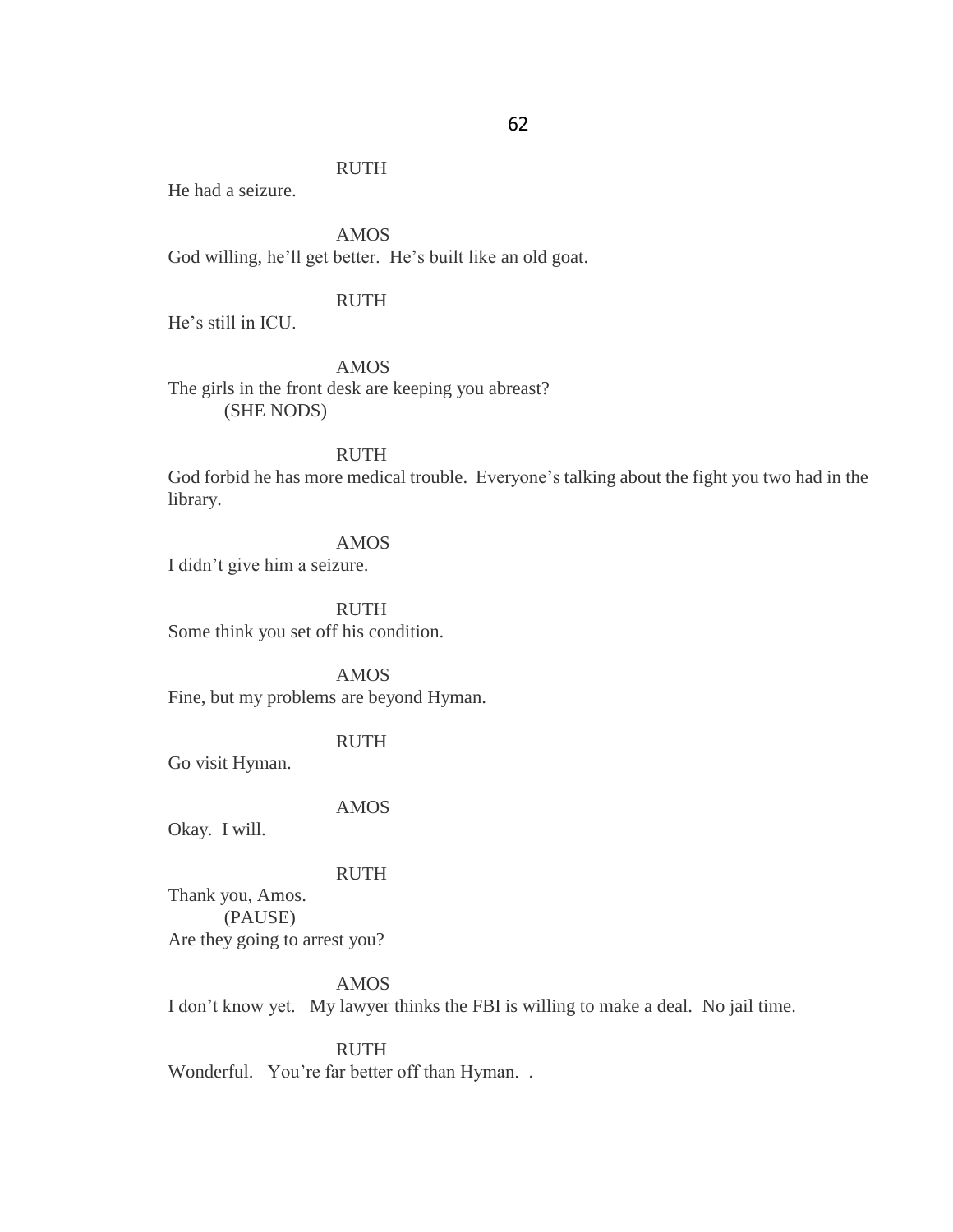RUTH

He had a seizure.

AMOS

God willing, he'll get better. He's built like an old goat.

RUTH

He's still in ICU.

AMOS

The girls in the front desk are keeping you abreast?

(SHE NODS)

RUTH

God forbid he has more medical trouble. Everyone's talking about the fight you two had in the library.

AMOS

I didn't give him a seizure.

RUTH

Some think you set off his condition.

AMOS

Fine, but my problems are beyond Hyman.

RUTH

Go visit Hyman.

AMOS

Okay. I will.

RUTH

Thank you, Amos.

(PAUSE)

Are they going to arrest you?

AMOS

I don't know yet. My lawyer thinks the FBI is willing to make a deal. No jail time.

RUTH

Wonderful. You're far better off than Hyman. .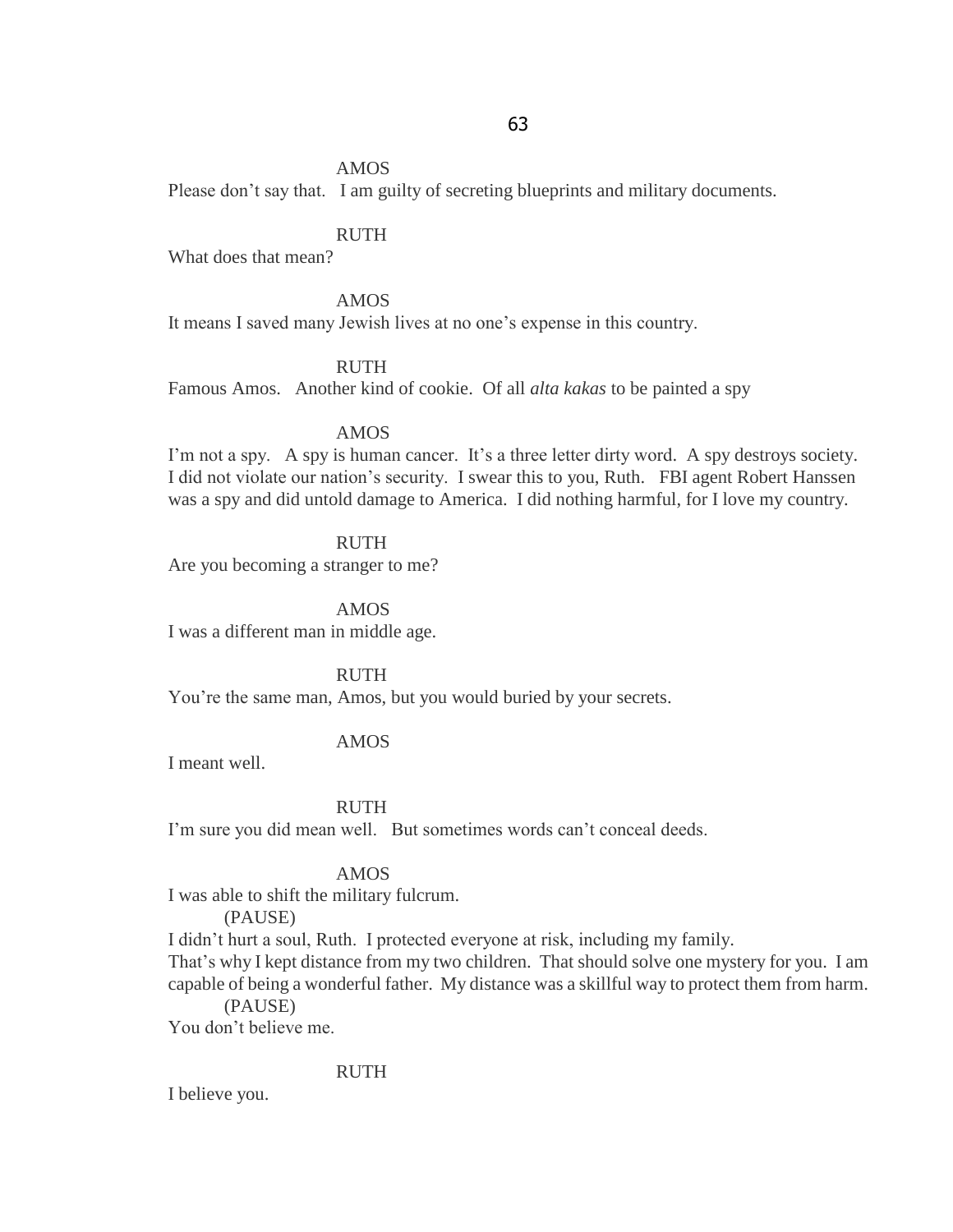AMOS

Please don't say that.   I am guilty of secreting blueprints and military documents.

RUTH

What does that mean?

AMOS

It means I saved many Jewish lives at no one's expense in this country.

RUTH

Famous Amos.   Another kind of cookie.  Of all *alta kakas* to be painted a spy

AMOS

I'm not a spy.   A spy is human cancer.  It's a three letter dirty word.  A spy destroys society.  I did not violate our nation's security.  I swear this to you, Ruth.   FBI agent Robert Hanssen was a spy and did untold damage to America.  I did nothing harmful, for I love my country.

RUTH

Are you becoming a stranger to me?

AMOS

I was a different man in middle age.

RUTH

You're the same man, Amos, but you would buried by your secrets.

AMOS

I meant well.

RUTH

I'm sure you did mean well.   But sometimes words can't conceal deeds.

AMOS

I was able to shift the military fulcrum.

(PAUSE)

I didn't hurt a soul, Ruth.  I protected everyone at risk, including my family.
That's why I kept distance from my two children.  That should solve one mystery for you.  I am capable of being a wonderful father.  My distance was a skillful way to protect them from harm.

(PAUSE)

You don't believe me.

RUTH

I believe you.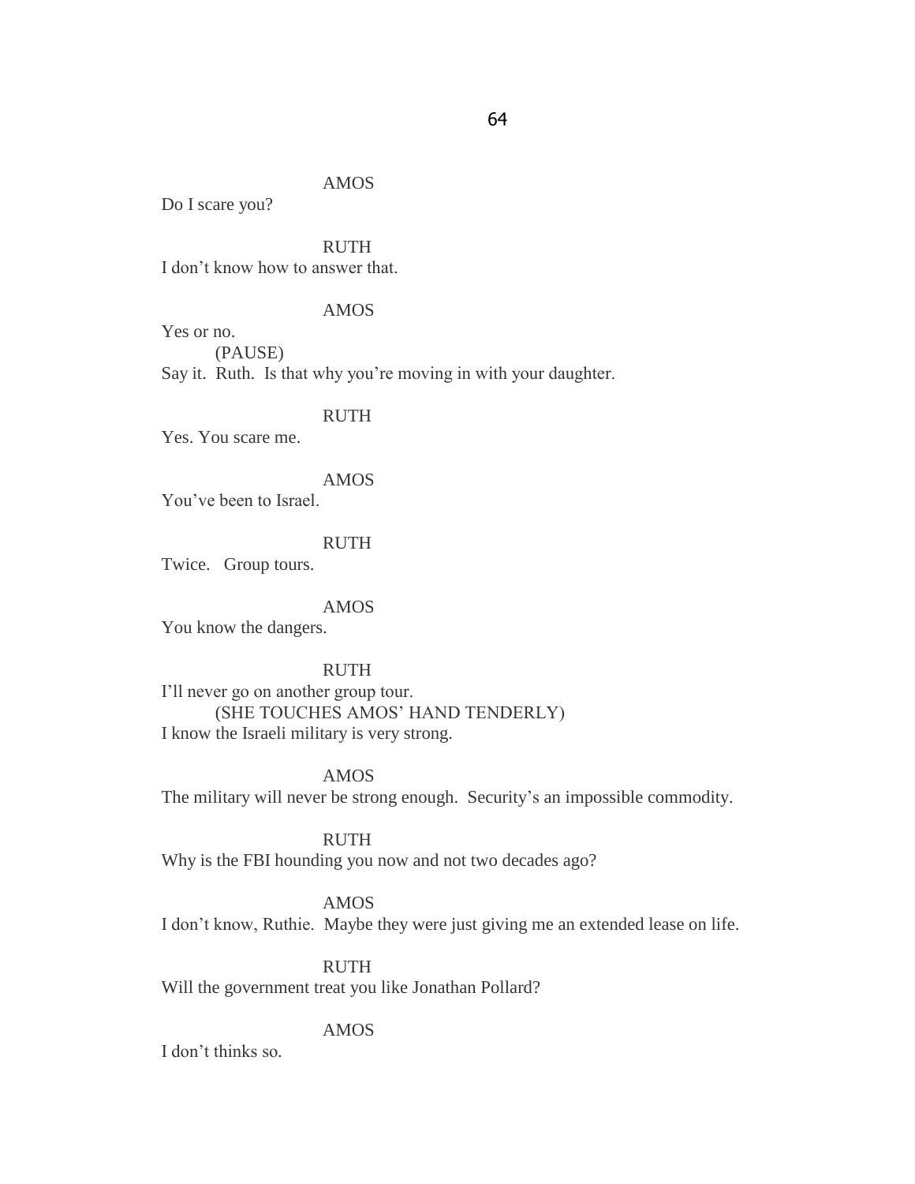AMOS

Do I scare you?

RUTH

I don't know how to answer that.

AMOS

Yes or no.

(PAUSE)

Say it. Ruth. Is that why you're moving in with your daughter.

RUTH

Yes. You scare me.

AMOS

You've been to Israel.

RUTH

Twice. Group tours.

AMOS

You know the dangers.

RUTH

I'll never go on another group tour.

(SHE TOUCHES AMOS' HAND TENDERLY)

I know the Israeli military is very strong.

AMOS

The military will never be strong enough. Security's an impossible commodity.

RUTH

Why is the FBI hounding you now and not two decades ago?

AMOS

I don't know, Ruthie. Maybe they were just giving me an extended lease on life.

RUTH

Will the government treat you like Jonathan Pollard?

AMOS

I don't thinks so.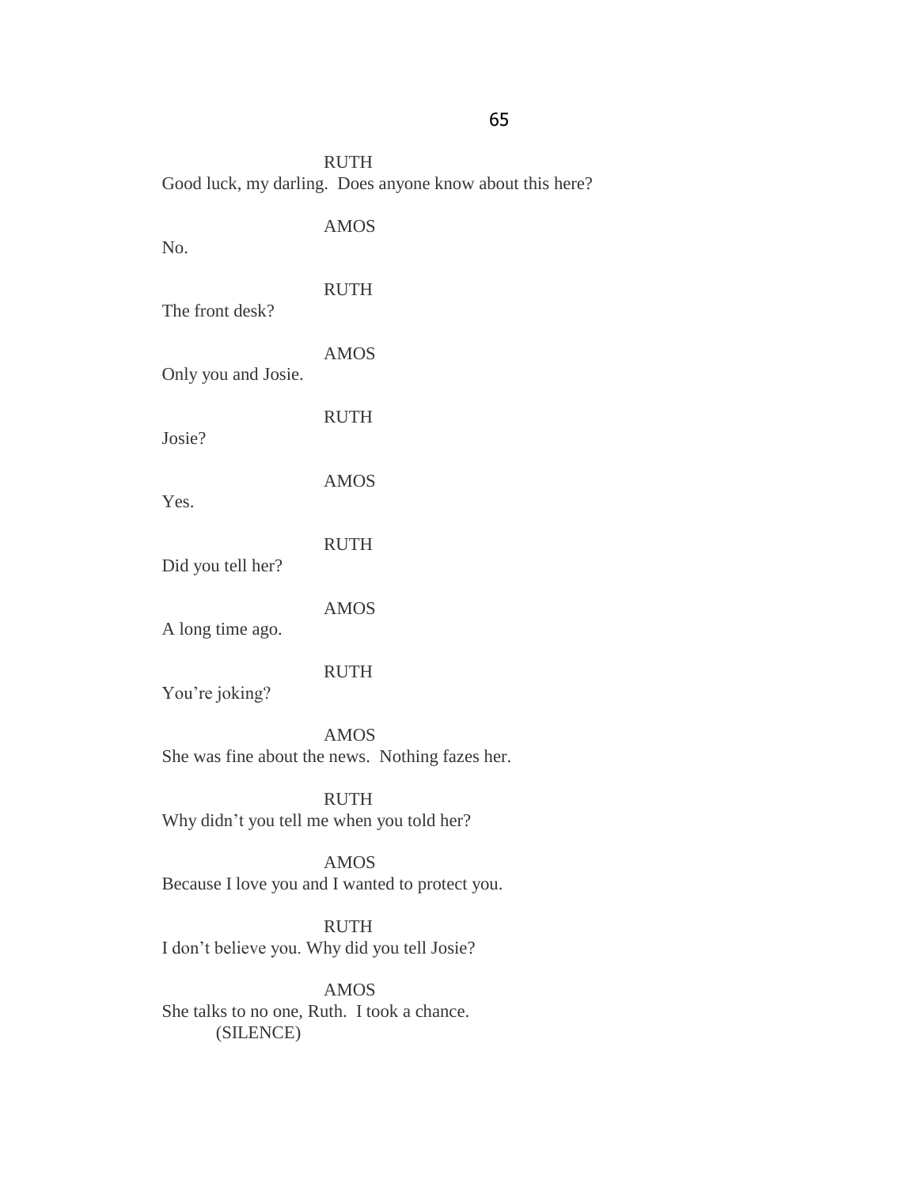RUTH

Good luck, my darling. Does anyone know about this here?

AMOS

No.

RUTH

The front desk?

AMOS

Only you and Josie.

RUTH

Josie?

AMOS

Yes.

RUTH

Did you tell her?

AMOS

A long time ago.

RUTH

You're joking?

AMOS

She was fine about the news. Nothing fazes her.

RUTH

Why didn't you tell me when you told her?

AMOS

Because I love you and I wanted to protect you.

RUTH

I don't believe you. Why did you tell Josie?

AMOS

She talks to no one, Ruth. I took a chance.

(SILENCE)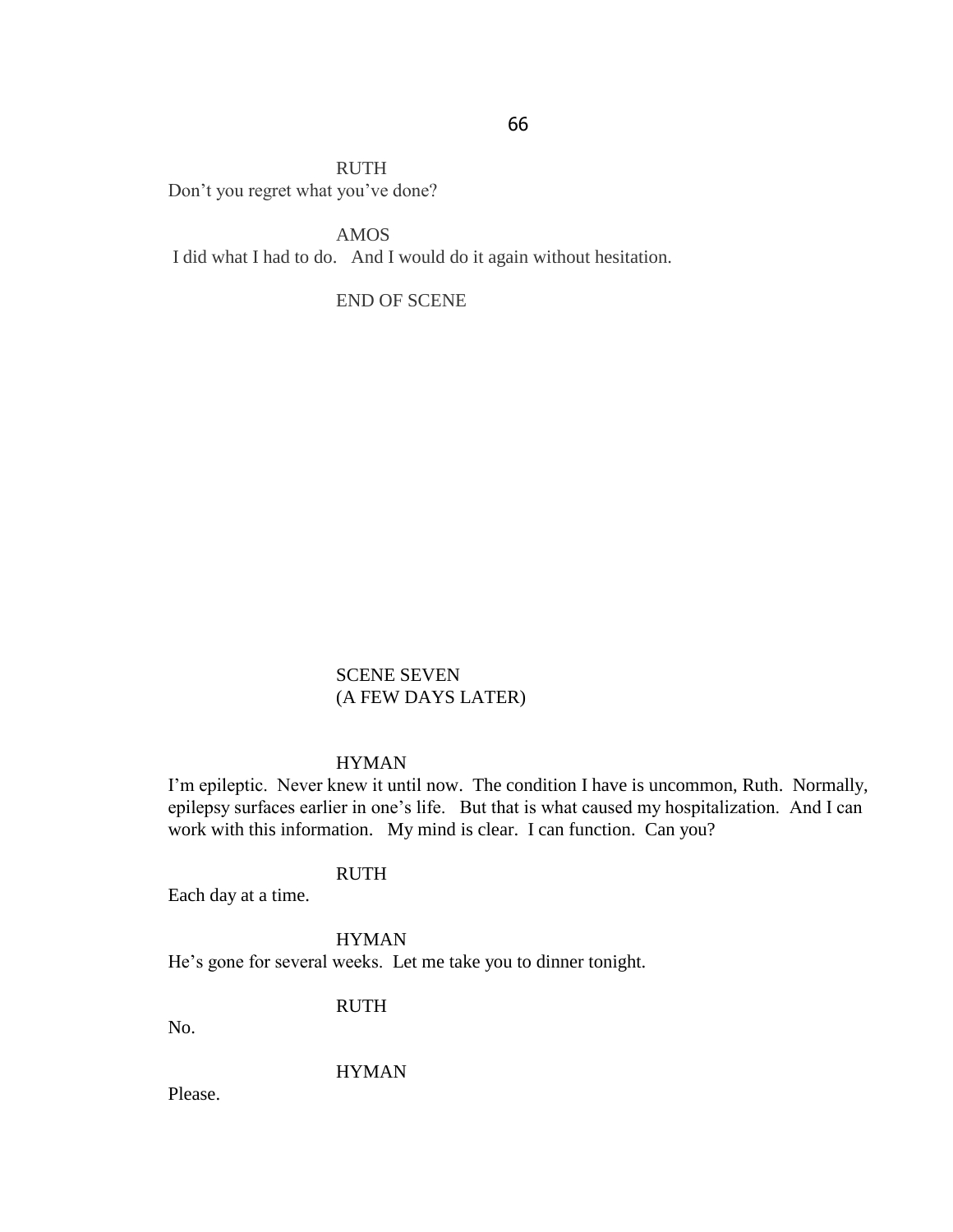RUTH

Don't you regret what you've done?

AMOS

I did what I had to do. And I would do it again without hesitation.

END OF SCENE

SCENE SEVEN
(A FEW DAYS LATER)

HYMAN

I'm epileptic. Never knew it until now. The condition I have is uncommon, Ruth. Normally, epilepsy surfaces earlier in one's life. But that is what caused my hospitalization. And I can work with this information. My mind is clear. I can function. Can you?

RUTH

Each day at a time.

HYMAN

He's gone for several weeks. Let me take you to dinner tonight.

RUTH

No.

HYMAN

Please.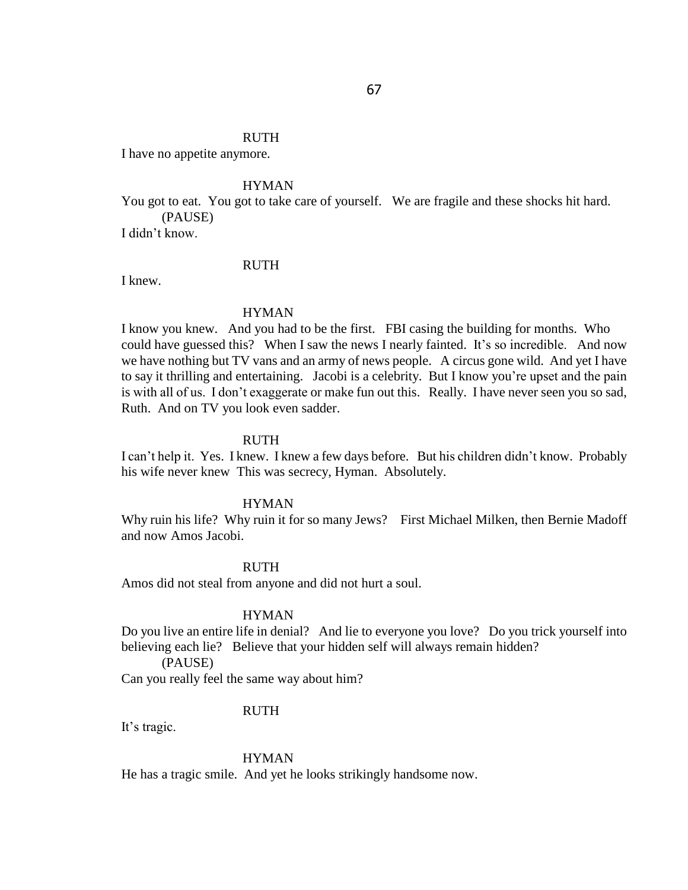RUTH

I have no appetite anymore.

HYMAN

You got to eat. You got to take care of yourself. We are fragile and these shocks hit hard.

(PAUSE)

I didn't know.

RUTH

I knew.

HYMAN

I know you knew. And you had to be the first. FBI casing the building for months. Who could have guessed this? When I saw the news I nearly fainted. It's so incredible. And now we have nothing but TV vans and an army of news people. A circus gone wild. And yet I have to say it thrilling and entertaining. Jacobi is a celebrity. But I know you're upset and the pain is with all of us. I don't exaggerate or make fun out this. Really. I have never seen you so sad, Ruth. And on TV you look even sadder.

RUTH

I can't help it. Yes. I knew. I knew a few days before. But his children didn't know. Probably his wife never knew This was secrecy, Hyman. Absolutely.

HYMAN

Why ruin his life? Why ruin it for so many Jews? First Michael Milken, then Bernie Madoff and now Amos Jacobi.

RUTH

Amos did not steal from anyone and did not hurt a soul.

HYMAN

Do you live an entire life in denial? And lie to everyone you love? Do you trick yourself into believing each lie? Believe that your hidden self will always remain hidden?

(PAUSE)

Can you really feel the same way about him?

RUTH

It's tragic.

HYMAN

He has a tragic smile. And yet he looks strikingly handsome now.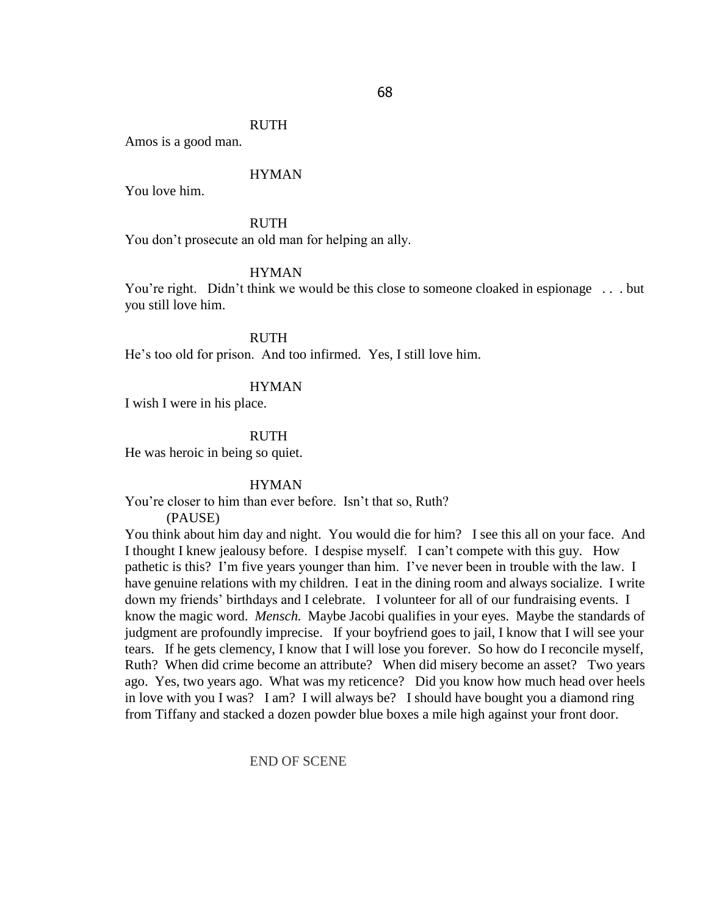RUTH

Amos is a good man.

HYMAN

You love him.

RUTH

You don't prosecute an old man for helping an ally.

HYMAN

You're right. Didn't think we would be this close to someone cloaked in espionage . . . but you still love him.

RUTH

He's too old for prison. And too infirmed. Yes, I still love him.

HYMAN

I wish I were in his place.

RUTH

He was heroic in being so quiet.

HYMAN

You're closer to him than ever before. Isn't that so, Ruth?

(PAUSE)

You think about him day and night. You would die for him? I see this all on your face. And I thought I knew jealousy before. I despise myself. I can't compete with this guy. How pathetic is this? I'm five years younger than him. I've never been in trouble with the law. I have genuine relations with my children. I eat in the dining room and always socialize. I write down my friends' birthdays and I celebrate. I volunteer for all of our fundraising events. I know the magic word. *Mensch.* Maybe Jacobi qualifies in your eyes. Maybe the standards of judgment are profoundly imprecise. If your boyfriend goes to jail, I know that I will see your tears. If he gets clemency, I know that I will lose you forever. So how do I reconcile myself, Ruth? When did crime become an attribute? When did misery become an asset? Two years ago. Yes, two years ago. What was my reticence? Did you know how much head over heels in love with you I was? I am? I will always be? I should have bought you a diamond ring from Tiffany and stacked a dozen powder blue boxes a mile high against your front door.

END OF SCENE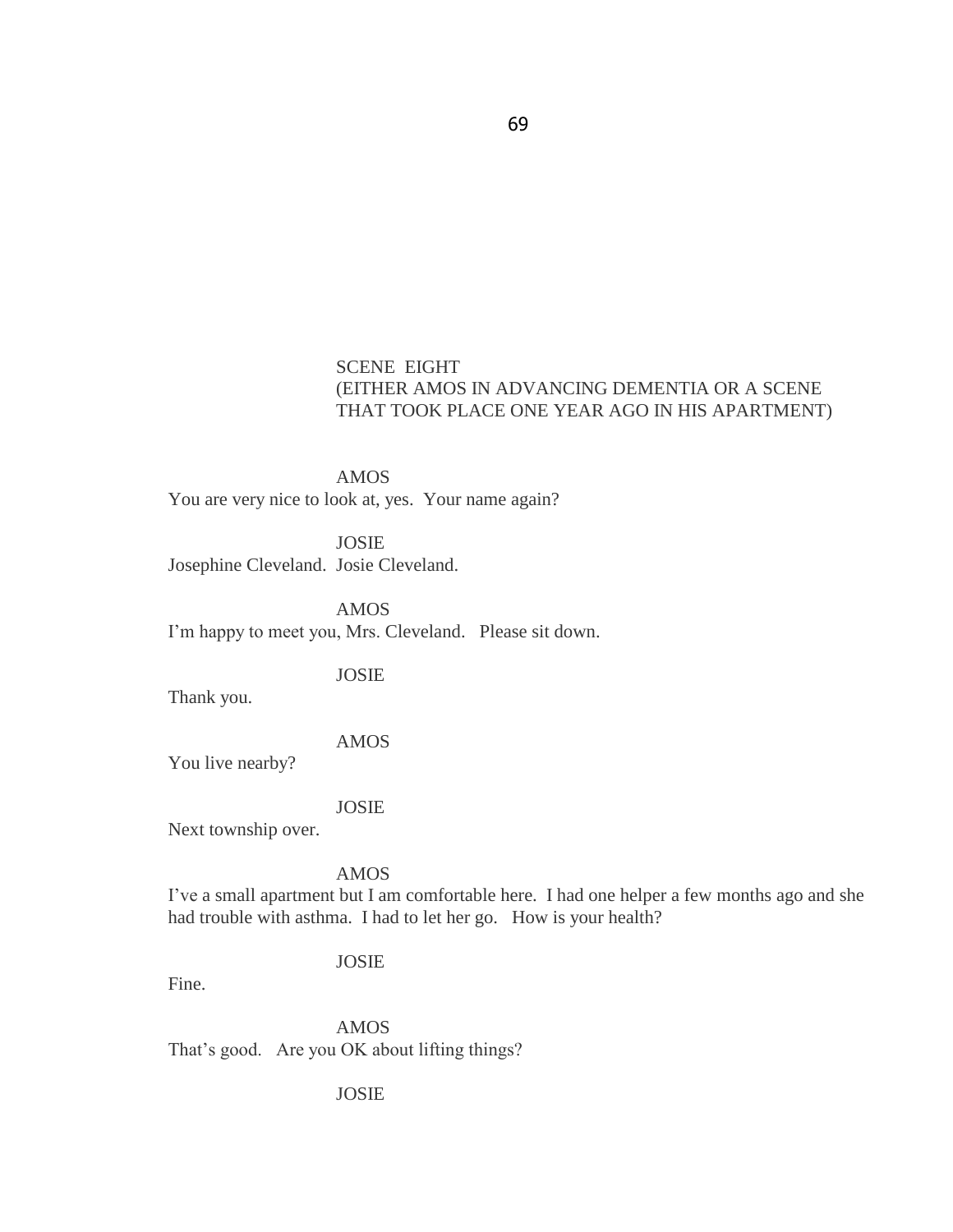SCENE EIGHT
(EITHER AMOS IN ADVANCING DEMENTIA OR A SCENE THAT TOOK PLACE ONE YEAR AGO IN HIS APARTMENT)

AMOS
You are very nice to look at, yes. Your name again?

JOSIE
Josephine Cleveland. Josie Cleveland.

AMOS
I'm happy to meet you, Mrs. Cleveland. Please sit down.

JOSIE
Thank you.

AMOS
You live nearby?

JOSIE
Next township over.

AMOS
I've a small apartment but I am comfortable here. I had one helper a few months ago and she had trouble with asthma. I had to let her go. How is your health?

JOSIE
Fine.

AMOS
That's good. Are you OK about lifting things?

JOSIE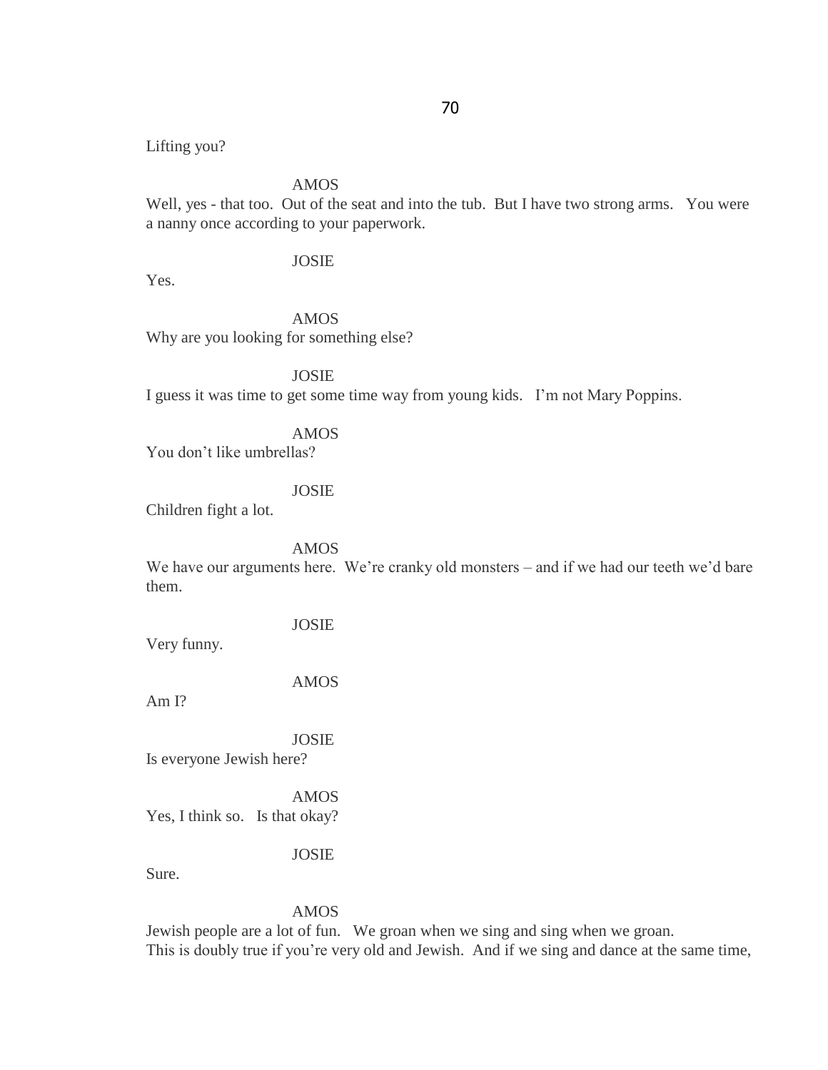Lifting you?

AMOS

Well, yes - that too. Out of the seat and into the tub. But I have two strong arms. You were a nanny once according to your paperwork.

JOSIE

Yes.

AMOS

Why are you looking for something else?

JOSIE

I guess it was time to get some time way from young kids. I'm not Mary Poppins.

AMOS

You don't like umbrellas?

JOSIE

Children fight a lot.

AMOS

We have our arguments here. We're cranky old monsters – and if we had our teeth we'd bare them.

JOSIE

Very funny.

AMOS

Am I?

JOSIE

Is everyone Jewish here?

AMOS

Yes, I think so. Is that okay?

JOSIE

Sure.

AMOS

Jewish people are a lot of fun. We groan when we sing and sing when we groan.
This is doubly true if you're very old and Jewish. And if we sing and dance at the same time,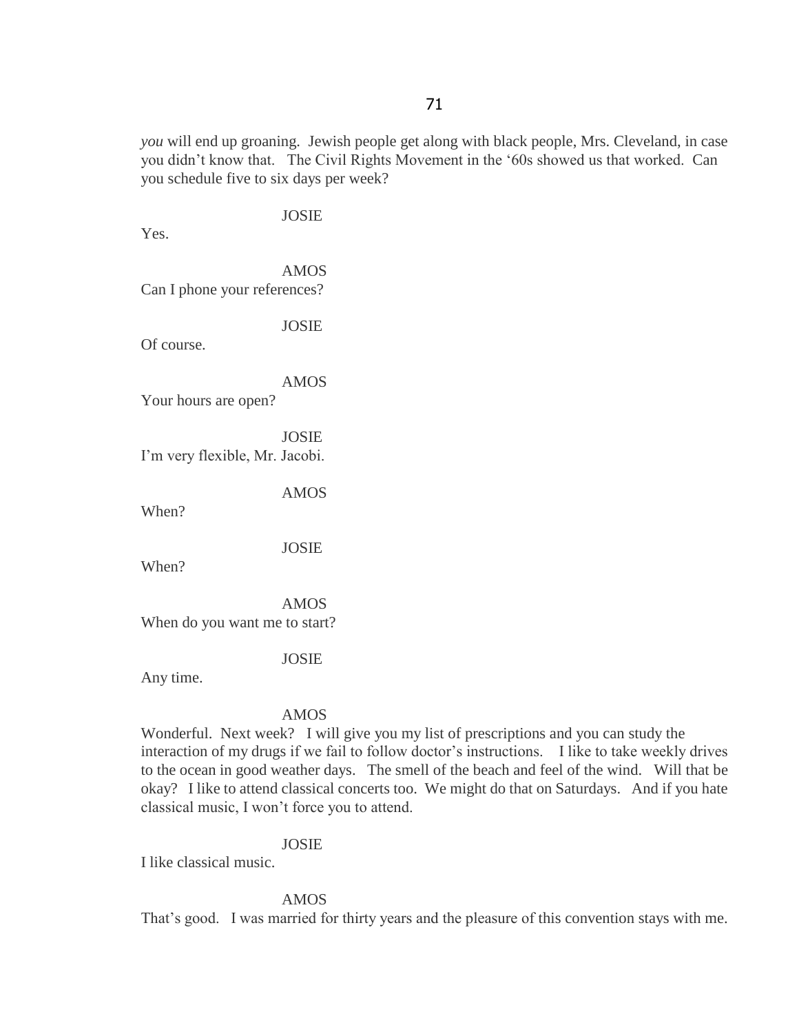*you* will end up groaning. Jewish people get along with black people, Mrs. Cleveland, in case you didn't know that. The Civil Rights Movement in the '60s showed us that worked. Can you schedule five to six days per week?

JOSIE

Yes.

AMOS

Can I phone your references?

JOSIE

Of course.

AMOS

Your hours are open?

JOSIE

I'm very flexible, Mr. Jacobi.

AMOS

When?

JOSIE

When?

AMOS

When do you want me to start?

JOSIE

Any time.

AMOS

Wonderful. Next week? I will give you my list of prescriptions and you can study the interaction of my drugs if we fail to follow doctor's instructions. I like to take weekly drives to the ocean in good weather days. The smell of the beach and feel of the wind. Will that be okay? I like to attend classical concerts too. We might do that on Saturdays. And if you hate classical music, I won't force you to attend.

JOSIE

I like classical music.

AMOS

That's good. I was married for thirty years and the pleasure of this convention stays with me.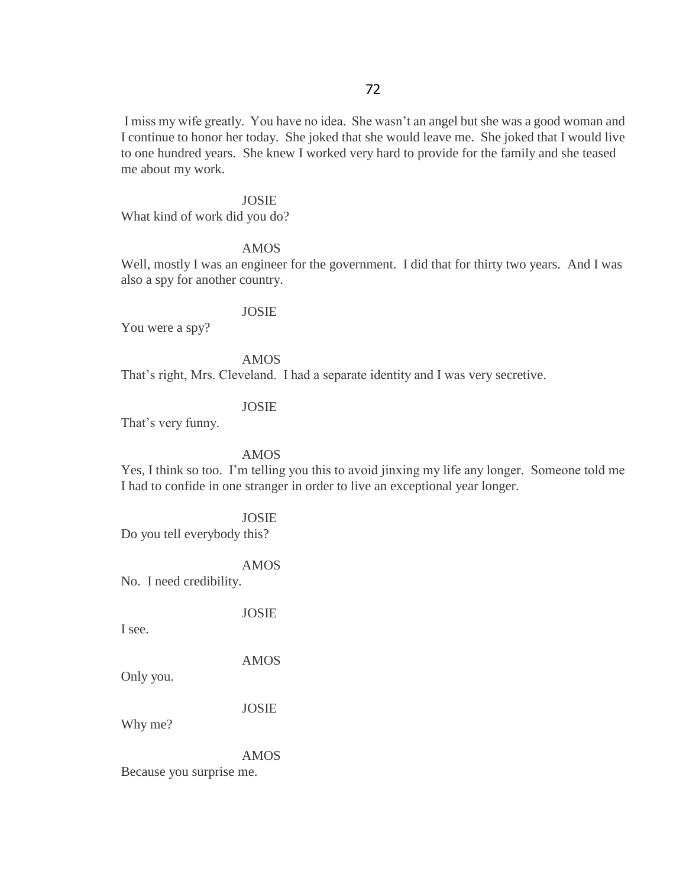I miss my wife greatly. You have no idea. She wasn't an angel but she was a good woman and I continue to honor her today. She joked that she would leave me. She joked that I would live to one hundred years. She knew I worked very hard to provide for the family and she teased me about my work.

JOSIE

What kind of work did you do?

AMOS

Well, mostly I was an engineer for the government. I did that for thirty two years. And I was also a spy for another country.

JOSIE

You were a spy?

AMOS

That's right, Mrs. Cleveland. I had a separate identity and I was very secretive.

JOSIE

That's very funny.

AMOS

Yes, I think so too. I'm telling you this to avoid jinxing my life any longer. Someone told me I had to confide in one stranger in order to live an exceptional year longer.

JOSIE

Do you tell everybody this?

AMOS

No. I need credibility.

JOSIE

I see.

AMOS

Only you.

JOSIE

Why me?

AMOS

Because you surprise me.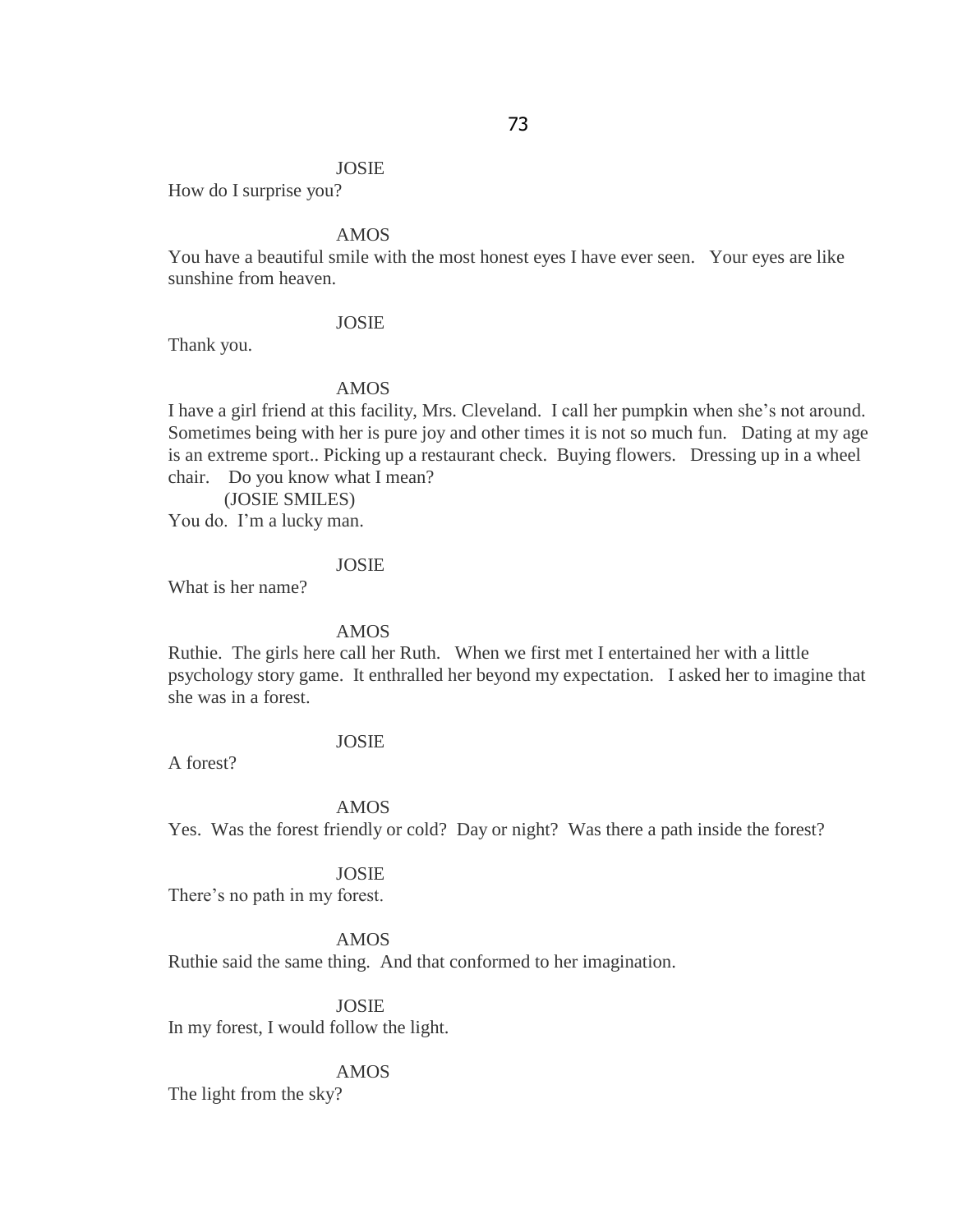JOSIE

How do I surprise you?

AMOS

You have a beautiful smile with the most honest eyes I have ever seen. Your eyes are like sunshine from heaven.

JOSIE

Thank you.

AMOS

I have a girl friend at this facility, Mrs. Cleveland. I call her pumpkin when she's not around. Sometimes being with her is pure joy and other times it is not so much fun. Dating at my age is an extreme sport.. Picking up a restaurant check. Buying flowers. Dressing up in a wheel chair. Do you know what I mean?

(JOSIE SMILES)

You do. I'm a lucky man.

JOSIE

What is her name?

AMOS

Ruthie. The girls here call her Ruth. When we first met I entertained her with a little psychology story game. It enthralled her beyond my expectation. I asked her to imagine that she was in a forest.

JOSIE

A forest?

AMOS

Yes. Was the forest friendly or cold? Day or night? Was there a path inside the forest?

JOSIE

There's no path in my forest.

AMOS

Ruthie said the same thing. And that conformed to her imagination.

JOSIE

In my forest, I would follow the light.

AMOS

The light from the sky?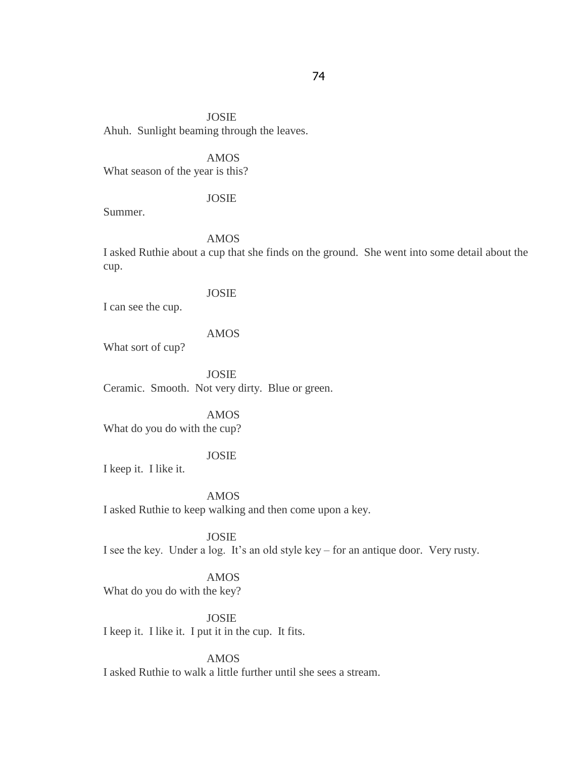JOSIE

Ahuh. Sunlight beaming through the leaves.

AMOS

What season of the year is this?

JOSIE

Summer.

AMOS

I asked Ruthie about a cup that she finds on the ground. She went into some detail about the cup.

JOSIE

I can see the cup.

AMOS

What sort of cup?

JOSIE

Ceramic. Smooth. Not very dirty. Blue or green.

AMOS

What do you do with the cup?

JOSIE

I keep it. I like it.

AMOS

I asked Ruthie to keep walking and then come upon a key.

JOSIE

I see the key. Under a log. It's an old style key – for an antique door. Very rusty.

AMOS

What do you do with the key?

JOSIE

I keep it. I like it. I put it in the cup. It fits.

AMOS

I asked Ruthie to walk a little further until she sees a stream.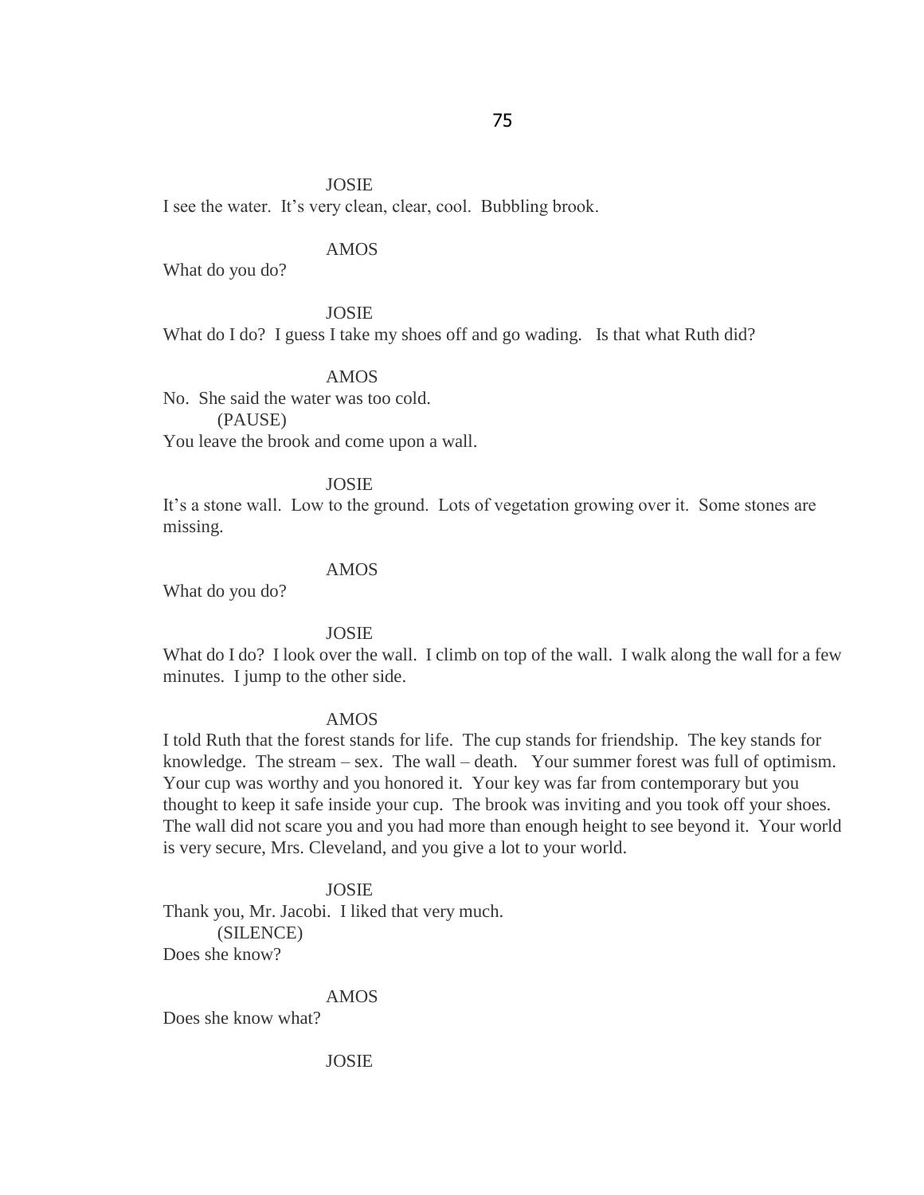JOSIE

I see the water. It's very clean, clear, cool. Bubbling brook.

AMOS

What do you do?

JOSIE

What do I do? I guess I take my shoes off and go wading. Is that what Ruth did?

AMOS

No. She said the water was too cold.

(PAUSE)

You leave the brook and come upon a wall.

JOSIE

It's a stone wall. Low to the ground. Lots of vegetation growing over it. Some stones are missing.

AMOS

What do you do?

JOSIE

What do I do? I look over the wall. I climb on top of the wall. I walk along the wall for a few minutes. I jump to the other side.

AMOS

I told Ruth that the forest stands for life. The cup stands for friendship. The key stands for knowledge. The stream – sex. The wall – death. Your summer forest was full of optimism. Your cup was worthy and you honored it. Your key was far from contemporary but you thought to keep it safe inside your cup. The brook was inviting and you took off your shoes. The wall did not scare you and you had more than enough height to see beyond it. Your world is very secure, Mrs. Cleveland, and you give a lot to your world.

JOSIE

Thank you, Mr. Jacobi. I liked that very much.

(SILENCE)

Does she know?

AMOS

Does she know what?

JOSIE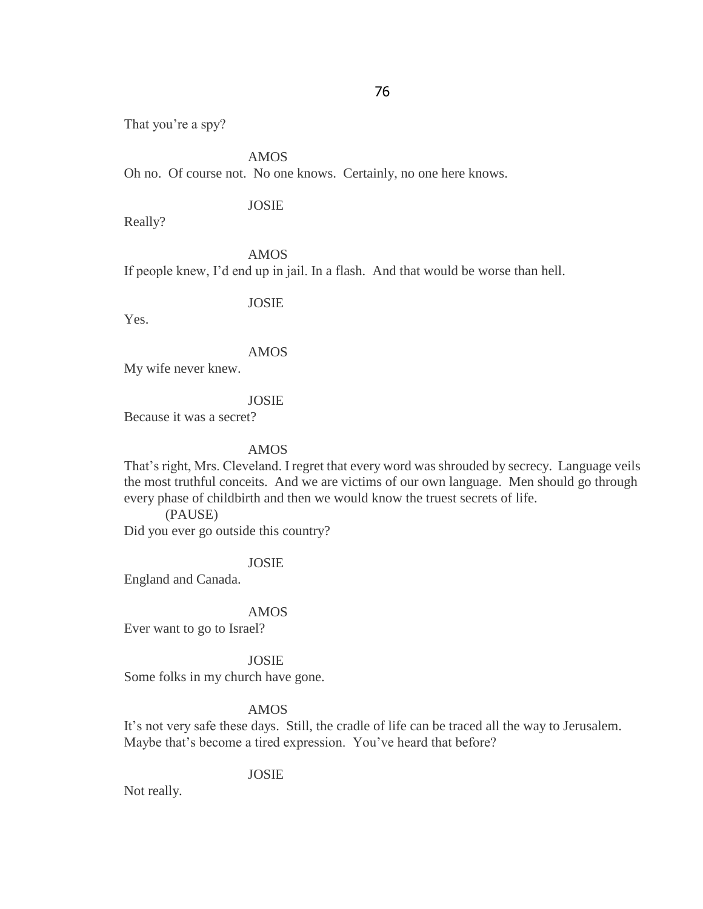That you're a spy?

AMOS

Oh no. Of course not. No one knows. Certainly, no one here knows.

JOSIE

Really?

AMOS

If people knew, I'd end up in jail. In a flash. And that would be worse than hell.

JOSIE

Yes.

AMOS

My wife never knew.

JOSIE

Because it was a secret?

AMOS

That's right, Mrs. Cleveland. I regret that every word was shrouded by secrecy. Language veils the most truthful conceits. And we are victims of our own language. Men should go through every phase of childbirth and then we would know the truest secrets of life.

(PAUSE)

Did you ever go outside this country?

JOSIE

England and Canada.

AMOS

Ever want to go to Israel?

JOSIE

Some folks in my church have gone.

AMOS

It's not very safe these days. Still, the cradle of life can be traced all the way to Jerusalem. Maybe that's become a tired expression. You've heard that before?

JOSIE

Not really.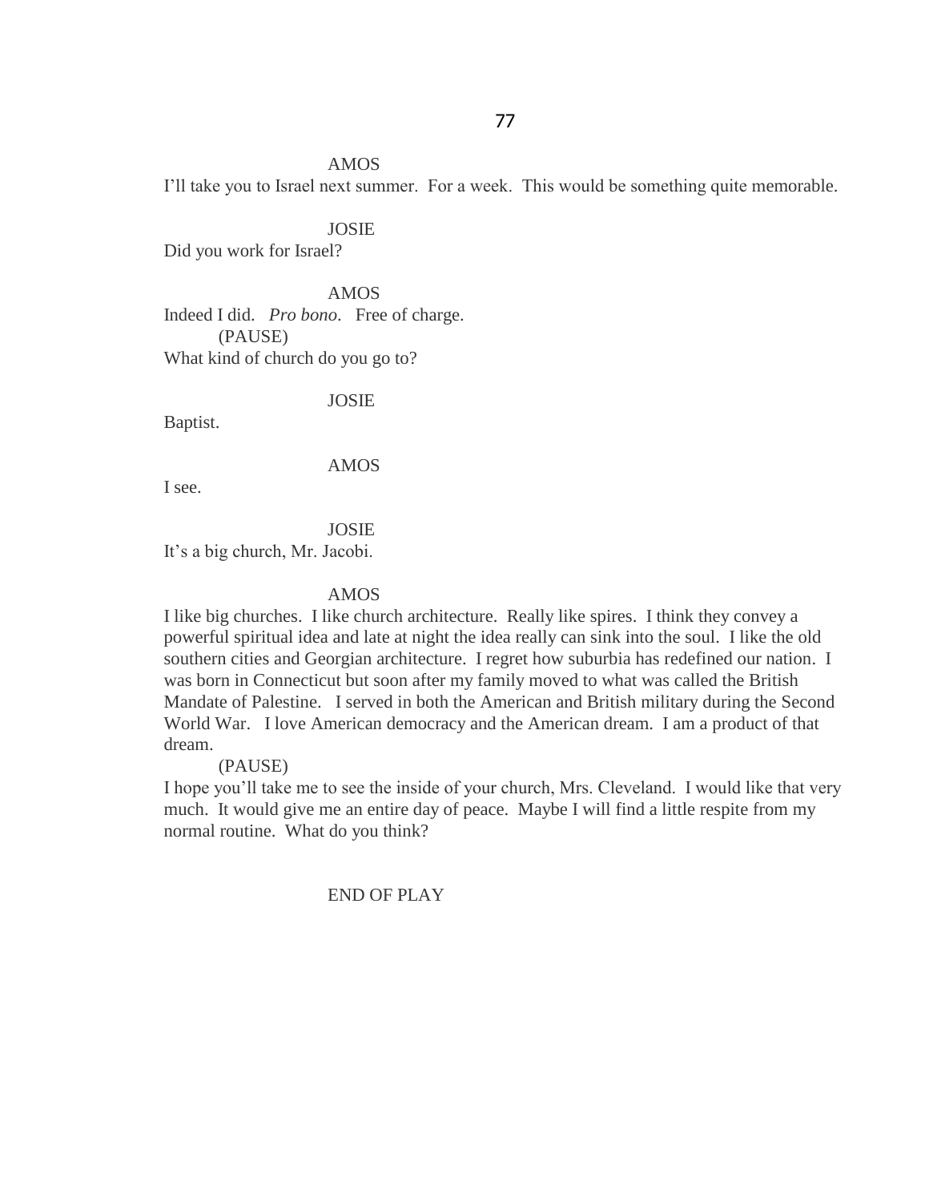AMOS

I'll take you to Israel next summer. For a week. This would be something quite memorable.

JOSIE

Did you work for Israel?

AMOS

Indeed I did. *Pro bono*. Free of charge.

(PAUSE)

What kind of church do you go to?

JOSIE

Baptist.

AMOS

I see.

JOSIE

It's a big church, Mr. Jacobi.

AMOS

I like big churches. I like church architecture. Really like spires. I think they convey a powerful spiritual idea and late at night the idea really can sink into the soul. I like the old southern cities and Georgian architecture. I regret how suburbia has redefined our nation. I was born in Connecticut but soon after my family moved to what was called the British Mandate of Palestine. I served in both the American and British military during the Second World War. I love American democracy and the American dream. I am a product of that dream.

(PAUSE)

I hope you'll take me to see the inside of your church, Mrs. Cleveland. I would like that very much. It would give me an entire day of peace. Maybe I will find a little respite from my normal routine. What do you think?

END OF PLAY